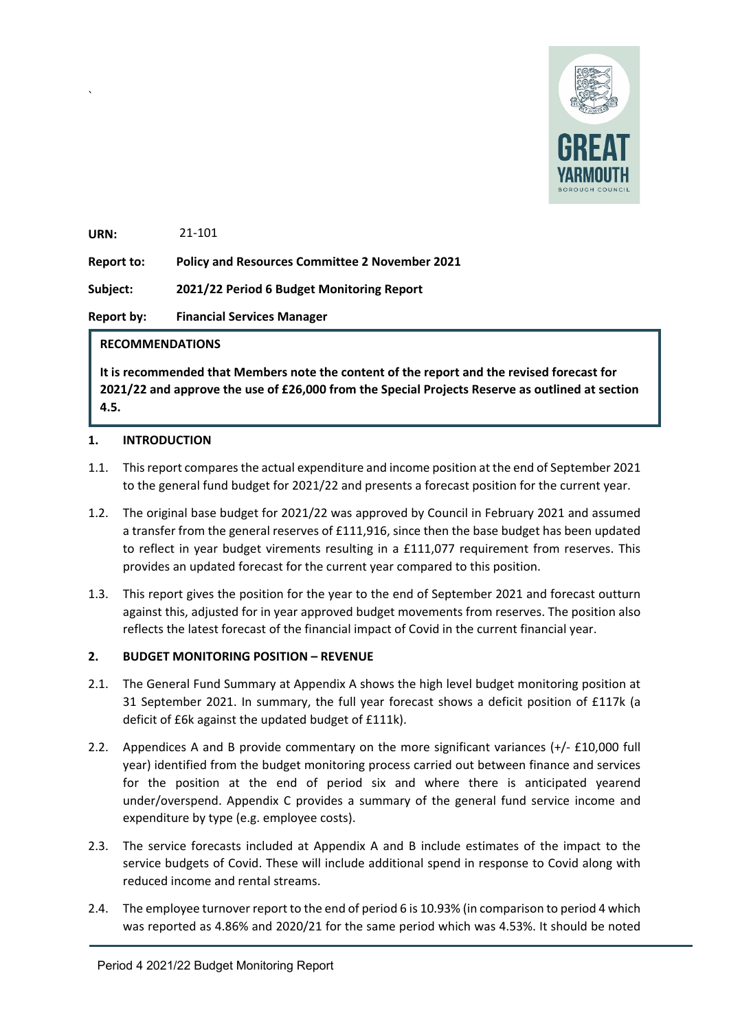| | |
|---|---|
| **URN:** | 21-101 |
| **Report to:** | **Policy and Resources Committee 2 November 2021** |
| **Subject:** | **2021/22 Period 6 Budget Monitoring Report** |
| **Report by:** | **Financial Services Manager** |

**RECOMMENDATIONS**

**It is recommended that Members note the content of the report and the revised forecast for 2021/22 and approve the use of £26,000 from the Special Projects Reserve as outlined at section 4.5.**

## 1. INTRODUCTION

1.1. This report compares the actual expenditure and income position at the end of September 2021 to the general fund budget for 2021/22 and presents a forecast position for the current year.

1.2. The original base budget for 2021/22 was approved by Council in February 2021 and assumed a transfer from the general reserves of £111,916, since then the base budget has been updated to reflect in year budget virements resulting in a £111,077 requirement from reserves. This provides an updated forecast for the current year compared to this position.

1.3. This report gives the position for the year to the end of September 2021 and forecast outturn against this, adjusted for in year approved budget movements from reserves. The position also reflects the latest forecast of the financial impact of Covid in the current financial year.

## 2. BUDGET MONITORING POSITION – REVENUE

2.1. The General Fund Summary at Appendix A shows the high level budget monitoring position at 31 September 2021. In summary, the full year forecast shows a deficit position of £117k (a deficit of £6k against the updated budget of £111k).

2.2. Appendices A and B provide commentary on the more significant variances (+/- £10,000 full year) identified from the budget monitoring process carried out between finance and services for the position at the end of period six and where there is anticipated yearend under/overspend. Appendix C provides a summary of the general fund service income and expenditure by type (e.g. employee costs).

2.3. The service forecasts included at Appendix A and B include estimates of the impact to the service budgets of Covid. These will include additional spend in response to Covid along with reduced income and rental streams.

2.4. The employee turnover report to the end of period 6 is 10.93% (in comparison to period 4 which was reported as 4.86% and 2020/21 for the same period which was 4.53%. It should be noted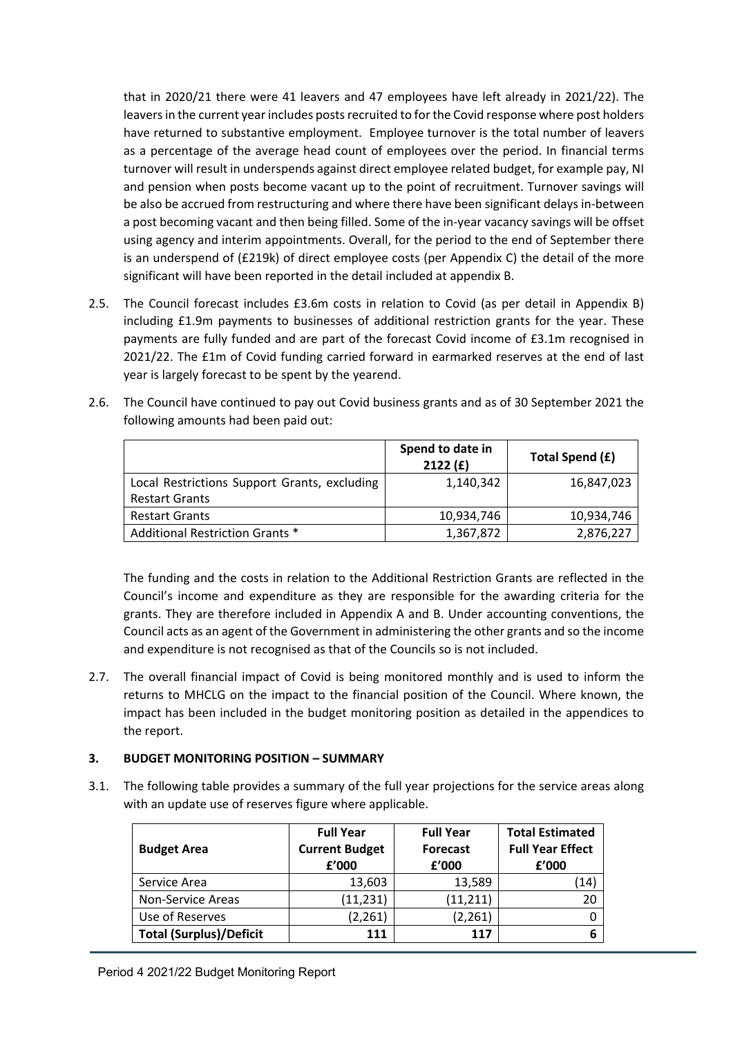that in 2020/21 there were 41 leavers and 47 employees have left already in 2021/22). The leavers in the current year includes posts recruited to for the Covid response where post holders have returned to substantive employment. Employee turnover is the total number of leavers as a percentage of the average head count of employees over the period. In financial terms turnover will result in underspends against direct employee related budget, for example pay, NI and pension when posts become vacant up to the point of recruitment. Turnover savings will be also be accrued from restructuring and where there have been significant delays in-between a post becoming vacant and then being filled. Some of the in-year vacancy savings will be offset using agency and interim appointments. Overall, for the period to the end of September there is an underspend of (£219k) of direct employee costs (per Appendix C) the detail of the more significant will have been reported in the detail included at appendix B.

2.5. The Council forecast includes £3.6m costs in relation to Covid (as per detail in Appendix B) including £1.9m payments to businesses of additional restriction grants for the year. These payments are fully funded and are part of the forecast Covid income of £3.1m recognised in 2021/22. The £1m of Covid funding carried forward in earmarked reserves at the end of last year is largely forecast to be spent by the yearend.

2.6. The Council have continued to pay out Covid business grants and as of 30 September 2021 the following amounts had been paid out:

| | Spend to date in 2122 (£) | Total Spend (£) |
|---|---|---|
| Local Restrictions Support Grants, excluding Restart Grants | 1,140,342 | 16,847,023 |
| Restart Grants | 10,934,746 | 10,934,746 |
| Additional Restriction Grants * | 1,367,872 | 2,876,227 |

The funding and the costs in relation to the Additional Restriction Grants are reflected in the Council's income and expenditure as they are responsible for the awarding criteria for the grants. They are therefore included in Appendix A and B. Under accounting conventions, the Council acts as an agent of the Government in administering the other grants and so the income and expenditure is not recognised as that of the Councils so is not included.

2.7. The overall financial impact of Covid is being monitored monthly and is used to inform the returns to MHCLG on the impact to the financial position of the Council. Where known, the impact has been included in the budget monitoring position as detailed in the appendices to the report.

## 3. BUDGET MONITORING POSITION – SUMMARY

3.1. The following table provides a summary of the full year projections for the service areas along with an update use of reserves figure where applicable.

| Budget Area | Full Year Current Budget £'000 | Full Year Forecast £'000 | Total Estimated Full Year Effect £'000 |
|---|---|---|---|
| Service Area | 13,603 | 13,589 | (14) |
| Non-Service Areas | (11,231) | (11,211) | 20 |
| Use of Reserves | (2,261) | (2,261) | 0 |
| **Total (Surplus)/Deficit** | **111** | **117** | **6** |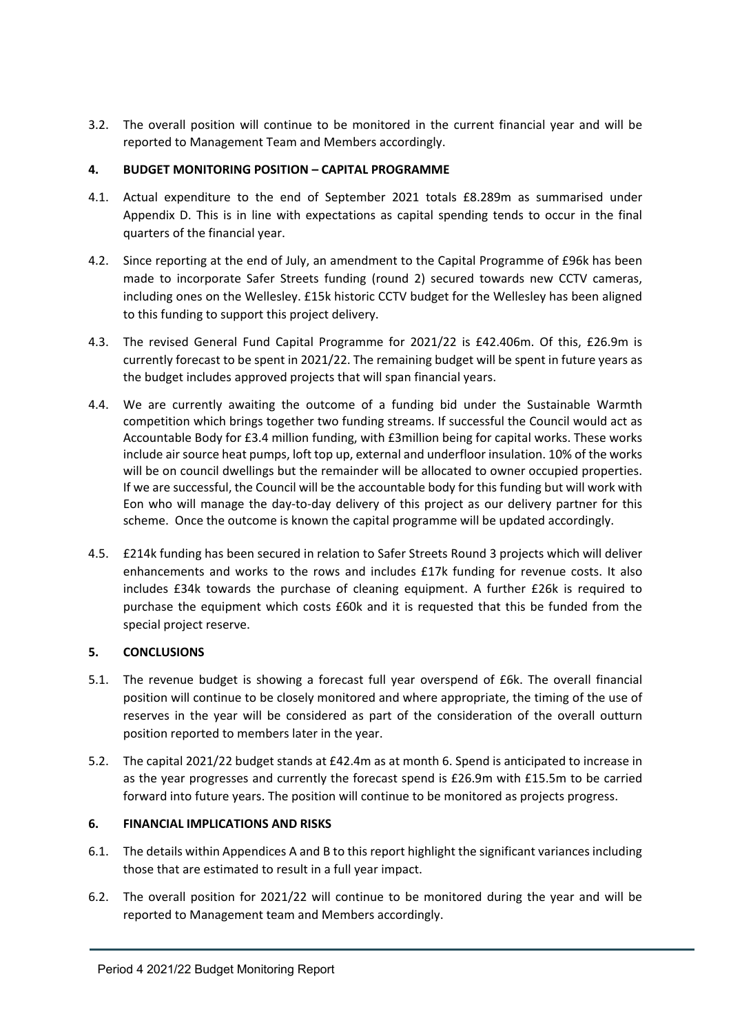3.2. The overall position will continue to be monitored in the current financial year and will be reported to Management Team and Members accordingly.

## 4. BUDGET MONITORING POSITION – CAPITAL PROGRAMME

4.1. Actual expenditure to the end of September 2021 totals £8.289m as summarised under Appendix D. This is in line with expectations as capital spending tends to occur in the final quarters of the financial year.

4.2. Since reporting at the end of July, an amendment to the Capital Programme of £96k has been made to incorporate Safer Streets funding (round 2) secured towards new CCTV cameras, including ones on the Wellesley. £15k historic CCTV budget for the Wellesley has been aligned to this funding to support this project delivery.

4.3. The revised General Fund Capital Programme for 2021/22 is £42.406m. Of this, £26.9m is currently forecast to be spent in 2021/22. The remaining budget will be spent in future years as the budget includes approved projects that will span financial years.

4.4. We are currently awaiting the outcome of a funding bid under the Sustainable Warmth competition which brings together two funding streams. If successful the Council would act as Accountable Body for £3.4 million funding, with £3million being for capital works. These works include air source heat pumps, loft top up, external and underfloor insulation. 10% of the works will be on council dwellings but the remainder will be allocated to owner occupied properties. If we are successful, the Council will be the accountable body for this funding but will work with Eon who will manage the day-to-day delivery of this project as our delivery partner for this scheme. Once the outcome is known the capital programme will be updated accordingly.

4.5. £214k funding has been secured in relation to Safer Streets Round 3 projects which will deliver enhancements and works to the rows and includes £17k funding for revenue costs. It also includes £34k towards the purchase of cleaning equipment. A further £26k is required to purchase the equipment which costs £60k and it is requested that this be funded from the special project reserve.

## 5. CONCLUSIONS

5.1. The revenue budget is showing a forecast full year overspend of £6k. The overall financial position will continue to be closely monitored and where appropriate, the timing of the use of reserves in the year will be considered as part of the consideration of the overall outturn position reported to members later in the year.

5.2. The capital 2021/22 budget stands at £42.4m as at month 6. Spend is anticipated to increase in as the year progresses and currently the forecast spend is £26.9m with £15.5m to be carried forward into future years. The position will continue to be monitored as projects progress.

## 6. FINANCIAL IMPLICATIONS AND RISKS

6.1. The details within Appendices A and B to this report highlight the significant variances including those that are estimated to result in a full year impact.

6.2. The overall position for 2021/22 will continue to be monitored during the year and will be reported to Management team and Members accordingly.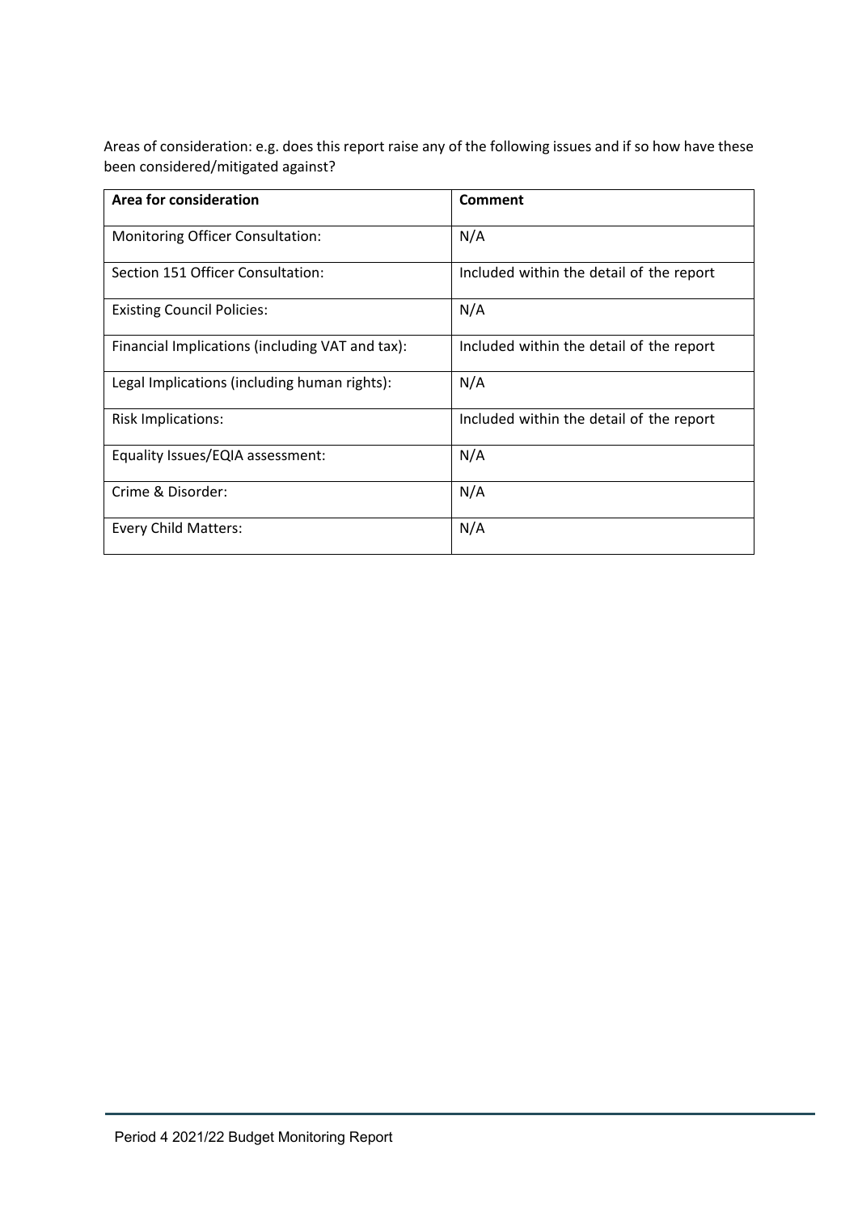Areas of consideration: e.g. does this report raise any of the following issues and if so how have these been considered/mitigated against?

| Area for consideration | Comment |
| --- | --- |
| Monitoring Officer Consultation: | N/A |
| Section 151 Officer Consultation: | Included within the detail of the report |
| Existing Council Policies: | N/A |
| Financial Implications (including VAT and tax): | Included within the detail of the report |
| Legal Implications (including human rights): | N/A |
| Risk Implications: | Included within the detail of the report |
| Equality Issues/EQIA assessment: | N/A |
| Crime & Disorder: | N/A |
| Every Child Matters: | N/A |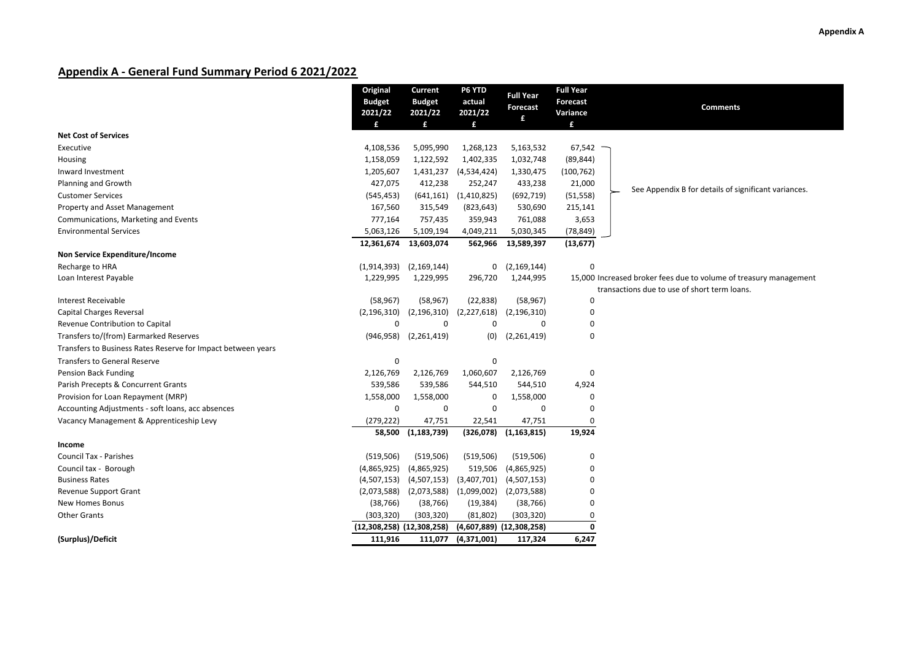## Appendix A - General Fund Summary Period 6 2021/2022

| | Original Budget 2021/22 £ | Current Budget 2021/22 £ | P6 YTD actual 2021/22 £ | Full Year Forecast £ | Full Year Forecast Variance £ | Comments |
|---|---|---|---|---|---|---|
| **Net Cost of Services** | | | | | | |
| Executive | 4,108,536 | 5,095,990 | 1,268,123 | 5,163,532 | 67,542 | See Appendix B for details of significant variances. |
| Housing | 1,158,059 | 1,122,592 | 1,402,335 | 1,032,748 | (89,844) | |
| Inward Investment | 1,205,607 | 1,431,237 | (4,534,424) | 1,330,475 | (100,762) | |
| Planning and Growth | 427,075 | 412,238 | 252,247 | 433,238 | 21,000 | |
| Customer Services | (545,453) | (641,161) | (1,410,825) | (692,719) | (51,558) | |
| Property and Asset Management | 167,560 | 315,549 | (823,643) | 530,690 | 215,141 | |
| Communications, Marketing and Events | 777,164 | 757,435 | 359,943 | 761,088 | 3,653 | |
| Environmental Services | 5,063,126 | 5,109,194 | 4,049,211 | 5,030,345 | (78,849) | |
| | **12,361,674** | **13,603,074** | **562,966** | **13,589,397** | **(13,677)** | |
| **Non Service Expenditure/Income** | | | | | | |
| Recharge to HRA | (1,914,393) | (2,169,144) | 0 | (2,169,144) | 0 | |
| Loan Interest Payable | 1,229,995 | 1,229,995 | 296,720 | 1,244,995 | 15,000 | Increased broker fees due to volume of treasury management transactions due to use of short term loans. |
| Interest Receivable | (58,967) | (58,967) | (22,838) | (58,967) | 0 | |
| Capital Charges Reversal | (2,196,310) | (2,196,310) | (2,227,618) | (2,196,310) | 0 | |
| Revenue Contribution to Capital | 0 | 0 | 0 | 0 | 0 | |
| Transfers to/(from) Earmarked Reserves | (946,958) | (2,261,419) | (0) | (2,261,419) | 0 | |
| Transfers to Business Rates Reserve for Impact between years | | | | | | |
| Transfers to General Reserve | 0 | | 0 | | | |
| Pension Back Funding | 2,126,769 | 2,126,769 | 1,060,607 | 2,126,769 | 0 | |
| Parish Precepts & Concurrent Grants | 539,586 | 539,586 | 544,510 | 544,510 | 4,924 | |
| Provision for Loan Repayment (MRP) | 1,558,000 | 1,558,000 | 0 | 1,558,000 | 0 | |
| Accounting Adjustments - soft loans, acc absences | 0 | 0 | 0 | 0 | 0 | |
| Vacancy Management & Apprenticeship Levy | (279,222) | 47,751 | 22,541 | 47,751 | 0 | |
| | **58,500** | **(1,183,739)** | **(326,078)** | **(1,163,815)** | **19,924** | |
| **Income** | | | | | | |
| Council Tax - Parishes | (519,506) | (519,506) | (519,506) | (519,506) | 0 | |
| Council tax - Borough | (4,865,925) | (4,865,925) | 519,506 | (4,865,925) | 0 | |
| Business Rates | (4,507,153) | (4,507,153) | (3,407,701) | (4,507,153) | 0 | |
| Revenue Support Grant | (2,073,588) | (2,073,588) | (1,099,002) | (2,073,588) | 0 | |
| New Homes Bonus | (38,766) | (38,766) | (19,384) | (38,766) | 0 | |
| Other Grants | (303,320) | (303,320) | (81,802) | (303,320) | 0 | |
| | **(12,308,258)** | **(12,308,258)** | **(4,607,889)** | **(12,308,258)** | **0** | |
| **(Surplus)/Deficit** | **111,916** | **111,077** | **(4,371,001)** | **117,324** | **6,247** | |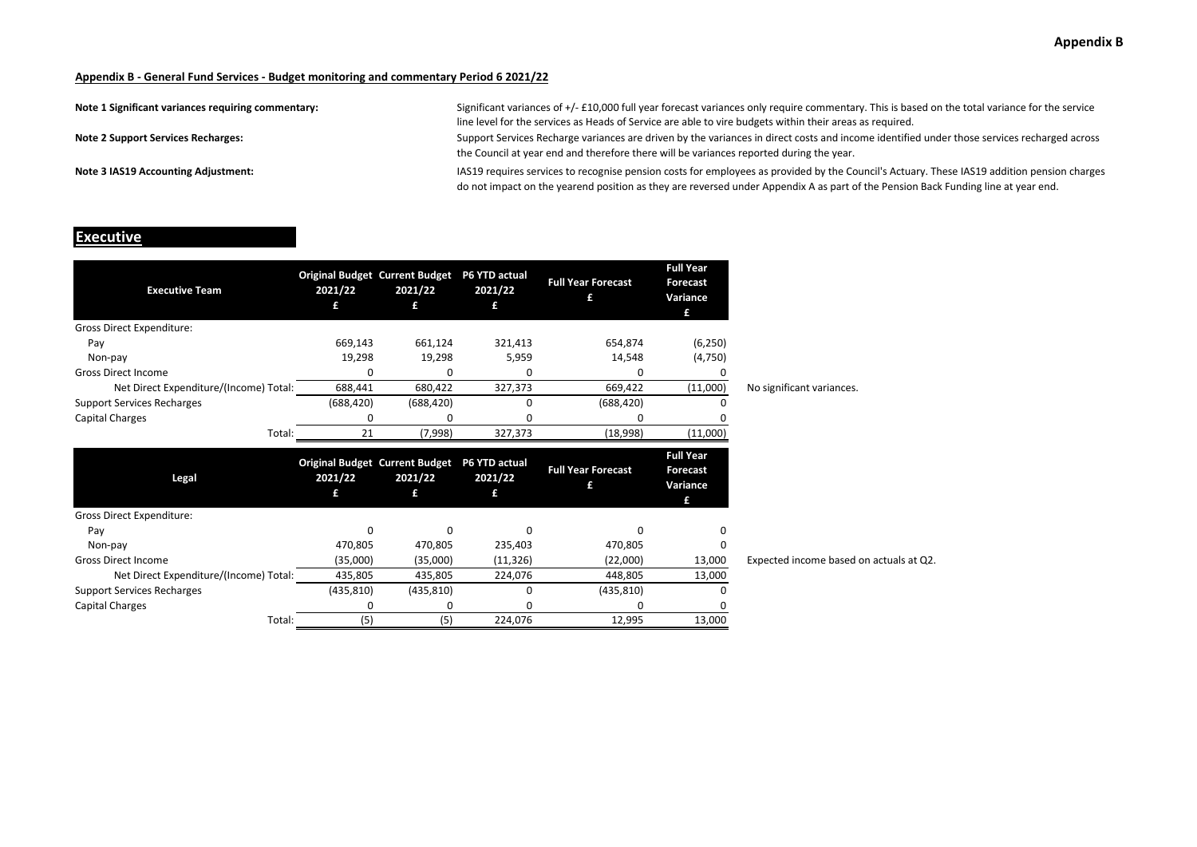**Appendix B**

**Appendix B - General Fund Services - Budget monitoring and commentary Period 6 2021/22**

**Note 1 Significant variances requiring commentary:** Significant variances of +/- £10,000 full year forecast variances only require commentary. This is based on the total variance for the service line level for the services as Heads of Service are able to vire budgets within their areas as required.

**Note 2 Support Services Recharges:** Support Services Recharge variances are driven by the variances in direct costs and income identified under those services recharged across the Council at year end and therefore there will be variances reported during the year.

**Note 3 IAS19 Accounting Adjustment:** IAS19 requires services to recognise pension costs for employees as provided by the Council's Actuary. These IAS19 addition pension charges do not impact on the yearend position as they are reversed under Appendix A as part of the Pension Back Funding line at year end.

## Executive

| Executive Team | Original Budget 2021/22 £ | Current Budget 2021/22 £ | P6 YTD actual 2021/22 £ | Full Year Forecast £ | Full Year Forecast Variance £ | |
|---|---|---|---|---|---|---|
| Gross Direct Expenditure: | | | | | | |
| Pay | 669,143 | 661,124 | 321,413 | 654,874 | (6,250) | |
| Non-pay | 19,298 | 19,298 | 5,959 | 14,548 | (4,750) | |
| Gross Direct Income | 0 | 0 | 0 | 0 | 0 | |
| Net Direct Expenditure/(Income) Total: | 688,441 | 680,422 | 327,373 | 669,422 | (11,000) | No significant variances. |
| Support Services Recharges | (688,420) | (688,420) | 0 | (688,420) | 0 | |
| Capital Charges | 0 | 0 | 0 | 0 | 0 | |
| Total: | 21 | (7,998) | 327,373 | (18,998) | (11,000) | |

| Legal | Original Budget 2021/22 £ | Current Budget 2021/22 £ | P6 YTD actual 2021/22 £ | Full Year Forecast £ | Full Year Forecast Variance £ | |
|---|---|---|---|---|---|---|
| Gross Direct Expenditure: | | | | | | |
| Pay | 0 | 0 | 0 | 0 | 0 | |
| Non-pay | 470,805 | 470,805 | 235,403 | 470,805 | 0 | |
| Gross Direct Income | (35,000) | (35,000) | (11,326) | (22,000) | 13,000 | Expected income based on actuals at Q2. |
| Net Direct Expenditure/(Income) Total: | 435,805 | 435,805 | 224,076 | 448,805 | 13,000 | |
| Support Services Recharges | (435,810) | (435,810) | 0 | (435,810) | 0 | |
| Capital Charges | 0 | 0 | 0 | 0 | 0 | |
| Total: | (5) | (5) | 224,076 | 12,995 | 13,000 | |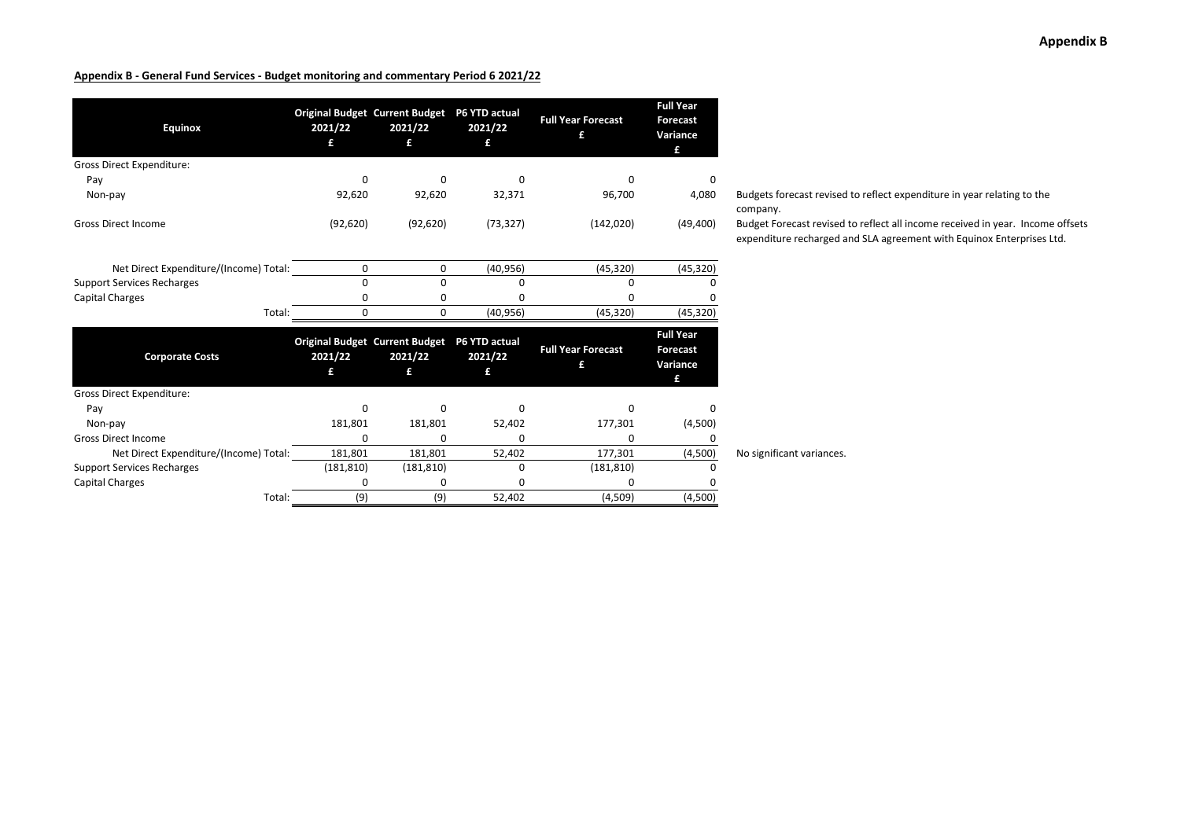## Appendix B

**Appendix B - General Fund Services - Budget monitoring and commentary Period 6 2021/22**

| Equinox | Original Budget 2021/22 £ | Current Budget 2021/22 £ | P6 YTD actual 2021/22 £ | Full Year Forecast £ | Full Year Forecast Variance £ | |
|---|---|---|---|---|---|---|
| Gross Direct Expenditure: | | | | | | |
| Pay | 0 | 0 | 0 | 0 | 0 | |
| Non-pay | 92,620 | 92,620 | 32,371 | 96,700 | 4,080 | Budgets forecast revised to reflect expenditure in year relating to the company. |
| Gross Direct Income | (92,620) | (92,620) | (73,327) | (142,020) | (49,400) | Budget Forecast revised to reflect all income received in year. Income offsets expenditure recharged and SLA agreement with Equinox Enterprises Ltd. |
| Net Direct Expenditure/(Income) Total: | 0 | 0 | (40,956) | (45,320) | (45,320) | |
| Support Services Recharges | 0 | 0 | 0 | 0 | 0 | |
| Capital Charges | 0 | 0 | 0 | 0 | 0 | |
| Total: | 0 | 0 | (40,956) | (45,320) | (45,320) | |

| Corporate Costs | Original Budget 2021/22 £ | Current Budget 2021/22 £ | P6 YTD actual 2021/22 £ | Full Year Forecast £ | Full Year Forecast Variance £ | |
|---|---|---|---|---|---|---|
| Gross Direct Expenditure: | | | | | | |
| Pay | 0 | 0 | 0 | 0 | 0 | |
| Non-pay | 181,801 | 181,801 | 52,402 | 177,301 | (4,500) | |
| Gross Direct Income | 0 | 0 | 0 | 0 | 0 | |
| Net Direct Expenditure/(Income) Total: | 181,801 | 181,801 | 52,402 | 177,301 | (4,500) | No significant variances. |
| Support Services Recharges | (181,810) | (181,810) | 0 | (181,810) | 0 | |
| Capital Charges | 0 | 0 | 0 | 0 | 0 | |
| Total: | (9) | (9) | 52,402 | (4,509) | (4,500) | |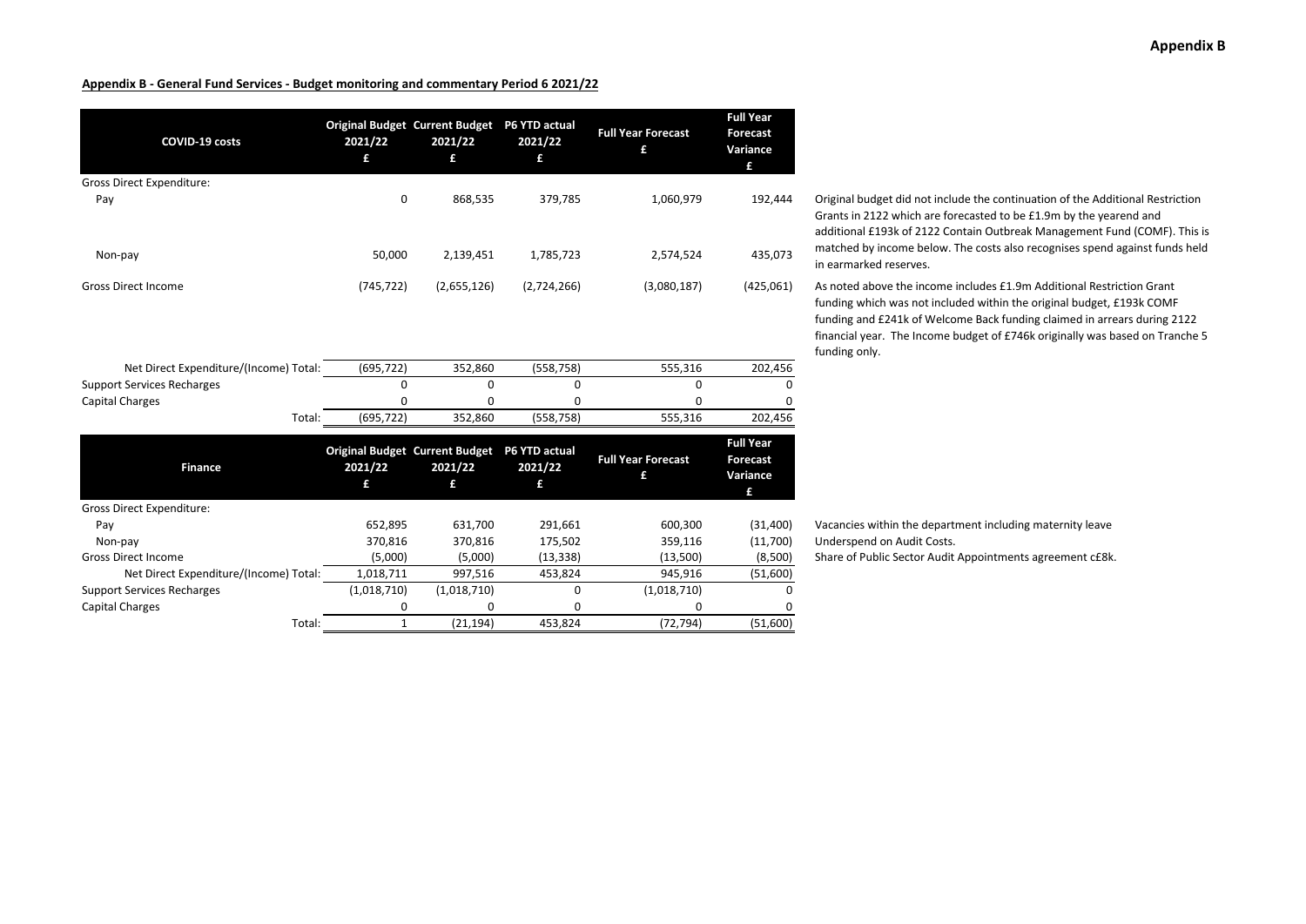**Appendix B - General Fund Services - Budget monitoring and commentary Period 6 2021/22**

| COVID-19 costs | Original Budget 2021/22 £ | Current Budget 2021/22 £ | P6 YTD actual 2021/22 £ | Full Year Forecast £ | Full Year Forecast Variance £ | |
|---|---|---|---|---|---|---|
| Gross Direct Expenditure: | | | | | | |
| Pay | 0 | 868,535 | 379,785 | 1,060,979 | 192,444 | Original budget did not include the continuation of the Additional Restriction Grants in 2122 which are forecasted to be £1.9m by the yearend and additional £193k of 2122 Contain Outbreak Management Fund (COMF). This is matched by income below. The costs also recognises spend against funds held in earmarked reserves. |
| Non-pay | 50,000 | 2,139,451 | 1,785,723 | 2,574,524 | 435,073 | |
| Gross Direct Income | (745,722) | (2,655,126) | (2,724,266) | (3,080,187) | (425,061) | As noted above the income includes £1.9m Additional Restriction Grant funding which was not included within the original budget, £193k COMF funding and £241k of Welcome Back funding claimed in arrears during 2122 financial year. The Income budget of £746k originally was based on Tranche 5 funding only. |
| Net Direct Expenditure/(Income) Total: | (695,722) | 352,860 | (558,758) | 555,316 | 202,456 | |
| Support Services Recharges | 0 | 0 | 0 | 0 | 0 | |
| Capital Charges | 0 | 0 | 0 | 0 | 0 | |
| Total: | (695,722) | 352,860 | (558,758) | 555,316 | 202,456 | |

| Finance | Original Budget 2021/22 £ | Current Budget 2021/22 £ | P6 YTD actual 2021/22 £ | Full Year Forecast £ | Full Year Forecast Variance £ | |
|---|---|---|---|---|---|---|
| Gross Direct Expenditure: | | | | | | |
| Pay | 652,895 | 631,700 | 291,661 | 600,300 | (31,400) | Vacancies within the department including maternity leave |
| Non-pay | 370,816 | 370,816 | 175,502 | 359,116 | (11,700) | Underspend on Audit Costs. |
| Gross Direct Income | (5,000) | (5,000) | (13,338) | (13,500) | (8,500) | Share of Public Sector Audit Appointments agreement c£8k. |
| Net Direct Expenditure/(Income) Total: | 1,018,711 | 997,516 | 453,824 | 945,916 | (51,600) | |
| Support Services Recharges | (1,018,710) | (1,018,710) | 0 | (1,018,710) | 0 | |
| Capital Charges | 0 | 0 | 0 | 0 | 0 | |
| Total: | 1 | (21,194) | 453,824 | (72,794) | (51,600) | |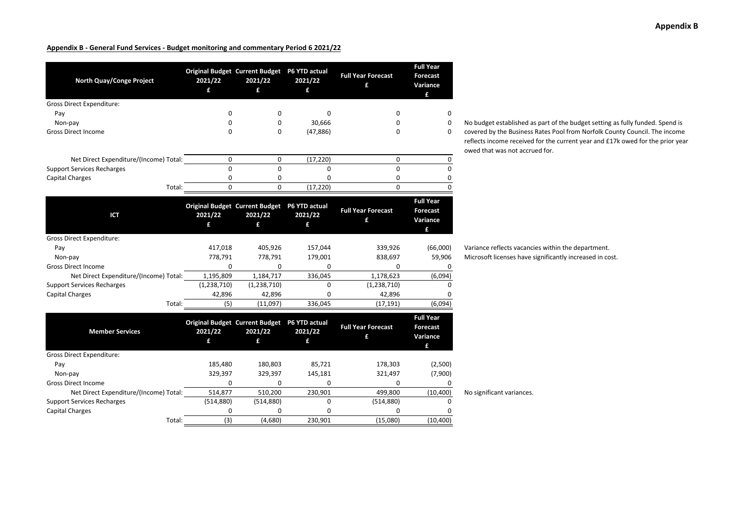**Appendix B - General Fund Services - Budget monitoring and commentary Period 6 2021/22**

| North Quay/Conge Project | Original Budget 2021/22 £ | Current Budget 2021/22 £ | P6 YTD actual 2021/22 £ | Full Year Forecast £ | Full Year Forecast Variance £ | |
|---|---|---|---|---|---|---|
| Gross Direct Expenditure: | | | | | | |
| Pay | 0 | 0 | 0 | 0 | 0 | |
| Non-pay | 0 | 0 | 30,666 | 0 | 0 | No budget established as part of the budget setting as fully funded. Spend is covered by the Business Rates Pool from Norfolk County Council. The income reflects income received for the current year and £17k owed for the prior year owed that was not accrued for. |
| Gross Direct Income | 0 | 0 | (47,886) | 0 | 0 | |
| Net Direct Expenditure/(Income) Total: | 0 | 0 | (17,220) | 0 | 0 | |
| Support Services Recharges | 0 | 0 | 0 | 0 | 0 | |
| Capital Charges | 0 | 0 | 0 | 0 | 0 | |
| Total: | 0 | 0 | (17,220) | 0 | 0 | |

| ICT | Original Budget 2021/22 £ | Current Budget 2021/22 £ | P6 YTD actual 2021/22 £ | Full Year Forecast £ | Full Year Forecast Variance £ | |
|---|---|---|---|---|---|---|
| Gross Direct Expenditure: | | | | | | |
| Pay | 417,018 | 405,926 | 157,044 | 339,926 | (66,000) | Variance reflects vacancies within the department. |
| Non-pay | 778,791 | 778,791 | 179,001 | 838,697 | 59,906 | Microsoft licenses have significantly increased in cost. |
| Gross Direct Income | 0 | 0 | 0 | 0 | 0 | |
| Net Direct Expenditure/(Income) Total: | 1,195,809 | 1,184,717 | 336,045 | 1,178,623 | (6,094) | |
| Support Services Recharges | (1,238,710) | (1,238,710) | 0 | (1,238,710) | 0 | |
| Capital Charges | 42,896 | 42,896 | 0 | 42,896 | 0 | |
| Total: | (5) | (11,097) | 336,045 | (17,191) | (6,094) | |

| Member Services | Original Budget 2021/22 £ | Current Budget 2021/22 £ | P6 YTD actual 2021/22 £ | Full Year Forecast £ | Full Year Forecast Variance £ | |
|---|---|---|---|---|---|---|
| Gross Direct Expenditure: | | | | | | |
| Pay | 185,480 | 180,803 | 85,721 | 178,303 | (2,500) | |
| Non-pay | 329,397 | 329,397 | 145,181 | 321,497 | (7,900) | |
| Gross Direct Income | 0 | 0 | 0 | 0 | 0 | |
| Net Direct Expenditure/(Income) Total: | 514,877 | 510,200 | 230,901 | 499,800 | (10,400) | No significant variances. |
| Support Services Recharges | (514,880) | (514,880) | 0 | (514,880) | 0 | |
| Capital Charges | 0 | 0 | 0 | 0 | 0 | |
| Total: | (3) | (4,680) | 230,901 | (15,080) | (10,400) | |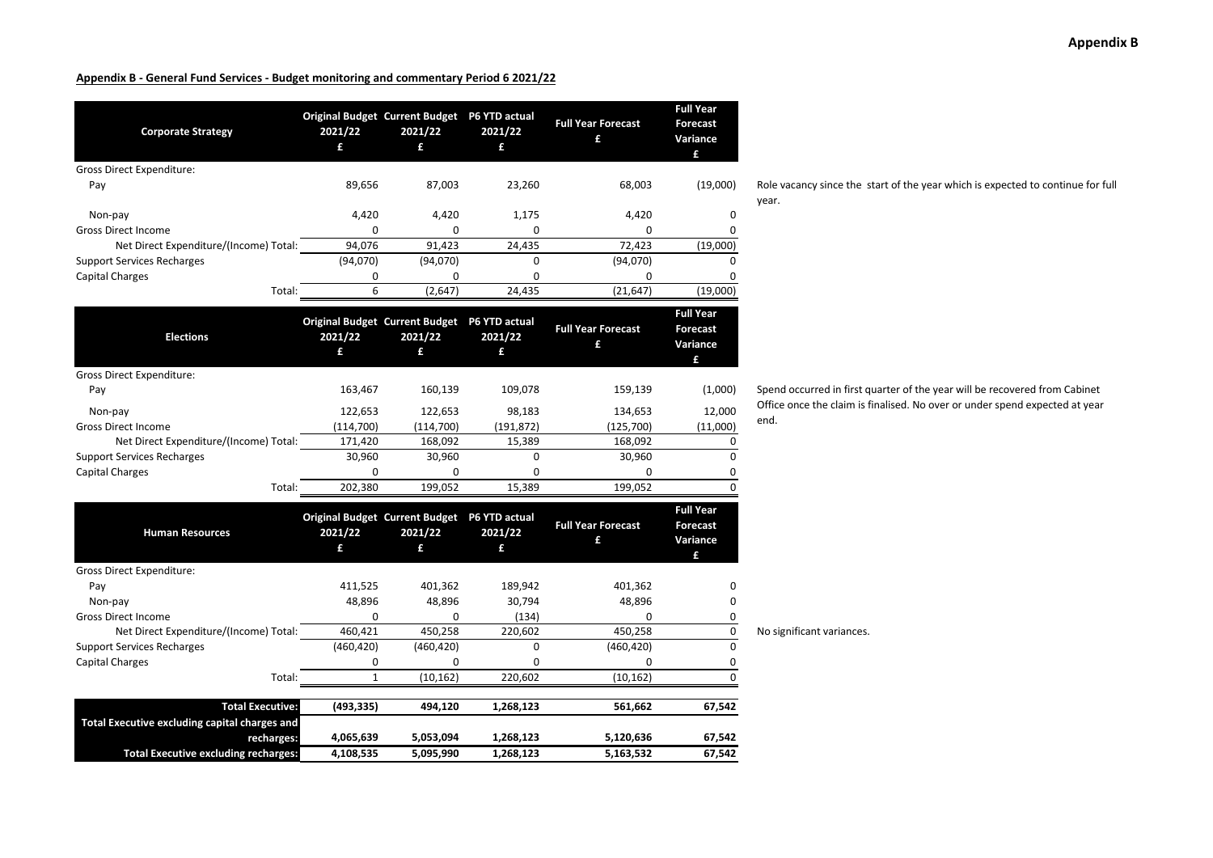**Appendix B**

**Appendix B - General Fund Services - Budget monitoring and commentary Period 6 2021/22**

| Corporate Strategy | Original Budget 2021/22 £ | Current Budget 2021/22 £ | P6 YTD actual 2021/22 £ | Full Year Forecast £ | Full Year Forecast Variance £ | |
|---|---|---|---|---|---|---|
| Gross Direct Expenditure: | | | | | | |
| Pay | 89,656 | 87,003 | 23,260 | 68,003 | (19,000) | Role vacancy since the start of the year which is expected to continue for full year. |
| Non-pay | 4,420 | 4,420 | 1,175 | 4,420 | 0 | |
| Gross Direct Income | 0 | 0 | 0 | 0 | 0 | |
| Net Direct Expenditure/(Income) Total: | 94,076 | 91,423 | 24,435 | 72,423 | (19,000) | |
| Support Services Recharges | (94,070) | (94,070) | 0 | (94,070) | 0 | |
| Capital Charges | 0 | 0 | 0 | 0 | 0 | |
| Total: | 6 | (2,647) | 24,435 | (21,647) | (19,000) | |

| Elections | Original Budget 2021/22 £ | Current Budget 2021/22 £ | P6 YTD actual 2021/22 £ | Full Year Forecast £ | Full Year Forecast Variance £ | |
|---|---|---|---|---|---|---|
| Gross Direct Expenditure: | | | | | | |
| Pay | 163,467 | 160,139 | 109,078 | 159,139 | (1,000) | Spend occurred in first quarter of the year will be recovered from Cabinet Office once the claim is finalised. No over or under spend expected at year end. |
| Non-pay | 122,653 | 122,653 | 98,183 | 134,653 | 12,000 | |
| Gross Direct Income | (114,700) | (114,700) | (191,872) | (125,700) | (11,000) | |
| Net Direct Expenditure/(Income) Total: | 171,420 | 168,092 | 15,389 | 168,092 | 0 | |
| Support Services Recharges | 30,960 | 30,960 | 0 | 30,960 | 0 | |
| Capital Charges | 0 | 0 | 0 | 0 | 0 | |
| Total: | 202,380 | 199,052 | 15,389 | 199,052 | 0 | |

| Human Resources | Original Budget 2021/22 £ | Current Budget 2021/22 £ | P6 YTD actual 2021/22 £ | Full Year Forecast £ | Full Year Forecast Variance £ | |
|---|---|---|---|---|---|---|
| Gross Direct Expenditure: | | | | | | |
| Pay | 411,525 | 401,362 | 189,942 | 401,362 | 0 | |
| Non-pay | 48,896 | 48,896 | 30,794 | 48,896 | 0 | |
| Gross Direct Income | 0 | 0 | (134) | 0 | 0 | |
| Net Direct Expenditure/(Income) Total: | 460,421 | 450,258 | 220,602 | 450,258 | 0 | No significant variances. |
| Support Services Recharges | (460,420) | (460,420) | 0 | (460,420) | 0 | |
| Capital Charges | 0 | 0 | 0 | 0 | 0 | |
| Total: | 1 | (10,162) | 220,602 | (10,162) | 0 | |

| | | | | | |
|---|---|---|---|---|---|
| **Total Executive:** | **(493,335)** | **494,120** | **1,268,123** | **561,662** | **67,542** |
| **Total Executive excluding capital charges and recharges:** | **4,065,639** | **5,053,094** | **1,268,123** | **5,120,636** | **67,542** |
| **Total Executive excluding recharges:** | **4,108,535** | **5,095,990** | **1,268,123** | **5,163,532** | **67,542** |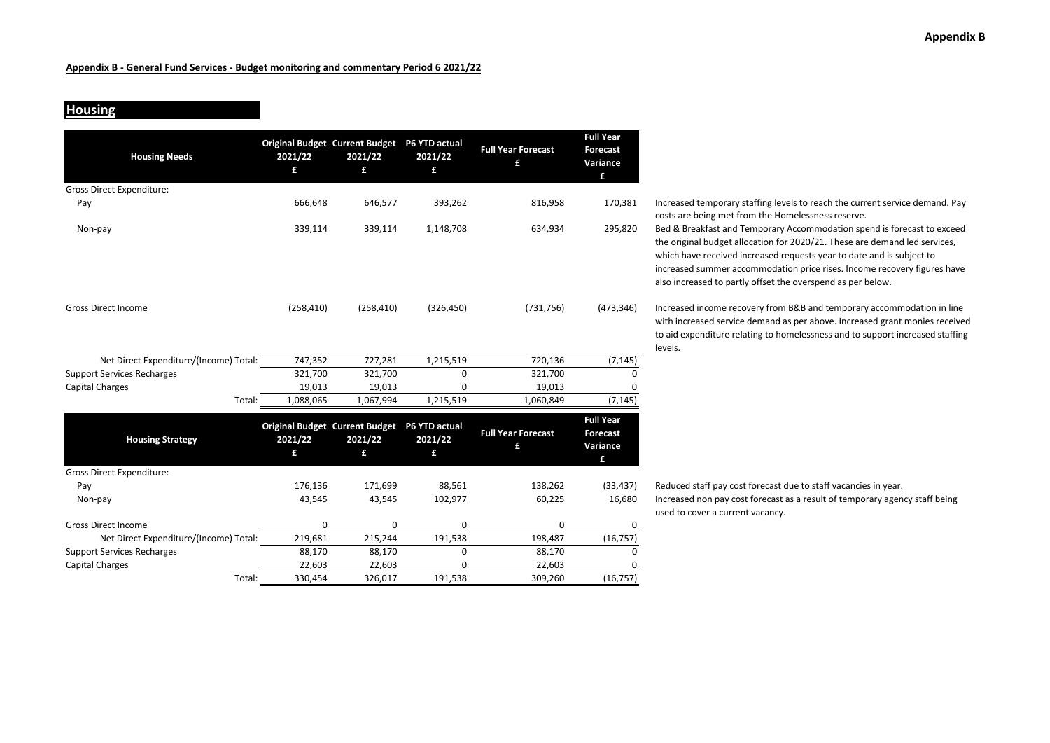**Appendix B**

**Appendix B - General Fund Services - Budget monitoring and commentary Period 6 2021/22**

## Housing

| Housing Needs | Original Budget 2021/22 £ | Current Budget 2021/22 £ | P6 YTD actual 2021/22 £ | Full Year Forecast £ | Full Year Forecast Variance £ | |
|---|---|---|---|---|---|---|
| Gross Direct Expenditure: | | | | | | |
| Pay | 666,648 | 646,577 | 393,262 | 816,958 | 170,381 | Increased temporary staffing levels to reach the current service demand. Pay costs are being met from the Homelessness reserve. |
| Non-pay | 339,114 | 339,114 | 1,148,708 | 634,934 | 295,820 | Bed & Breakfast and Temporary Accommodation spend is forecast to exceed the original budget allocation for 2020/21. These are demand led services, which have received increased requests year to date and is subject to increased summer accommodation price rises. Income recovery figures have also increased to partly offset the overspend as per below. |
| Gross Direct Income | (258,410) | (258,410) | (326,450) | (731,756) | (473,346) | Increased income recovery from B&B and temporary accommodation in line with increased service demand as per above. Increased grant monies received to aid expenditure relating to homelessness and to support increased staffing levels. |
| Net Direct Expenditure/(Income) Total: | 747,352 | 727,281 | 1,215,519 | 720,136 | (7,145) | |
| Support Services Recharges | 321,700 | 321,700 | 0 | 321,700 | 0 | |
| Capital Charges | 19,013 | 19,013 | 0 | 19,013 | 0 | |
| Total: | 1,088,065 | 1,067,994 | 1,215,519 | 1,060,849 | (7,145) | |

| Housing Strategy | Original Budget 2021/22 £ | Current Budget 2021/22 £ | P6 YTD actual 2021/22 £ | Full Year Forecast £ | Full Year Forecast Variance £ | |
|---|---|---|---|---|---|---|
| Gross Direct Expenditure: | | | | | | |
| Pay | 176,136 | 171,699 | 88,561 | 138,262 | (33,437) | Reduced staff pay cost forecast due to staff vacancies in year. |
| Non-pay | 43,545 | 43,545 | 102,977 | 60,225 | 16,680 | Increased non pay cost forecast as a result of temporary agency staff being used to cover a current vacancy. |
| Gross Direct Income | 0 | 0 | 0 | 0 | 0 | |
| Net Direct Expenditure/(Income) Total: | 219,681 | 215,244 | 191,538 | 198,487 | (16,757) | |
| Support Services Recharges | 88,170 | 88,170 | 0 | 88,170 | 0 | |
| Capital Charges | 22,603 | 22,603 | 0 | 22,603 | 0 | |
| Total: | 330,454 | 326,017 | 191,538 | 309,260 | (16,757) | |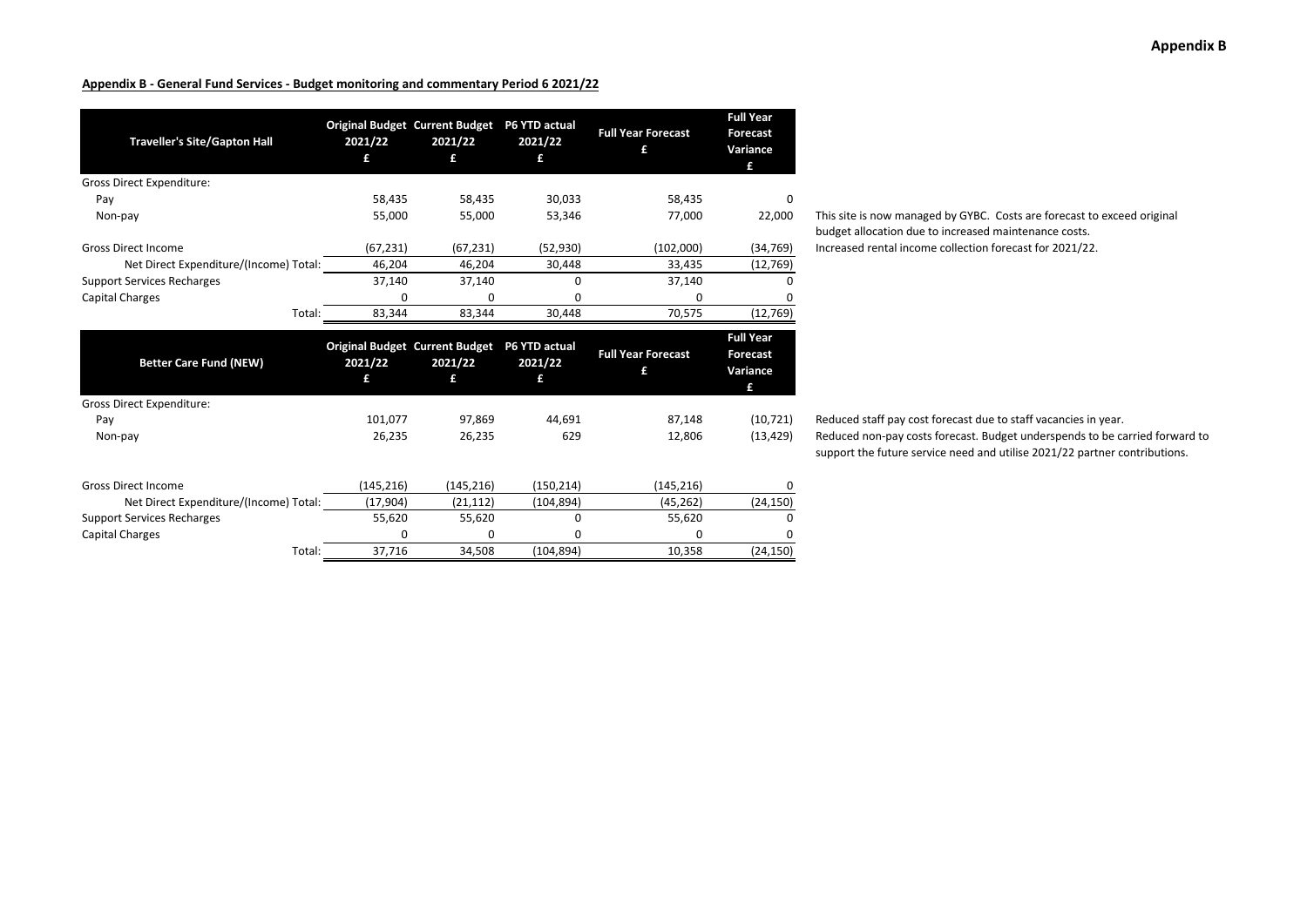**Appendix B**

**Appendix B - General Fund Services - Budget monitoring and commentary Period 6 2021/22**

| Traveller's Site/Gapton Hall | Original Budget 2021/22 £ | Current Budget 2021/22 £ | P6 YTD actual 2021/22 £ | Full Year Forecast £ | Full Year Forecast Variance £ | |
|---|---|---|---|---|---|---|
| Gross Direct Expenditure: | | | | | | |
| Pay | 58,435 | 58,435 | 30,033 | 58,435 | 0 | |
| Non-pay | 55,000 | 55,000 | 53,346 | 77,000 | 22,000 | This site is now managed by GYBC. Costs are forecast to exceed original budget allocation due to increased maintenance costs. |
| Gross Direct Income | (67,231) | (67,231) | (52,930) | (102,000) | (34,769) | Increased rental income collection forecast for 2021/22. |
| Net Direct Expenditure/(Income) Total: | 46,204 | 46,204 | 30,448 | 33,435 | (12,769) | |
| Support Services Recharges | 37,140 | 37,140 | 0 | 37,140 | 0 | |
| Capital Charges | 0 | 0 | 0 | 0 | 0 | |
| Total: | 83,344 | 83,344 | 30,448 | 70,575 | (12,769) | |

| Better Care Fund (NEW) | Original Budget 2021/22 £ | Current Budget 2021/22 £ | P6 YTD actual 2021/22 £ | Full Year Forecast £ | Full Year Forecast Variance £ | |
|---|---|---|---|---|---|---|
| Gross Direct Expenditure: | | | | | | |
| Pay | 101,077 | 97,869 | 44,691 | 87,148 | (10,721) | Reduced staff pay cost forecast due to staff vacancies in year. |
| Non-pay | 26,235 | 26,235 | 629 | 12,806 | (13,429) | Reduced non-pay costs forecast. Budget underspends to be carried forward to support the future service need and utilise 2021/22 partner contributions. |
| Gross Direct Income | (145,216) | (145,216) | (150,214) | (145,216) | 0 | |
| Net Direct Expenditure/(Income) Total: | (17,904) | (21,112) | (104,894) | (45,262) | (24,150) | |
| Support Services Recharges | 55,620 | 55,620 | 0 | 55,620 | 0 | |
| Capital Charges | 0 | 0 | 0 | 0 | 0 | |
| Total: | 37,716 | 34,508 | (104,894) | 10,358 | (24,150) | |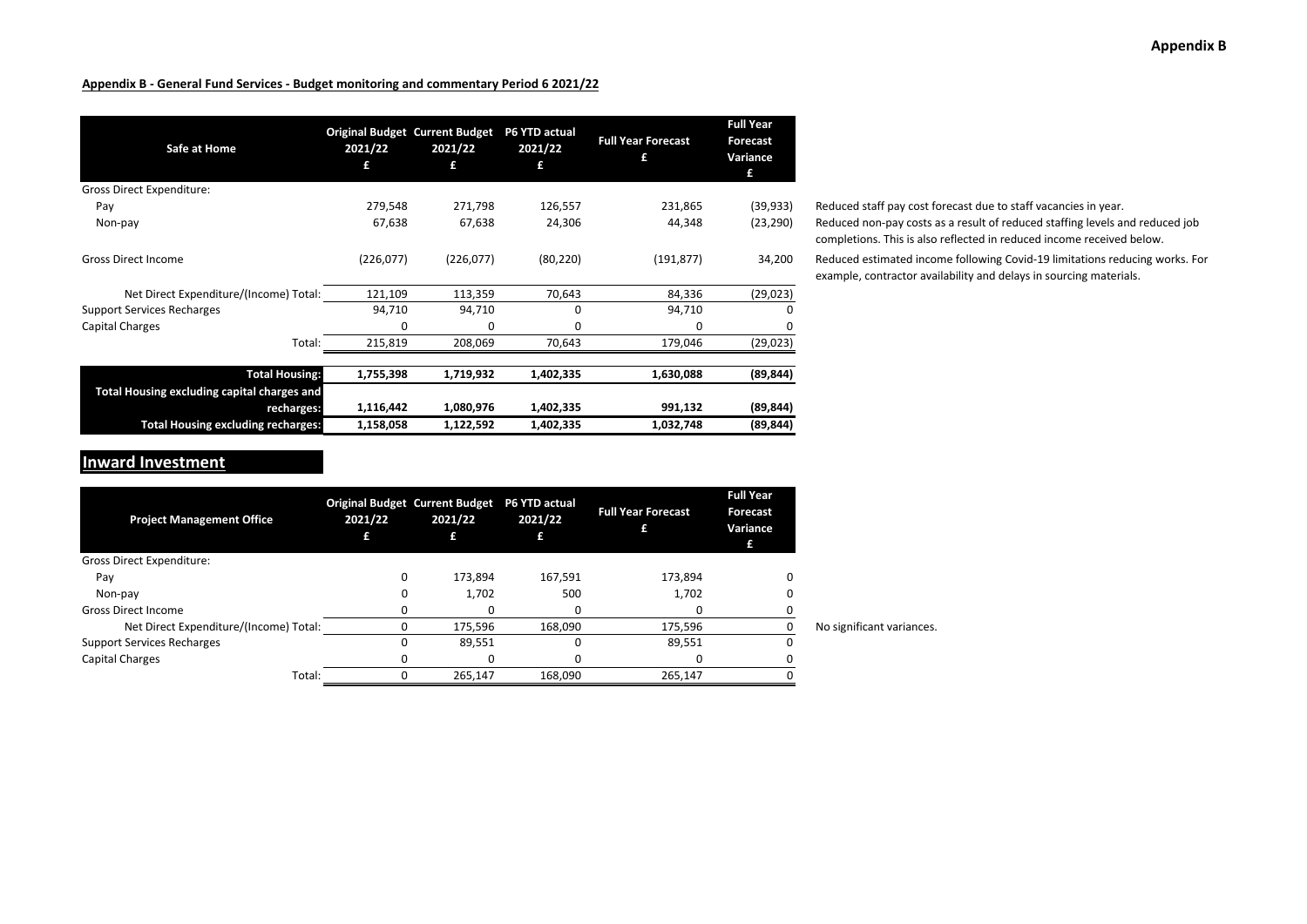**Appendix B**

**Appendix B - General Fund Services - Budget monitoring and commentary Period 6 2021/22**

| Safe at Home | Original Budget 2021/22 £ | Current Budget 2021/22 £ | P6 YTD actual 2021/22 £ | Full Year Forecast £ | Full Year Forecast Variance £ | |
|---|---|---|---|---|---|---|
| Gross Direct Expenditure: | | | | | | |
| Pay | 279,548 | 271,798 | 126,557 | 231,865 | (39,933) | Reduced staff pay cost forecast due to staff vacancies in year. |
| Non-pay | 67,638 | 67,638 | 24,306 | 44,348 | (23,290) | Reduced non-pay costs as a result of reduced staffing levels and reduced job completions. This is also reflected in reduced income received below. |
| Gross Direct Income | (226,077) | (226,077) | (80,220) | (191,877) | 34,200 | Reduced estimated income following Covid-19 limitations reducing works. For example, contractor availability and delays in sourcing materials. |
| Net Direct Expenditure/(Income) Total: | 121,109 | 113,359 | 70,643 | 84,336 | (29,023) | |
| Support Services Recharges | 94,710 | 94,710 | 0 | 94,710 | 0 | |
| Capital Charges | 0 | 0 | 0 | 0 | 0 | |
| Total: | 215,819 | 208,069 | 70,643 | 179,046 | (29,023) | |
| **Total Housing:** | **1,755,398** | **1,719,932** | **1,402,335** | **1,630,088** | **(89,844)** | |
| **Total Housing excluding capital charges and recharges:** | **1,116,442** | **1,080,976** | **1,402,335** | **991,132** | **(89,844)** | |
| **Total Housing excluding recharges:** | **1,158,058** | **1,122,592** | **1,402,335** | **1,032,748** | **(89,844)** | |

## Inward Investment

| Project Management Office | Original Budget 2021/22 £ | Current Budget 2021/22 £ | P6 YTD actual 2021/22 £ | Full Year Forecast £ | Full Year Forecast Variance £ | |
|---|---|---|---|---|---|---|
| Gross Direct Expenditure: | | | | | | |
| Pay | 0 | 173,894 | 167,591 | 173,894 | 0 | |
| Non-pay | 0 | 1,702 | 500 | 1,702 | 0 | |
| Gross Direct Income | 0 | 0 | 0 | 0 | 0 | |
| Net Direct Expenditure/(Income) Total: | 0 | 175,596 | 168,090 | 175,596 | 0 | No significant variances. |
| Support Services Recharges | 0 | 89,551 | 0 | 89,551 | 0 | |
| Capital Charges | 0 | 0 | 0 | 0 | 0 | |
| Total: | 0 | 265,147 | 168,090 | 265,147 | 0 | |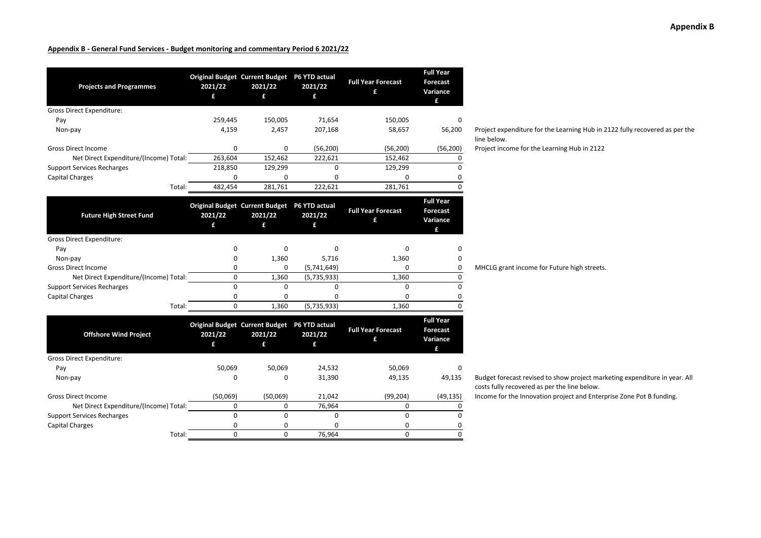## Appendix B - General Fund Services - Budget monitoring and commentary Period 6 2021/22

| Projects and Programmes | Original Budget 2021/22 £ | Current Budget 2021/22 £ | P6 YTD actual 2021/22 £ | Full Year Forecast £ | Full Year Forecast Variance £ | |
|---|---|---|---|---|---|---|
| Gross Direct Expenditure: | | | | | | |
| Pay | 259,445 | 150,005 | 71,654 | 150,005 | 0 | |
| Non-pay | 4,159 | 2,457 | 207,168 | 58,657 | 56,200 | Project expenditure for the Learning Hub in 2122 fully recovered as per the line below. |
| Gross Direct Income | 0 | 0 | (56,200) | (56,200) | (56,200) | Project income for the Learning Hub in 2122 |
| Net Direct Expenditure/(Income) Total: | 263,604 | 152,462 | 222,621 | 152,462 | 0 | |
| Support Services Recharges | 218,850 | 129,299 | 0 | 129,299 | 0 | |
| Capital Charges | 0 | 0 | 0 | 0 | 0 | |
| Total: | 482,454 | 281,761 | 222,621 | 281,761 | 0 | |

| Future High Street Fund | Original Budget 2021/22 £ | Current Budget 2021/22 £ | P6 YTD actual 2021/22 £ | Full Year Forecast £ | Full Year Forecast Variance £ | |
|---|---|---|---|---|---|---|
| Gross Direct Expenditure: | | | | | | |
| Pay | 0 | 0 | 0 | 0 | 0 | |
| Non-pay | 0 | 1,360 | 5,716 | 1,360 | 0 | |
| Gross Direct Income | 0 | 0 | (5,741,649) | 0 | 0 | MHCLG grant income for Future high streets. |
| Net Direct Expenditure/(Income) Total: | 0 | 1,360 | (5,735,933) | 1,360 | 0 | |
| Support Services Recharges | 0 | 0 | 0 | 0 | 0 | |
| Capital Charges | 0 | 0 | 0 | 0 | 0 | |
| Total: | 0 | 1,360 | (5,735,933) | 1,360 | 0 | |

| Offshore Wind Project | Original Budget 2021/22 £ | Current Budget 2021/22 £ | P6 YTD actual 2021/22 £ | Full Year Forecast £ | Full Year Forecast Variance £ | |
|---|---|---|---|---|---|---|
| Gross Direct Expenditure: | | | | | | |
| Pay | 50,069 | 50,069 | 24,532 | 50,069 | 0 | |
| Non-pay | 0 | 0 | 31,390 | 49,135 | 49,135 | Budget forecast revised to show project marketing expenditure in year. All costs fully recovered as per the line below. |
| Gross Direct Income | (50,069) | (50,069) | 21,042 | (99,204) | (49,135) | Income for the Innovation project and Enterprise Zone Pot B funding. |
| Net Direct Expenditure/(Income) Total: | 0 | 0 | 76,964 | 0 | 0 | |
| Support Services Recharges | 0 | 0 | 0 | 0 | 0 | |
| Capital Charges | 0 | 0 | 0 | 0 | 0 | |
| Total: | 0 | 0 | 76,964 | 0 | 0 | |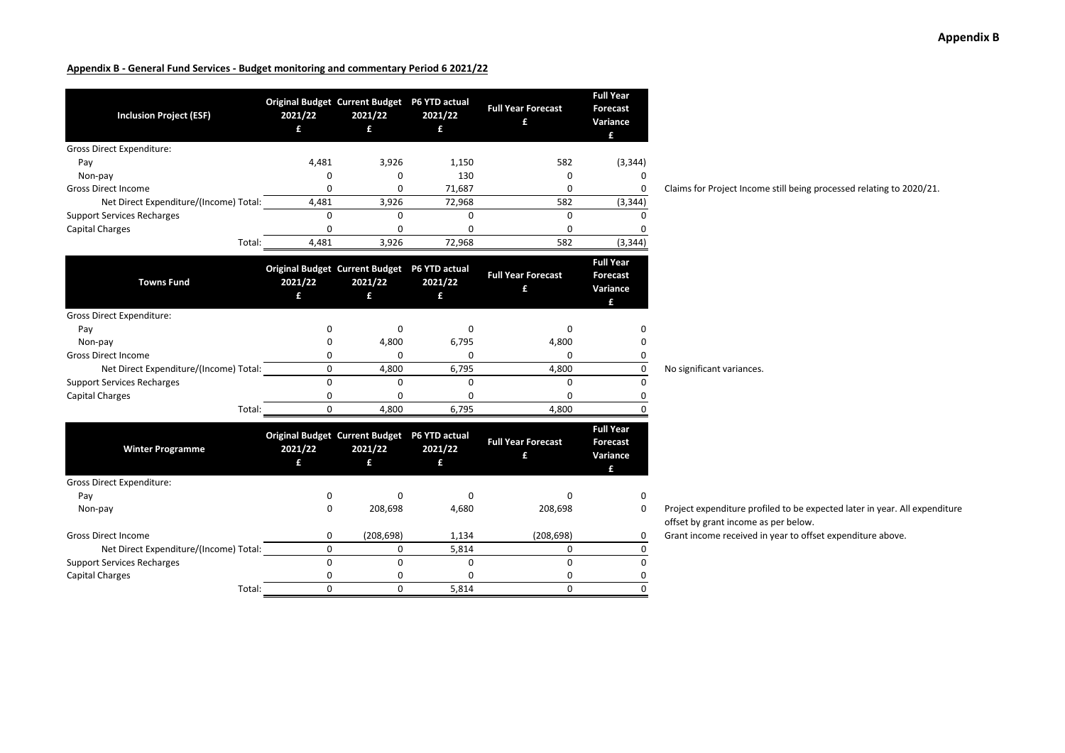**Appendix B - General Fund Services - Budget monitoring and commentary Period 6 2021/22**

| Inclusion Project (ESF) | Original Budget 2021/22 £ | Current Budget 2021/22 £ | P6 YTD actual 2021/22 £ | Full Year Forecast £ | Full Year Forecast Variance £ | |
|---|---|---|---|---|---|---|
| Gross Direct Expenditure: | | | | | | |
| Pay | 4,481 | 3,926 | 1,150 | 582 | (3,344) | |
| Non-pay | 0 | 0 | 130 | 0 | 0 | |
| Gross Direct Income | 0 | 0 | 71,687 | 0 | 0 | Claims for Project Income still being processed relating to 2020/21. |
| Net Direct Expenditure/(Income) Total: | 4,481 | 3,926 | 72,968 | 582 | (3,344) | |
| Support Services Recharges | 0 | 0 | 0 | 0 | 0 | |
| Capital Charges | 0 | 0 | 0 | 0 | 0 | |
| Total: | 4,481 | 3,926 | 72,968 | 582 | (3,344) | |

| Towns Fund | Original Budget 2021/22 £ | Current Budget 2021/22 £ | P6 YTD actual 2021/22 £ | Full Year Forecast £ | Full Year Forecast Variance £ | |
|---|---|---|---|---|---|---|
| Gross Direct Expenditure: | | | | | | |
| Pay | 0 | 0 | 0 | 0 | 0 | |
| Non-pay | 0 | 4,800 | 6,795 | 4,800 | 0 | |
| Gross Direct Income | 0 | 0 | 0 | 0 | 0 | |
| Net Direct Expenditure/(Income) Total: | 0 | 4,800 | 6,795 | 4,800 | 0 | No significant variances. |
| Support Services Recharges | 0 | 0 | 0 | 0 | 0 | |
| Capital Charges | 0 | 0 | 0 | 0 | 0 | |
| Total: | 0 | 4,800 | 6,795 | 4,800 | 0 | |

| Winter Programme | Original Budget 2021/22 £ | Current Budget 2021/22 £ | P6 YTD actual 2021/22 £ | Full Year Forecast £ | Full Year Forecast Variance £ | |
|---|---|---|---|---|---|---|
| Gross Direct Expenditure: | | | | | | |
| Pay | 0 | 0 | 0 | 0 | 0 | |
| Non-pay | 0 | 208,698 | 4,680 | 208,698 | 0 | Project expenditure profiled to be expected later in year. All expenditure offset by grant income as per below. |
| Gross Direct Income | 0 | (208,698) | 1,134 | (208,698) | 0 | Grant income received in year to offset expenditure above. |
| Net Direct Expenditure/(Income) Total: | 0 | 0 | 5,814 | 0 | 0 | |
| Support Services Recharges | 0 | 0 | 0 | 0 | 0 | |
| Capital Charges | 0 | 0 | 0 | 0 | 0 | |
| Total: | 0 | 0 | 5,814 | 0 | 0 | |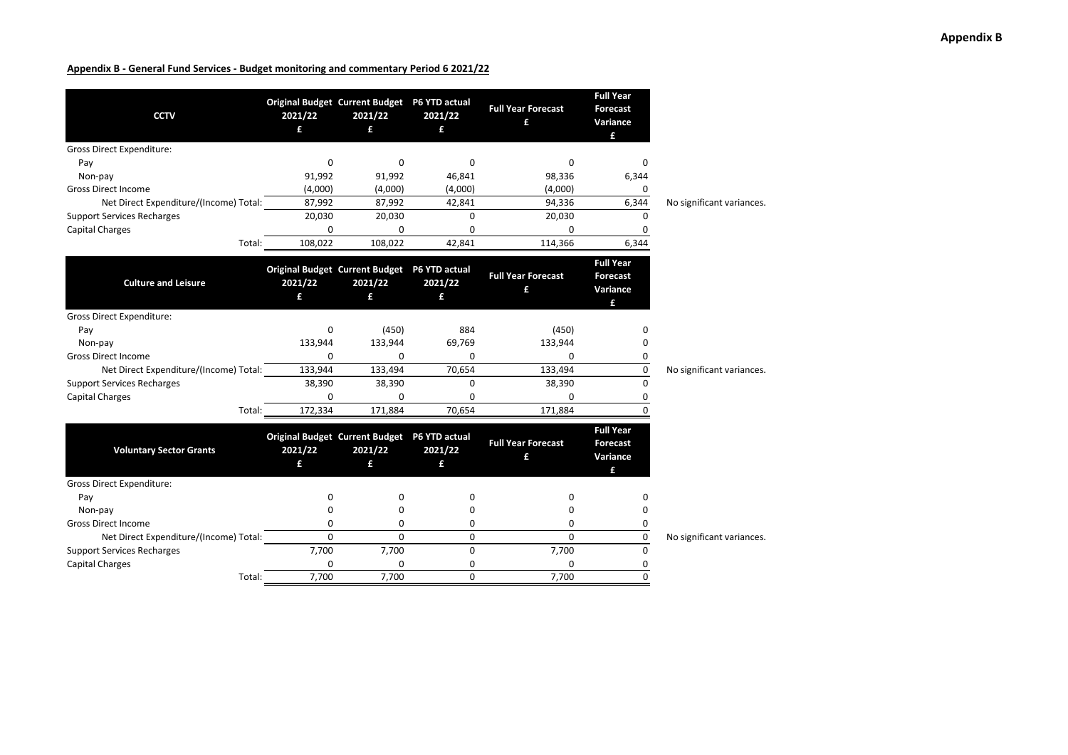**Appendix B - General Fund Services - Budget monitoring and commentary Period 6 2021/22**

| CCTV | Original Budget 2021/22 £ | Current Budget 2021/22 £ | P6 YTD actual 2021/22 £ | Full Year Forecast £ | Full Year Forecast Variance £ | |
|---|---|---|---|---|---|---|
| Gross Direct Expenditure: | | | | | | |
| Pay | 0 | 0 | 0 | 0 | 0 | |
| Non-pay | 91,992 | 91,992 | 46,841 | 98,336 | 6,344 | |
| Gross Direct Income | (4,000) | (4,000) | (4,000) | (4,000) | 0 | |
| Net Direct Expenditure/(Income) Total: | 87,992 | 87,992 | 42,841 | 94,336 | 6,344 | No significant variances. |
| Support Services Recharges | 20,030 | 20,030 | 0 | 20,030 | 0 | |
| Capital Charges | 0 | 0 | 0 | 0 | 0 | |
| Total: | 108,022 | 108,022 | 42,841 | 114,366 | 6,344 | |

| Culture and Leisure | Original Budget 2021/22 £ | Current Budget 2021/22 £ | P6 YTD actual 2021/22 £ | Full Year Forecast £ | Full Year Forecast Variance £ | |
|---|---|---|---|---|---|---|
| Gross Direct Expenditure: | | | | | | |
| Pay | 0 | (450) | 884 | (450) | 0 | |
| Non-pay | 133,944 | 133,944 | 69,769 | 133,944 | 0 | |
| Gross Direct Income | 0 | 0 | 0 | 0 | 0 | |
| Net Direct Expenditure/(Income) Total: | 133,944 | 133,494 | 70,654 | 133,494 | 0 | No significant variances. |
| Support Services Recharges | 38,390 | 38,390 | 0 | 38,390 | 0 | |
| Capital Charges | 0 | 0 | 0 | 0 | 0 | |
| Total: | 172,334 | 171,884 | 70,654 | 171,884 | 0 | |

| Voluntary Sector Grants | Original Budget 2021/22 £ | Current Budget 2021/22 £ | P6 YTD actual 2021/22 £ | Full Year Forecast £ | Full Year Forecast Variance £ | |
|---|---|---|---|---|---|---|
| Gross Direct Expenditure: | | | | | | |
| Pay | 0 | 0 | 0 | 0 | 0 | |
| Non-pay | 0 | 0 | 0 | 0 | 0 | |
| Gross Direct Income | 0 | 0 | 0 | 0 | 0 | |
| Net Direct Expenditure/(Income) Total: | 0 | 0 | 0 | 0 | 0 | No significant variances. |
| Support Services Recharges | 7,700 | 7,700 | 0 | 7,700 | 0 | |
| Capital Charges | 0 | 0 | 0 | 0 | 0 | |
| Total: | 7,700 | 7,700 | 0 | 7,700 | 0 | |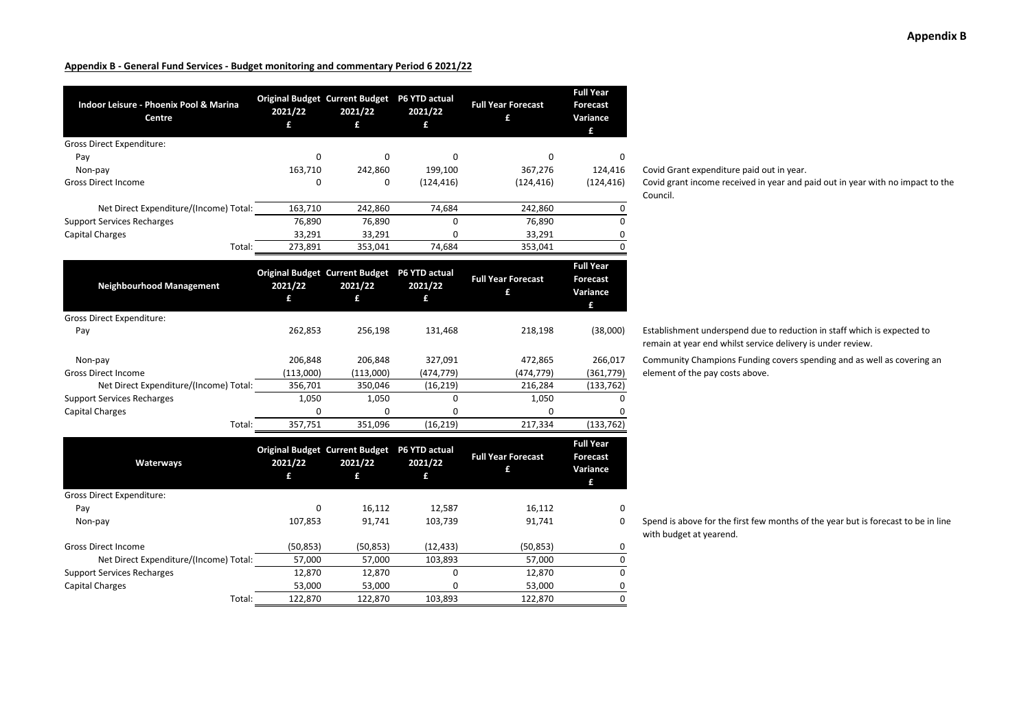**Appendix B**

**Appendix B - General Fund Services - Budget monitoring and commentary Period 6 2021/22**

| Indoor Leisure - Phoenix Pool & Marina Centre | Original Budget 2021/22 £ | Current Budget 2021/22 £ | P6 YTD actual 2021/22 £ | Full Year Forecast £ | Full Year Forecast Variance £ | |
|---|---|---|---|---|---|---|
| Gross Direct Expenditure: | | | | | | |
| Pay | 0 | 0 | 0 | 0 | 0 | |
| Non-pay | 163,710 | 242,860 | 199,100 | 367,276 | 124,416 | Covid Grant expenditure paid out in year. |
| Gross Direct Income | 0 | 0 | (124,416) | (124,416) | (124,416) | Covid grant income received in year and paid out in year with no impact to the Council. |
| Net Direct Expenditure/(Income) Total: | 163,710 | 242,860 | 74,684 | 242,860 | 0 | |
| Support Services Recharges | 76,890 | 76,890 | 0 | 76,890 | 0 | |
| Capital Charges | 33,291 | 33,291 | 0 | 33,291 | 0 | |
| Total: | 273,891 | 353,041 | 74,684 | 353,041 | 0 | |

| Neighbourhood Management | Original Budget 2021/22 £ | Current Budget 2021/22 £ | P6 YTD actual 2021/22 £ | Full Year Forecast £ | Full Year Forecast Variance £ | |
|---|---|---|---|---|---|---|
| Gross Direct Expenditure: | | | | | | |
| Pay | 262,853 | 256,198 | 131,468 | 218,198 | (38,000) | Establishment underspend due to reduction in staff which is expected to remain at year end whilst service delivery is under review. |
| Non-pay | 206,848 | 206,848 | 327,091 | 472,865 | 266,017 | Community Champions Funding covers spending and as well as covering an element of the pay costs above. |
| Gross Direct Income | (113,000) | (113,000) | (474,779) | (474,779) | (361,779) | |
| Net Direct Expenditure/(Income) Total: | 356,701 | 350,046 | (16,219) | 216,284 | (133,762) | |
| Support Services Recharges | 1,050 | 1,050 | 0 | 1,050 | 0 | |
| Capital Charges | 0 | 0 | 0 | 0 | 0 | |
| Total: | 357,751 | 351,096 | (16,219) | 217,334 | (133,762) | |

| Waterways | Original Budget 2021/22 £ | Current Budget 2021/22 £ | P6 YTD actual 2021/22 £ | Full Year Forecast £ | Full Year Forecast Variance £ | |
|---|---|---|---|---|---|---|
| Gross Direct Expenditure: | | | | | | |
| Pay | 0 | 16,112 | 12,587 | 16,112 | 0 | |
| Non-pay | 107,853 | 91,741 | 103,739 | 91,741 | 0 | Spend is above for the first few months of the year but is forecast to be in line with budget at yearend. |
| Gross Direct Income | (50,853) | (50,853) | (12,433) | (50,853) | 0 | |
| Net Direct Expenditure/(Income) Total: | 57,000 | 57,000 | 103,893 | 57,000 | 0 | |
| Support Services Recharges | 12,870 | 12,870 | 0 | 12,870 | 0 | |
| Capital Charges | 53,000 | 53,000 | 0 | 53,000 | 0 | |
| Total: | 122,870 | 122,870 | 103,893 | 122,870 | 0 | |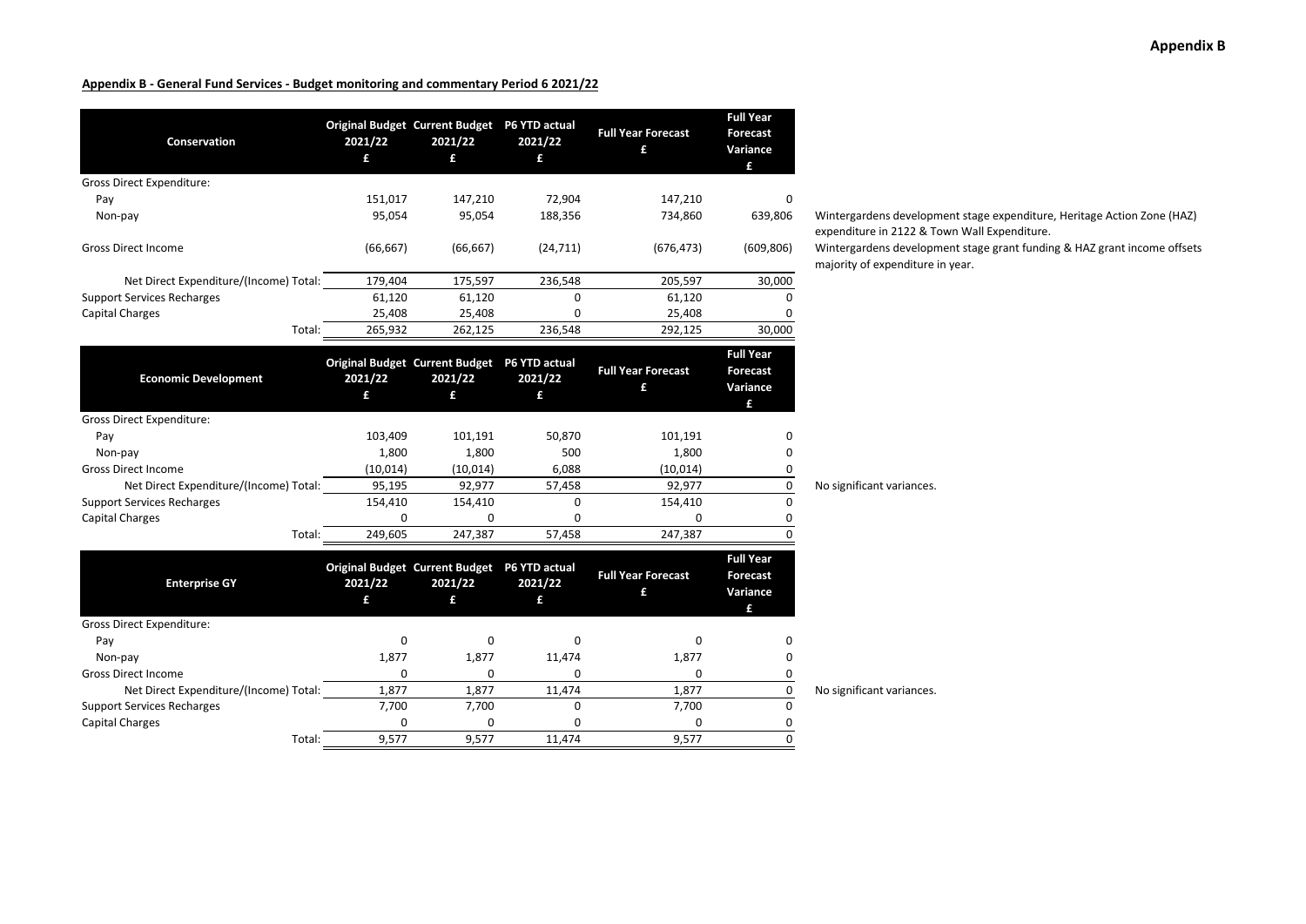**Appendix B**

**Appendix B - General Fund Services - Budget monitoring and commentary Period 6 2021/22**

| Conservation | Original Budget 2021/22 £ | Current Budget 2021/22 £ | P6 YTD actual 2021/22 £ | Full Year Forecast £ | Full Year Forecast Variance £ | |
|---|---|---|---|---|---|---|
| Gross Direct Expenditure: | | | | | | |
| Pay | 151,017 | 147,210 | 72,904 | 147,210 | 0 | |
| Non-pay | 95,054 | 95,054 | 188,356 | 734,860 | 639,806 | Wintergardens development stage expenditure, Heritage Action Zone (HAZ) expenditure in 2122 & Town Wall Expenditure. |
| Gross Direct Income | (66,667) | (66,667) | (24,711) | (676,473) | (609,806) | Wintergardens development stage grant funding & HAZ grant income offsets majority of expenditure in year. |
| Net Direct Expenditure/(Income) Total: | 179,404 | 175,597 | 236,548 | 205,597 | 30,000 | |
| Support Services Recharges | 61,120 | 61,120 | 0 | 61,120 | 0 | |
| Capital Charges | 25,408 | 25,408 | 0 | 25,408 | 0 | |
| Total: | 265,932 | 262,125 | 236,548 | 292,125 | 30,000 | |

| Economic Development | Original Budget 2021/22 £ | Current Budget 2021/22 £ | P6 YTD actual 2021/22 £ | Full Year Forecast £ | Full Year Forecast Variance £ | |
|---|---|---|---|---|---|---|
| Gross Direct Expenditure: | | | | | | |
| Pay | 103,409 | 101,191 | 50,870 | 101,191 | 0 | |
| Non-pay | 1,800 | 1,800 | 500 | 1,800 | 0 | |
| Gross Direct Income | (10,014) | (10,014) | 6,088 | (10,014) | 0 | |
| Net Direct Expenditure/(Income) Total: | 95,195 | 92,977 | 57,458 | 92,977 | 0 | No significant variances. |
| Support Services Recharges | 154,410 | 154,410 | 0 | 154,410 | 0 | |
| Capital Charges | 0 | 0 | 0 | 0 | 0 | |
| Total: | 249,605 | 247,387 | 57,458 | 247,387 | 0 | |

| Enterprise GY | Original Budget 2021/22 £ | Current Budget 2021/22 £ | P6 YTD actual 2021/22 £ | Full Year Forecast £ | Full Year Forecast Variance £ | |
|---|---|---|---|---|---|---|
| Gross Direct Expenditure: | | | | | | |
| Pay | 0 | 0 | 0 | 0 | 0 | |
| Non-pay | 1,877 | 1,877 | 11,474 | 1,877 | 0 | |
| Gross Direct Income | 0 | 0 | 0 | 0 | 0 | |
| Net Direct Expenditure/(Income) Total: | 1,877 | 1,877 | 11,474 | 1,877 | 0 | No significant variances. |
| Support Services Recharges | 7,700 | 7,700 | 0 | 7,700 | 0 | |
| Capital Charges | 0 | 0 | 0 | 0 | 0 | |
| Total: | 9,577 | 9,577 | 11,474 | 9,577 | 0 | |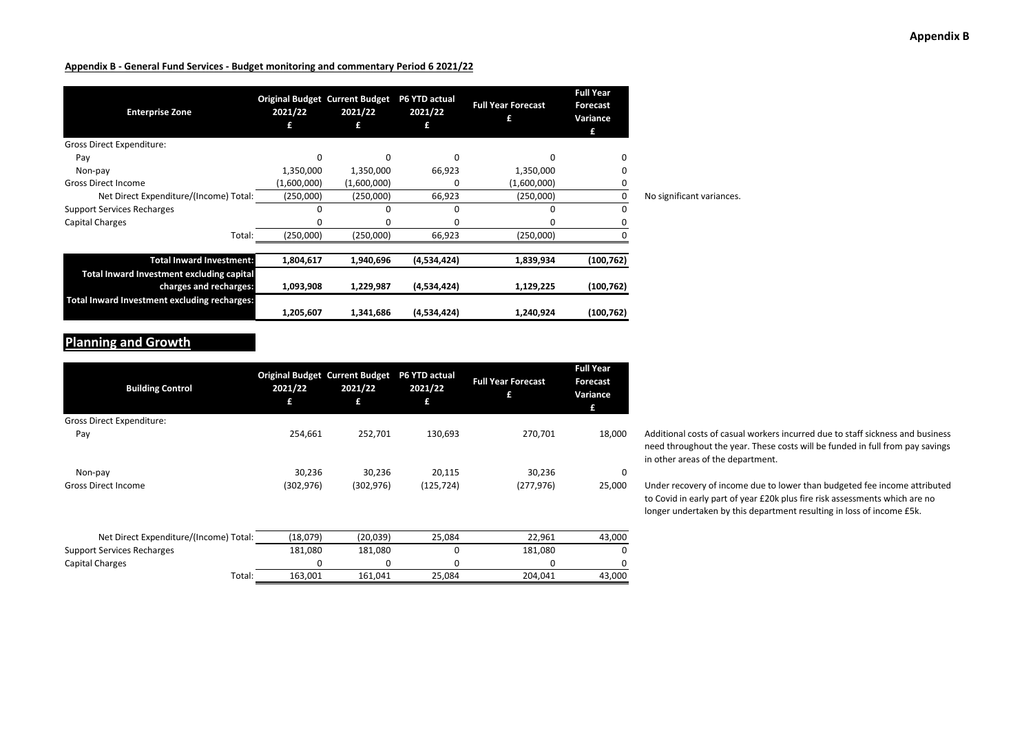**Appendix B - General Fund Services - Budget monitoring and commentary Period 6 2021/22**

| Enterprise Zone | Original Budget 2021/22 £ | Current Budget 2021/22 £ | P6 YTD actual 2021/22 £ | Full Year Forecast £ | Full Year Forecast Variance £ | |
|---|---|---|---|---|---|---|
| Gross Direct Expenditure: | | | | | | |
| Pay | 0 | 0 | 0 | 0 | 0 | |
| Non-pay | 1,350,000 | 1,350,000 | 66,923 | 1,350,000 | 0 | |
| Gross Direct Income | (1,600,000) | (1,600,000) | 0 | (1,600,000) | 0 | |
| Net Direct Expenditure/(Income) Total: | (250,000) | (250,000) | 66,923 | (250,000) | 0 | No significant variances. |
| Support Services Recharges | 0 | 0 | 0 | 0 | 0 | |
| Capital Charges | 0 | 0 | 0 | 0 | 0 | |
| Total: | (250,000) | (250,000) | 66,923 | (250,000) | 0 | |
| **Total Inward Investment:** | **1,804,617** | **1,940,696** | **(4,534,424)** | **1,839,934** | **(100,762)** | |
| **Total Inward Investment excluding capital charges and recharges:** | **1,093,908** | **1,229,987** | **(4,534,424)** | **1,129,225** | **(100,762)** | |
| **Total Inward Investment excluding recharges:** | **1,205,607** | **1,341,686** | **(4,534,424)** | **1,240,924** | **(100,762)** | |

## Planning and Growth

| Building Control | Original Budget 2021/22 £ | Current Budget 2021/22 £ | P6 YTD actual 2021/22 £ | Full Year Forecast £ | Full Year Forecast Variance £ | |
|---|---|---|---|---|---|---|
| Gross Direct Expenditure: | | | | | | |
| Pay | 254,661 | 252,701 | 130,693 | 270,701 | 18,000 | Additional costs of casual workers incurred due to staff sickness and business need throughout the year. These costs will be funded in full from pay savings in other areas of the department. |
| Non-pay | 30,236 | 30,236 | 20,115 | 30,236 | 0 | |
| Gross Direct Income | (302,976) | (302,976) | (125,724) | (277,976) | 25,000 | Under recovery of income due to lower than budgeted fee income attributed to Covid in early part of year £20k plus fire risk assessments which are no longer undertaken by this department resulting in loss of income £5k. |
| Net Direct Expenditure/(Income) Total: | (18,079) | (20,039) | 25,084 | 22,961 | 43,000 | |
| Support Services Recharges | 181,080 | 181,080 | 0 | 181,080 | 0 | |
| Capital Charges | 0 | 0 | 0 | 0 | 0 | |
| Total: | 163,001 | 161,041 | 25,084 | 204,041 | 43,000 | |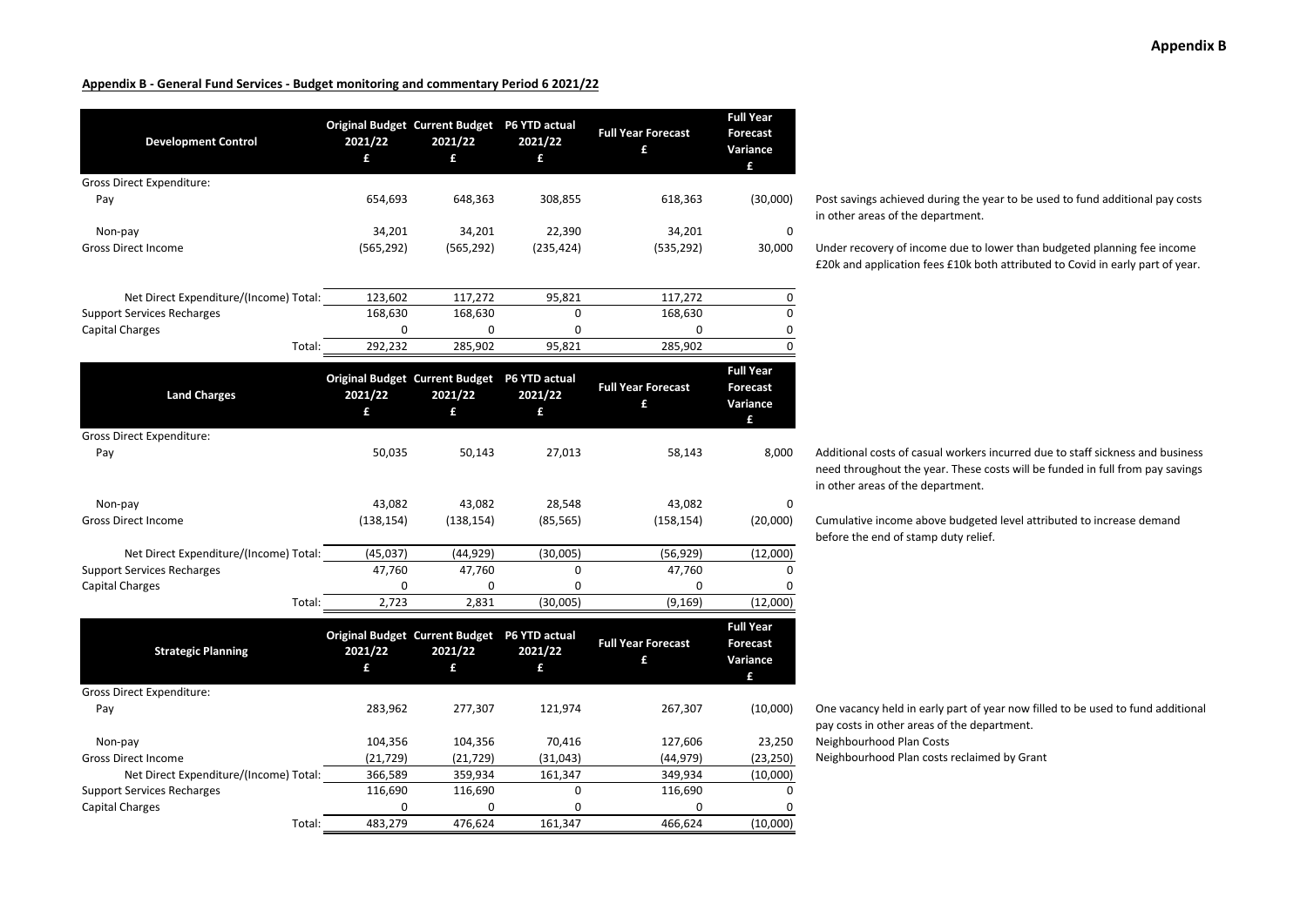**Appendix B - General Fund Services - Budget monitoring and commentary Period 6 2021/22**

| Development Control | Original Budget 2021/22 £ | Current Budget 2021/22 £ | P6 YTD actual 2021/22 £ | Full Year Forecast £ | Full Year Forecast Variance £ | |
|---|---|---|---|---|---|---|
| Gross Direct Expenditure: | | | | | | |
| Pay | 654,693 | 648,363 | 308,855 | 618,363 | (30,000) | Post savings achieved during the year to be used to fund additional pay costs in other areas of the department. |
| Non-pay | 34,201 | 34,201 | 22,390 | 34,201 | 0 | |
| Gross Direct Income | (565,292) | (565,292) | (235,424) | (535,292) | 30,000 | Under recovery of income due to lower than budgeted planning fee income £20k and application fees £10k both attributed to Covid in early part of year. |
| Net Direct Expenditure/(Income) Total: | 123,602 | 117,272 | 95,821 | 117,272 | 0 | |
| Support Services Recharges | 168,630 | 168,630 | 0 | 168,630 | 0 | |
| Capital Charges | 0 | 0 | 0 | 0 | 0 | |
| Total: | 292,232 | 285,902 | 95,821 | 285,902 | 0 | |

| Land Charges | Original Budget 2021/22 £ | Current Budget 2021/22 £ | P6 YTD actual 2021/22 £ | Full Year Forecast £ | Full Year Forecast Variance £ | |
|---|---|---|---|---|---|---|
| Gross Direct Expenditure: | | | | | | |
| Pay | 50,035 | 50,143 | 27,013 | 58,143 | 8,000 | Additional costs of casual workers incurred due to staff sickness and business need throughout the year. These costs will be funded in full from pay savings in other areas of the department. |
| Non-pay | 43,082 | 43,082 | 28,548 | 43,082 | 0 | |
| Gross Direct Income | (138,154) | (138,154) | (85,565) | (158,154) | (20,000) | Cumulative income above budgeted level attributed to increase demand before the end of stamp duty relief. |
| Net Direct Expenditure/(Income) Total: | (45,037) | (44,929) | (30,005) | (56,929) | (12,000) | |
| Support Services Recharges | 47,760 | 47,760 | 0 | 47,760 | 0 | |
| Capital Charges | 0 | 0 | 0 | 0 | 0 | |
| Total: | 2,723 | 2,831 | (30,005) | (9,169) | (12,000) | |

| Strategic Planning | Original Budget 2021/22 £ | Current Budget 2021/22 £ | P6 YTD actual 2021/22 £ | Full Year Forecast £ | Full Year Forecast Variance £ | |
|---|---|---|---|---|---|---|
| Gross Direct Expenditure: | | | | | | |
| Pay | 283,962 | 277,307 | 121,974 | 267,307 | (10,000) | One vacancy held in early part of year now filled to be used to fund additional pay costs in other areas of the department. |
| Non-pay | 104,356 | 104,356 | 70,416 | 127,606 | 23,250 | Neighbourhood Plan Costs |
| Gross Direct Income | (21,729) | (21,729) | (31,043) | (44,979) | (23,250) | Neighbourhood Plan costs reclaimed by Grant |
| Net Direct Expenditure/(Income) Total: | 366,589 | 359,934 | 161,347 | 349,934 | (10,000) | |
| Support Services Recharges | 116,690 | 116,690 | 0 | 116,690 | 0 | |
| Capital Charges | 0 | 0 | 0 | 0 | 0 | |
| Total: | 483,279 | 476,624 | 161,347 | 466,624 | (10,000) | |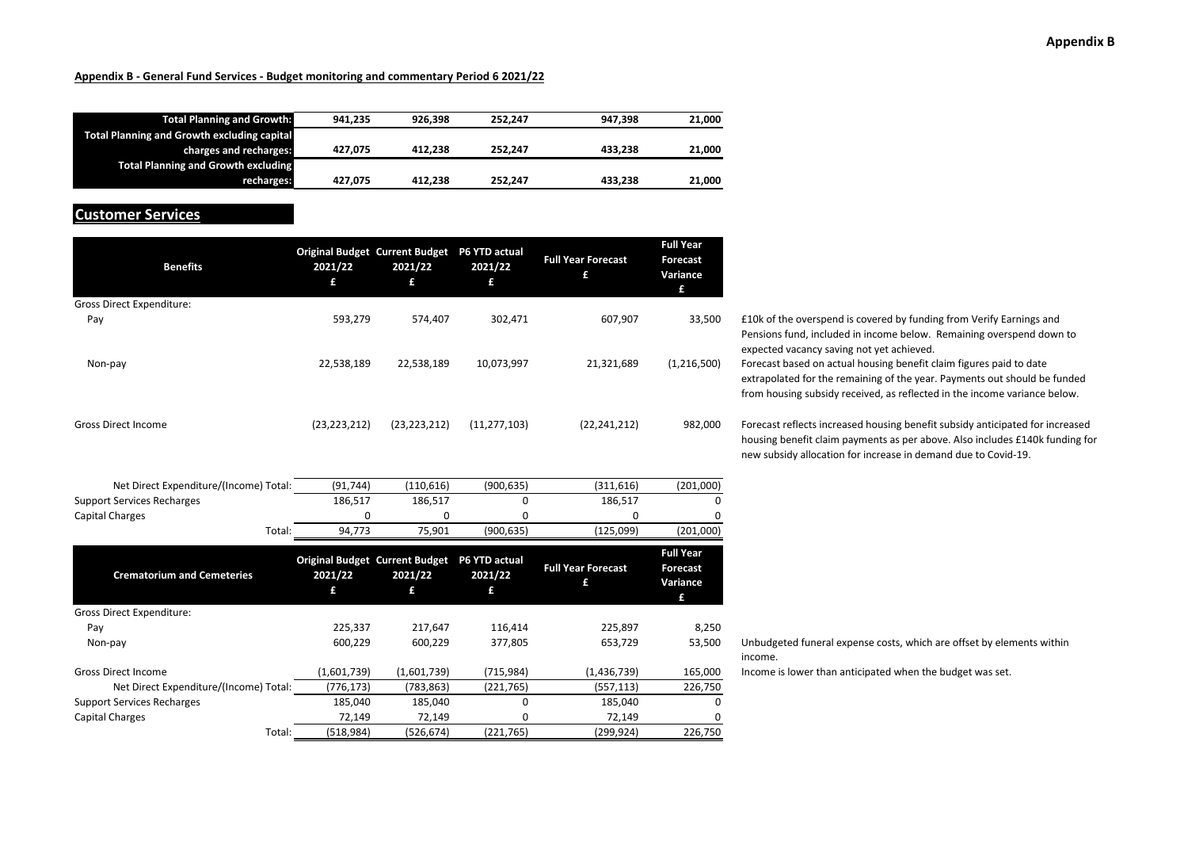## Appendix B - General Fund Services - Budget monitoring and commentary Period 6 2021/22

| | | | | | |
|---|---|---|---|---|---|
| **Total Planning and Growth:** | **941,235** | **926,398** | **252,247** | **947,398** | **21,000** |
| **Total Planning and Growth excluding capital charges and recharges:** | **427,075** | **412,238** | **252,247** | **433,238** | **21,000** |
| **Total Planning and Growth excluding recharges:** | **427,075** | **412,238** | **252,247** | **433,238** | **21,000** |

## Customer Services

| Benefits | Original Budget 2021/22 £ | Current Budget 2021/22 £ | P6 YTD actual 2021/22 £ | Full Year Forecast £ | Full Year Forecast Variance £ | |
|---|---|---|---|---|---|---|
| Gross Direct Expenditure: | | | | | | |
| Pay | 593,279 | 574,407 | 302,471 | 607,907 | 33,500 | £10k of the overspend is covered by funding from Verify Earnings and Pensions fund, included in income below. Remaining overspend down to expected vacancy saving not yet achieved. |
| Non-pay | 22,538,189 | 22,538,189 | 10,073,997 | 21,321,689 | (1,216,500) | Forecast based on actual housing benefit claim figures paid to date extrapolated for the remaining of the year. Payments out should be funded from housing subsidy received, as reflected in the income variance below. |
| Gross Direct Income | (23,223,212) | (23,223,212) | (11,277,103) | (22,241,212) | 982,000 | Forecast reflects increased housing benefit subsidy anticipated for increased housing benefit claim payments as per above. Also includes £140k funding for new subsidy allocation for increase in demand due to Covid-19. |
| Net Direct Expenditure/(Income) Total: | (91,744) | (110,616) | (900,635) | (311,616) | (201,000) | |
| Support Services Recharges | 186,517 | 186,517 | 0 | 186,517 | 0 | |
| Capital Charges | 0 | 0 | 0 | 0 | 0 | |
| Total: | 94,773 | 75,901 | (900,635) | (125,099) | (201,000) | |

| Crematorium and Cemeteries | Original Budget 2021/22 £ | Current Budget 2021/22 £ | P6 YTD actual 2021/22 £ | Full Year Forecast £ | Full Year Forecast Variance £ | |
|---|---|---|---|---|---|---|
| Gross Direct Expenditure: | | | | | | |
| Pay | 225,337 | 217,647 | 116,414 | 225,897 | 8,250 | |
| Non-pay | 600,229 | 600,229 | 377,805 | 653,729 | 53,500 | Unbudgeted funeral expense costs, which are offset by elements within income. |
| Gross Direct Income | (1,601,739) | (1,601,739) | (715,984) | (1,436,739) | 165,000 | Income is lower than anticipated when the budget was set. |
| Net Direct Expenditure/(Income) Total: | (776,173) | (783,863) | (221,765) | (557,113) | 226,750 | |
| Support Services Recharges | 185,040 | 185,040 | 0 | 185,040 | 0 | |
| Capital Charges | 72,149 | 72,149 | 0 | 72,149 | 0 | |
| Total: | (518,984) | (526,674) | (221,765) | (299,924) | 226,750 | |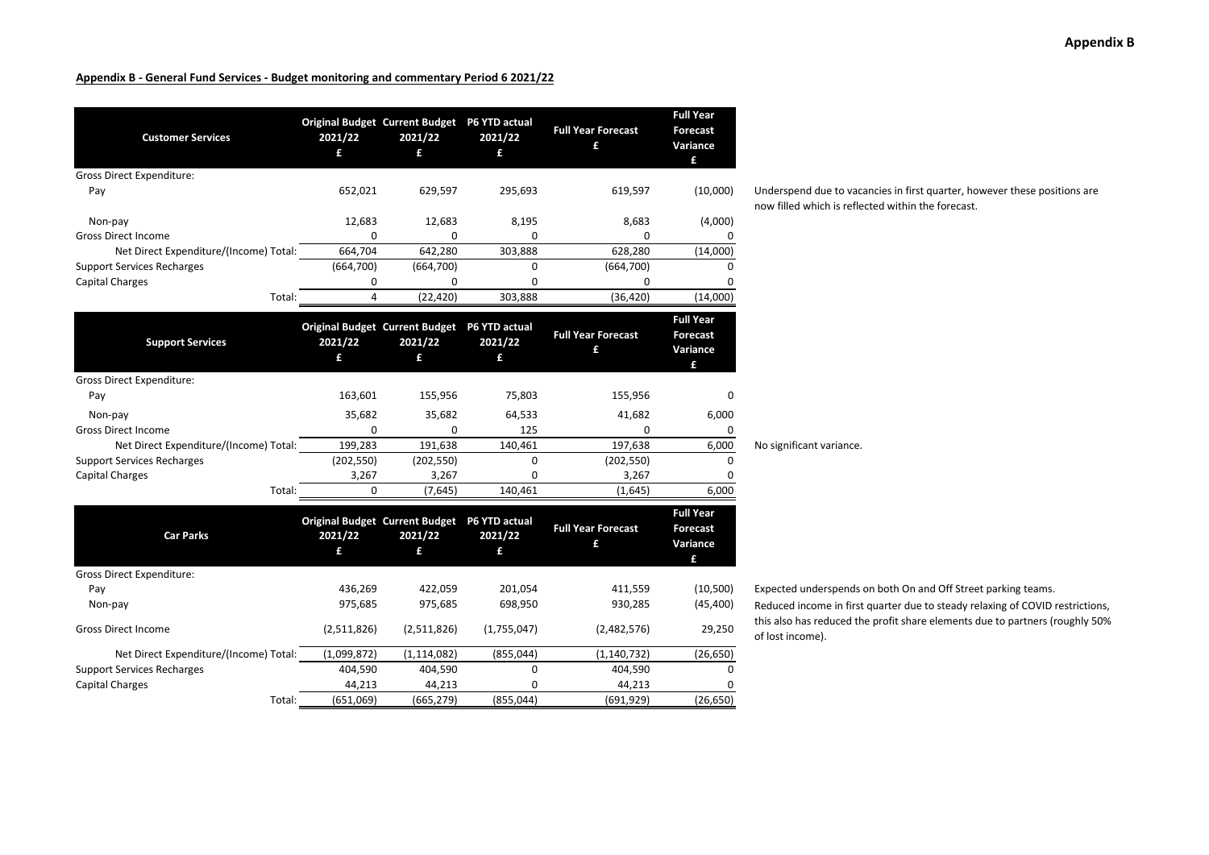**Appendix B**

**Appendix B - General Fund Services - Budget monitoring and commentary Period 6 2021/22**

| Customer Services | Original Budget 2021/22 £ | Current Budget 2021/22 £ | P6 YTD actual 2021/22 £ | Full Year Forecast £ | Full Year Forecast Variance £ | |
|---|---|---|---|---|---|---|
| Gross Direct Expenditure: | | | | | | |
| Pay | 652,021 | 629,597 | 295,693 | 619,597 | (10,000) | Underspend due to vacancies in first quarter, however these positions are now filled which is reflected within the forecast. |
| Non-pay | 12,683 | 12,683 | 8,195 | 8,683 | (4,000) | |
| Gross Direct Income | 0 | 0 | 0 | 0 | 0 | |
| Net Direct Expenditure/(Income) Total: | 664,704 | 642,280 | 303,888 | 628,280 | (14,000) | |
| Support Services Recharges | (664,700) | (664,700) | 0 | (664,700) | 0 | |
| Capital Charges | 0 | 0 | 0 | 0 | 0 | |
| Total: | 4 | (22,420) | 303,888 | (36,420) | (14,000) | |

| Support Services | Original Budget 2021/22 £ | Current Budget 2021/22 £ | P6 YTD actual 2021/22 £ | Full Year Forecast £ | Full Year Forecast Variance £ | |
|---|---|---|---|---|---|---|
| Gross Direct Expenditure: | | | | | | |
| Pay | 163,601 | 155,956 | 75,803 | 155,956 | 0 | |
| Non-pay | 35,682 | 35,682 | 64,533 | 41,682 | 6,000 | |
| Gross Direct Income | 0 | 0 | 125 | 0 | 0 | |
| Net Direct Expenditure/(Income) Total: | 199,283 | 191,638 | 140,461 | 197,638 | 6,000 | No significant variance. |
| Support Services Recharges | (202,550) | (202,550) | 0 | (202,550) | 0 | |
| Capital Charges | 3,267 | 3,267 | 0 | 3,267 | 0 | |
| Total: | 0 | (7,645) | 140,461 | (1,645) | 6,000 | |

| Car Parks | Original Budget 2021/22 £ | Current Budget 2021/22 £ | P6 YTD actual 2021/22 £ | Full Year Forecast £ | Full Year Forecast Variance £ | |
|---|---|---|---|---|---|---|
| Gross Direct Expenditure: | | | | | | |
| Pay | 436,269 | 422,059 | 201,054 | 411,559 | (10,500) | Expected underspends on both On and Off Street parking teams. |
| Non-pay | 975,685 | 975,685 | 698,950 | 930,285 | (45,400) | Reduced income in first quarter due to steady relaxing of COVID restrictions, this also has reduced the profit share elements due to partners (roughly 50% of lost income). |
| Gross Direct Income | (2,511,826) | (2,511,826) | (1,755,047) | (2,482,576) | 29,250 | |
| Net Direct Expenditure/(Income) Total: | (1,099,872) | (1,114,082) | (855,044) | (1,140,732) | (26,650) | |
| Support Services Recharges | 404,590 | 404,590 | 0 | 404,590 | 0 | |
| Capital Charges | 44,213 | 44,213 | 0 | 44,213 | 0 | |
| Total: | (651,069) | (665,279) | (855,044) | (691,929) | (26,650) | |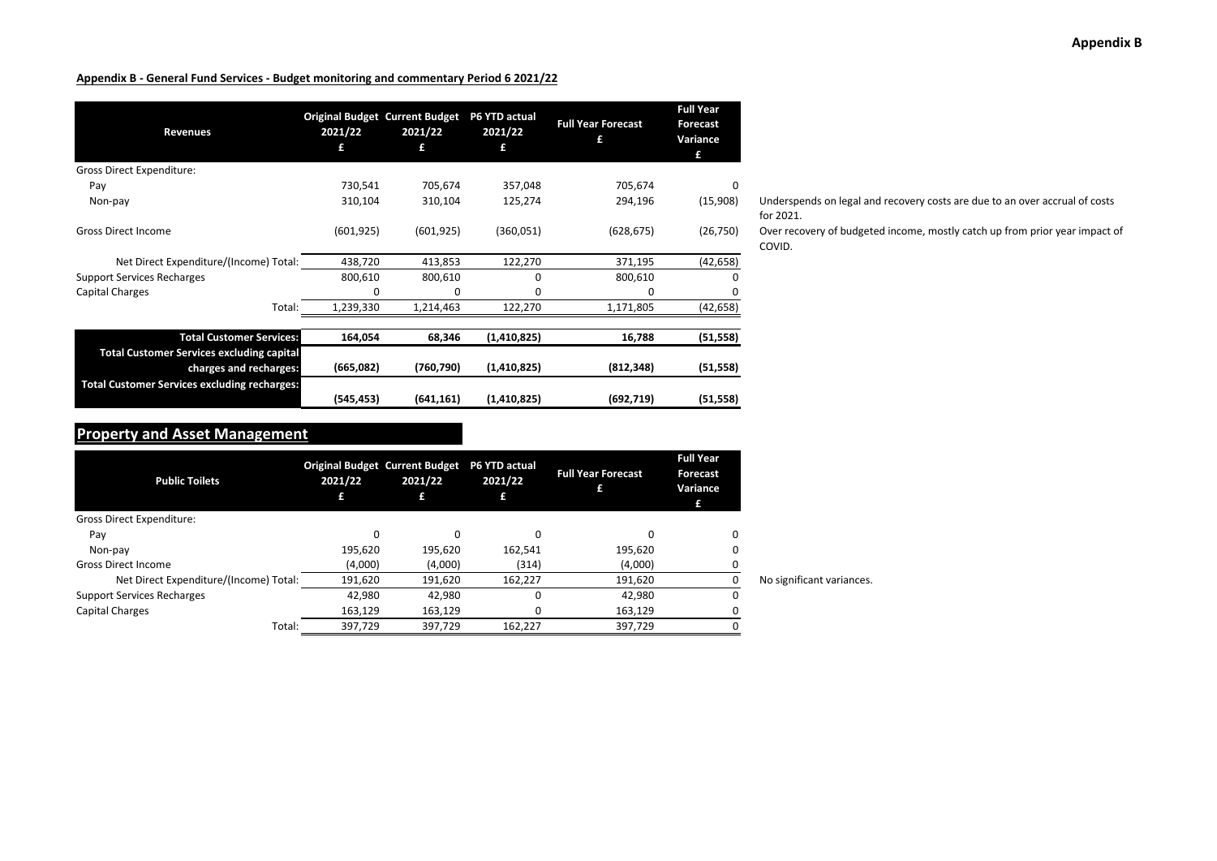**Appendix B**

**Appendix B - General Fund Services - Budget monitoring and commentary Period 6 2021/22**

| Revenues | Original Budget 2021/22 £ | Current Budget 2021/22 £ | P6 YTD actual 2021/22 £ | Full Year Forecast £ | Full Year Forecast Variance £ | |
|---|---|---|---|---|---|---|
| Gross Direct Expenditure: | | | | | | |
| Pay | 730,541 | 705,674 | 357,048 | 705,674 | 0 | |
| Non-pay | 310,104 | 310,104 | 125,274 | 294,196 | (15,908) | Underspends on legal and recovery costs are due to an over accrual of costs for 2021. |
| Gross Direct Income | (601,925) | (601,925) | (360,051) | (628,675) | (26,750) | Over recovery of budgeted income, mostly catch up from prior year impact of COVID. |
| Net Direct Expenditure/(Income) Total: | 438,720 | 413,853 | 122,270 | 371,195 | (42,658) | |
| Support Services Recharges | 800,610 | 800,610 | 0 | 800,610 | 0 | |
| Capital Charges | 0 | 0 | 0 | 0 | 0 | |
| Total: | 1,239,330 | 1,214,463 | 122,270 | 1,171,805 | (42,658) | |
| **Total Customer Services:** | **164,054** | **68,346** | **(1,410,825)** | **16,788** | **(51,558)** | |
| **Total Customer Services excluding capital charges and recharges:** | **(665,082)** | **(760,790)** | **(1,410,825)** | **(812,348)** | **(51,558)** | |
| **Total Customer Services excluding recharges:** | **(545,453)** | **(641,161)** | **(1,410,825)** | **(692,719)** | **(51,558)** | |

## Property and Asset Management

| Public Toilets | Original Budget 2021/22 £ | Current Budget 2021/22 £ | P6 YTD actual 2021/22 £ | Full Year Forecast £ | Full Year Forecast Variance £ | |
|---|---|---|---|---|---|---|
| Gross Direct Expenditure: | | | | | | |
| Pay | 0 | 0 | 0 | 0 | 0 | |
| Non-pay | 195,620 | 195,620 | 162,541 | 195,620 | 0 | |
| Gross Direct Income | (4,000) | (4,000) | (314) | (4,000) | 0 | |
| Net Direct Expenditure/(Income) Total: | 191,620 | 191,620 | 162,227 | 191,620 | 0 | No significant variances. |
| Support Services Recharges | 42,980 | 42,980 | 0 | 42,980 | 0 | |
| Capital Charges | 163,129 | 163,129 | 0 | 163,129 | 0 | |
| Total: | 397,729 | 397,729 | 162,227 | 397,729 | 0 | |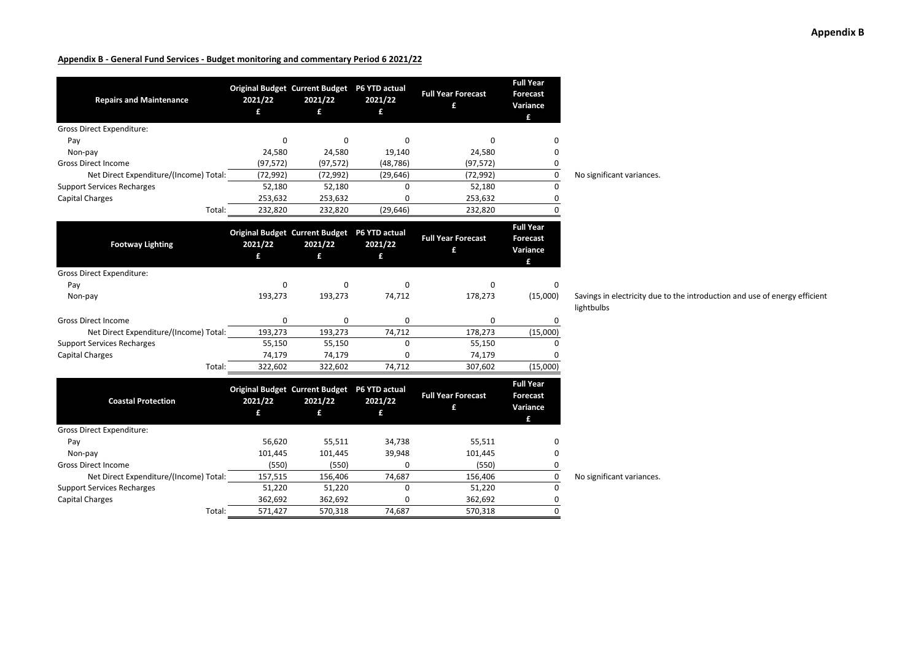**Appendix B**

**Appendix B - General Fund Services - Budget monitoring and commentary Period 6 2021/22**

| Repairs and Maintenance | Original Budget 2021/22 £ | Current Budget 2021/22 £ | P6 YTD actual 2021/22 £ | Full Year Forecast £ | Full Year Forecast Variance £ | |
|---|---|---|---|---|---|---|
| Gross Direct Expenditure: | | | | | | |
| Pay | 0 | 0 | 0 | 0 | 0 | |
| Non-pay | 24,580 | 24,580 | 19,140 | 24,580 | 0 | |
| Gross Direct Income | (97,572) | (97,572) | (48,786) | (97,572) | 0 | |
| Net Direct Expenditure/(Income) Total: | (72,992) | (72,992) | (29,646) | (72,992) | 0 | No significant variances. |
| Support Services Recharges | 52,180 | 52,180 | 0 | 52,180 | 0 | |
| Capital Charges | 253,632 | 253,632 | 0 | 253,632 | 0 | |
| Total: | 232,820 | 232,820 | (29,646) | 232,820 | 0 | |

| Footway Lighting | Original Budget 2021/22 £ | Current Budget 2021/22 £ | P6 YTD actual 2021/22 £ | Full Year Forecast £ | Full Year Forecast Variance £ | |
|---|---|---|---|---|---|---|
| Gross Direct Expenditure: | | | | | | |
| Pay | 0 | 0 | 0 | 0 | 0 | |
| Non-pay | 193,273 | 193,273 | 74,712 | 178,273 | (15,000) | Savings in electricity due to the introduction and use of energy efficient lightbulbs |
| Gross Direct Income | 0 | 0 | 0 | 0 | 0 | |
| Net Direct Expenditure/(Income) Total: | 193,273 | 193,273 | 74,712 | 178,273 | (15,000) | |
| Support Services Recharges | 55,150 | 55,150 | 0 | 55,150 | 0 | |
| Capital Charges | 74,179 | 74,179 | 0 | 74,179 | 0 | |
| Total: | 322,602 | 322,602 | 74,712 | 307,602 | (15,000) | |

| Coastal Protection | Original Budget 2021/22 £ | Current Budget 2021/22 £ | P6 YTD actual 2021/22 £ | Full Year Forecast £ | Full Year Forecast Variance £ | |
|---|---|---|---|---|---|---|
| Gross Direct Expenditure: | | | | | | |
| Pay | 56,620 | 55,511 | 34,738 | 55,511 | 0 | |
| Non-pay | 101,445 | 101,445 | 39,948 | 101,445 | 0 | |
| Gross Direct Income | (550) | (550) | 0 | (550) | 0 | |
| Net Direct Expenditure/(Income) Total: | 157,515 | 156,406 | 74,687 | 156,406 | 0 | No significant variances. |
| Support Services Recharges | 51,220 | 51,220 | 0 | 51,220 | 0 | |
| Capital Charges | 362,692 | 362,692 | 0 | 362,692 | 0 | |
| Total: | 571,427 | 570,318 | 74,687 | 570,318 | 0 | |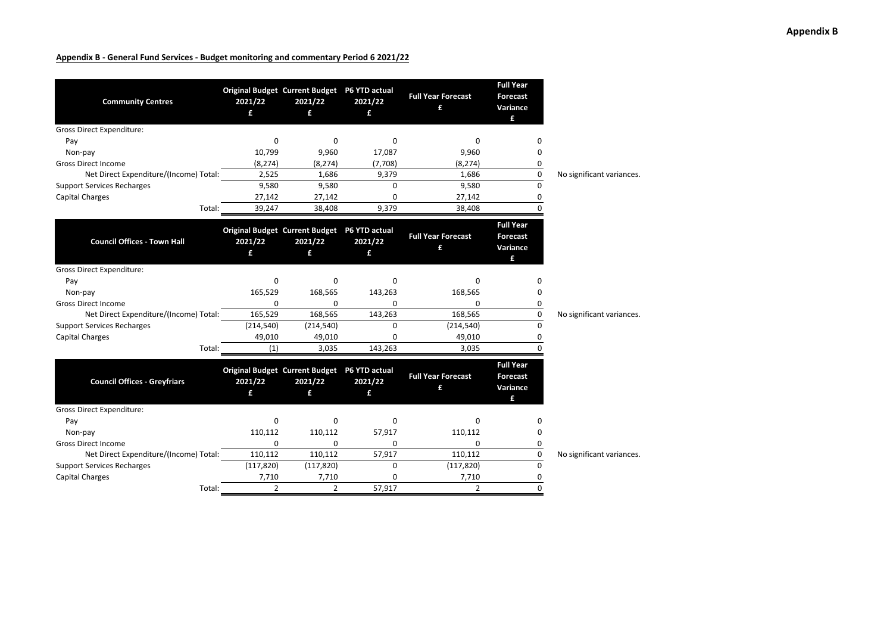**Appendix B**

**Appendix B - General Fund Services - Budget monitoring and commentary Period 6 2021/22**

| Community Centres | Original Budget 2021/22 £ | Current Budget 2021/22 £ | P6 YTD actual 2021/22 £ | Full Year Forecast £ | Full Year Forecast Variance £ | |
|---|---|---|---|---|---|---|
| Gross Direct Expenditure: | | | | | | |
| Pay | 0 | 0 | 0 | 0 | 0 | |
| Non-pay | 10,799 | 9,960 | 17,087 | 9,960 | 0 | |
| Gross Direct Income | (8,274) | (8,274) | (7,708) | (8,274) | 0 | |
| Net Direct Expenditure/(Income) Total: | 2,525 | 1,686 | 9,379 | 1,686 | 0 | No significant variances. |
| Support Services Recharges | 9,580 | 9,580 | 0 | 9,580 | 0 | |
| Capital Charges | 27,142 | 27,142 | 0 | 27,142 | 0 | |
| Total: | 39,247 | 38,408 | 9,379 | 38,408 | 0 | |

| Council Offices - Town Hall | Original Budget 2021/22 £ | Current Budget 2021/22 £ | P6 YTD actual 2021/22 £ | Full Year Forecast £ | Full Year Forecast Variance £ | |
|---|---|---|---|---|---|---|
| Gross Direct Expenditure: | | | | | | |
| Pay | 0 | 0 | 0 | 0 | 0 | |
| Non-pay | 165,529 | 168,565 | 143,263 | 168,565 | 0 | |
| Gross Direct Income | 0 | 0 | 0 | 0 | 0 | |
| Net Direct Expenditure/(Income) Total: | 165,529 | 168,565 | 143,263 | 168,565 | 0 | No significant variances. |
| Support Services Recharges | (214,540) | (214,540) | 0 | (214,540) | 0 | |
| Capital Charges | 49,010 | 49,010 | 0 | 49,010 | 0 | |
| Total: | (1) | 3,035 | 143,263 | 3,035 | 0 | |

| Council Offices - Greyfriars | Original Budget 2021/22 £ | Current Budget 2021/22 £ | P6 YTD actual 2021/22 £ | Full Year Forecast £ | Full Year Forecast Variance £ | |
|---|---|---|---|---|---|---|
| Gross Direct Expenditure: | | | | | | |
| Pay | 0 | 0 | 0 | 0 | 0 | |
| Non-pay | 110,112 | 110,112 | 57,917 | 110,112 | 0 | |
| Gross Direct Income | 0 | 0 | 0 | 0 | 0 | |
| Net Direct Expenditure/(Income) Total: | 110,112 | 110,112 | 57,917 | 110,112 | 0 | No significant variances. |
| Support Services Recharges | (117,820) | (117,820) | 0 | (117,820) | 0 | |
| Capital Charges | 7,710 | 7,710 | 0 | 7,710 | 0 | |
| Total: | 2 | 2 | 57,917 | 2 | 0 | |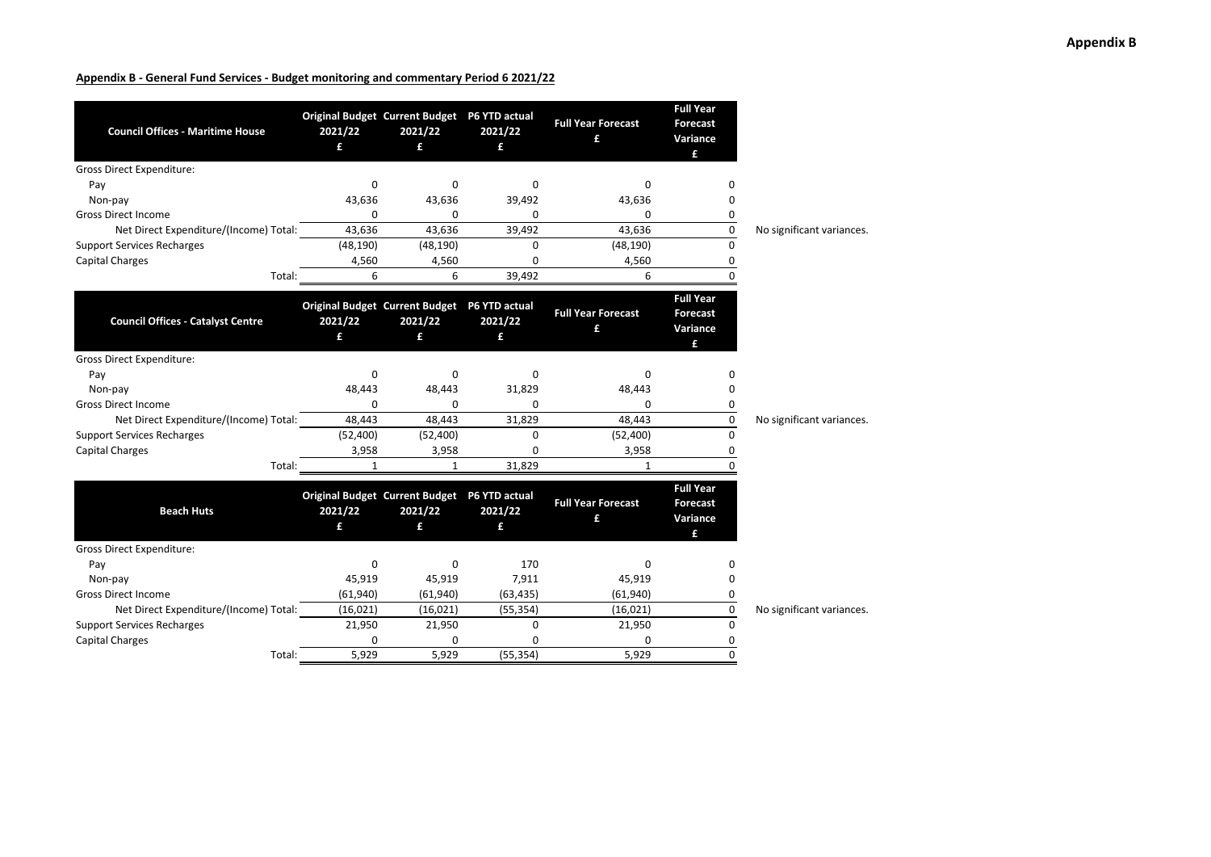**Appendix B**

**Appendix B - General Fund Services - Budget monitoring and commentary Period 6 2021/22**

| Council Offices - Maritime House | Original Budget 2021/22 £ | Current Budget 2021/22 £ | P6 YTD actual 2021/22 £ | Full Year Forecast £ | Full Year Forecast Variance £ | |
|---|---|---|---|---|---|---|
| Gross Direct Expenditure: | | | | | | |
| Pay | 0 | 0 | 0 | 0 | 0 | |
| Non-pay | 43,636 | 43,636 | 39,492 | 43,636 | 0 | |
| Gross Direct Income | 0 | 0 | 0 | 0 | 0 | |
| Net Direct Expenditure/(Income) Total: | 43,636 | 43,636 | 39,492 | 43,636 | 0 | No significant variances. |
| Support Services Recharges | (48,190) | (48,190) | 0 | (48,190) | 0 | |
| Capital Charges | 4,560 | 4,560 | 0 | 4,560 | 0 | |
| Total: | 6 | 6 | 39,492 | 6 | 0 | |

| Council Offices - Catalyst Centre | Original Budget 2021/22 £ | Current Budget 2021/22 £ | P6 YTD actual 2021/22 £ | Full Year Forecast £ | Full Year Forecast Variance £ | |
|---|---|---|---|---|---|---|
| Gross Direct Expenditure: | | | | | | |
| Pay | 0 | 0 | 0 | 0 | 0 | |
| Non-pay | 48,443 | 48,443 | 31,829 | 48,443 | 0 | |
| Gross Direct Income | 0 | 0 | 0 | 0 | 0 | |
| Net Direct Expenditure/(Income) Total: | 48,443 | 48,443 | 31,829 | 48,443 | 0 | No significant variances. |
| Support Services Recharges | (52,400) | (52,400) | 0 | (52,400) | 0 | |
| Capital Charges | 3,958 | 3,958 | 0 | 3,958 | 0 | |
| Total: | 1 | 1 | 31,829 | 1 | 0 | |

| Beach Huts | Original Budget 2021/22 £ | Current Budget 2021/22 £ | P6 YTD actual 2021/22 £ | Full Year Forecast £ | Full Year Forecast Variance £ | |
|---|---|---|---|---|---|---|
| Gross Direct Expenditure: | | | | | | |
| Pay | 0 | 0 | 170 | 0 | 0 | |
| Non-pay | 45,919 | 45,919 | 7,911 | 45,919 | 0 | |
| Gross Direct Income | (61,940) | (61,940) | (63,435) | (61,940) | 0 | |
| Net Direct Expenditure/(Income) Total: | (16,021) | (16,021) | (55,354) | (16,021) | 0 | No significant variances. |
| Support Services Recharges | 21,950 | 21,950 | 0 | 21,950 | 0 | |
| Capital Charges | 0 | 0 | 0 | 0 | 0 | |
| Total: | 5,929 | 5,929 | (55,354) | 5,929 | 0 | |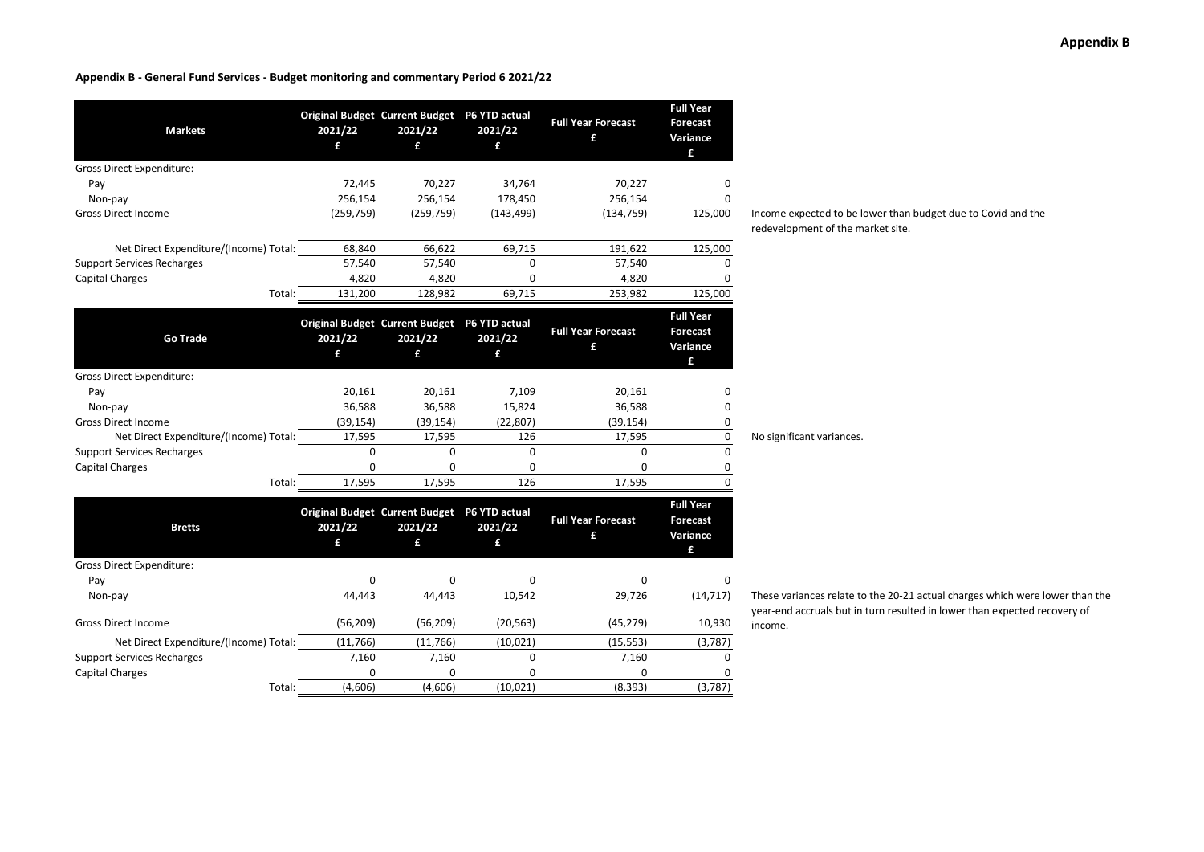**Appendix B**

**Appendix B - General Fund Services - Budget monitoring and commentary Period 6 2021/22**

| Markets | Original Budget 2021/22 £ | Current Budget 2021/22 £ | P6 YTD actual 2021/22 £ | Full Year Forecast £ | Full Year Forecast Variance £ | |
|---|---|---|---|---|---|---|
| Gross Direct Expenditure: | | | | | | |
| Pay | 72,445 | 70,227 | 34,764 | 70,227 | 0 | |
| Non-pay | 256,154 | 256,154 | 178,450 | 256,154 | 0 | |
| Gross Direct Income | (259,759) | (259,759) | (143,499) | (134,759) | 125,000 | Income expected to be lower than budget due to Covid and the redevelopment of the market site. |
| Net Direct Expenditure/(Income) Total: | 68,840 | 66,622 | 69,715 | 191,622 | 125,000 | |
| Support Services Recharges | 57,540 | 57,540 | 0 | 57,540 | 0 | |
| Capital Charges | 4,820 | 4,820 | 0 | 4,820 | 0 | |
| Total: | 131,200 | 128,982 | 69,715 | 253,982 | 125,000 | |

| Go Trade | Original Budget 2021/22 £ | Current Budget 2021/22 £ | P6 YTD actual 2021/22 £ | Full Year Forecast £ | Full Year Forecast Variance £ | |
|---|---|---|---|---|---|---|
| Gross Direct Expenditure: | | | | | | |
| Pay | 20,161 | 20,161 | 7,109 | 20,161 | 0 | |
| Non-pay | 36,588 | 36,588 | 15,824 | 36,588 | 0 | |
| Gross Direct Income | (39,154) | (39,154) | (22,807) | (39,154) | 0 | |
| Net Direct Expenditure/(Income) Total: | 17,595 | 17,595 | 126 | 17,595 | 0 | No significant variances. |
| Support Services Recharges | 0 | 0 | 0 | 0 | 0 | |
| Capital Charges | 0 | 0 | 0 | 0 | 0 | |
| Total: | 17,595 | 17,595 | 126 | 17,595 | 0 | |

| Bretts | Original Budget 2021/22 £ | Current Budget 2021/22 £ | P6 YTD actual 2021/22 £ | Full Year Forecast £ | Full Year Forecast Variance £ | |
|---|---|---|---|---|---|---|
| Gross Direct Expenditure: | | | | | | |
| Pay | 0 | 0 | 0 | 0 | 0 | |
| Non-pay | 44,443 | 44,443 | 10,542 | 29,726 | (14,717) | These variances relate to the 20-21 actual charges which were lower than the year-end accruals but in turn resulted in lower than expected recovery of income. |
| Gross Direct Income | (56,209) | (56,209) | (20,563) | (45,279) | 10,930 | |
| Net Direct Expenditure/(Income) Total: | (11,766) | (11,766) | (10,021) | (15,553) | (3,787) | |
| Support Services Recharges | 7,160 | 7,160 | 0 | 7,160 | 0 | |
| Capital Charges | 0 | 0 | 0 | 0 | 0 | |
| Total: | (4,606) | (4,606) | (10,021) | (8,393) | (3,787) | |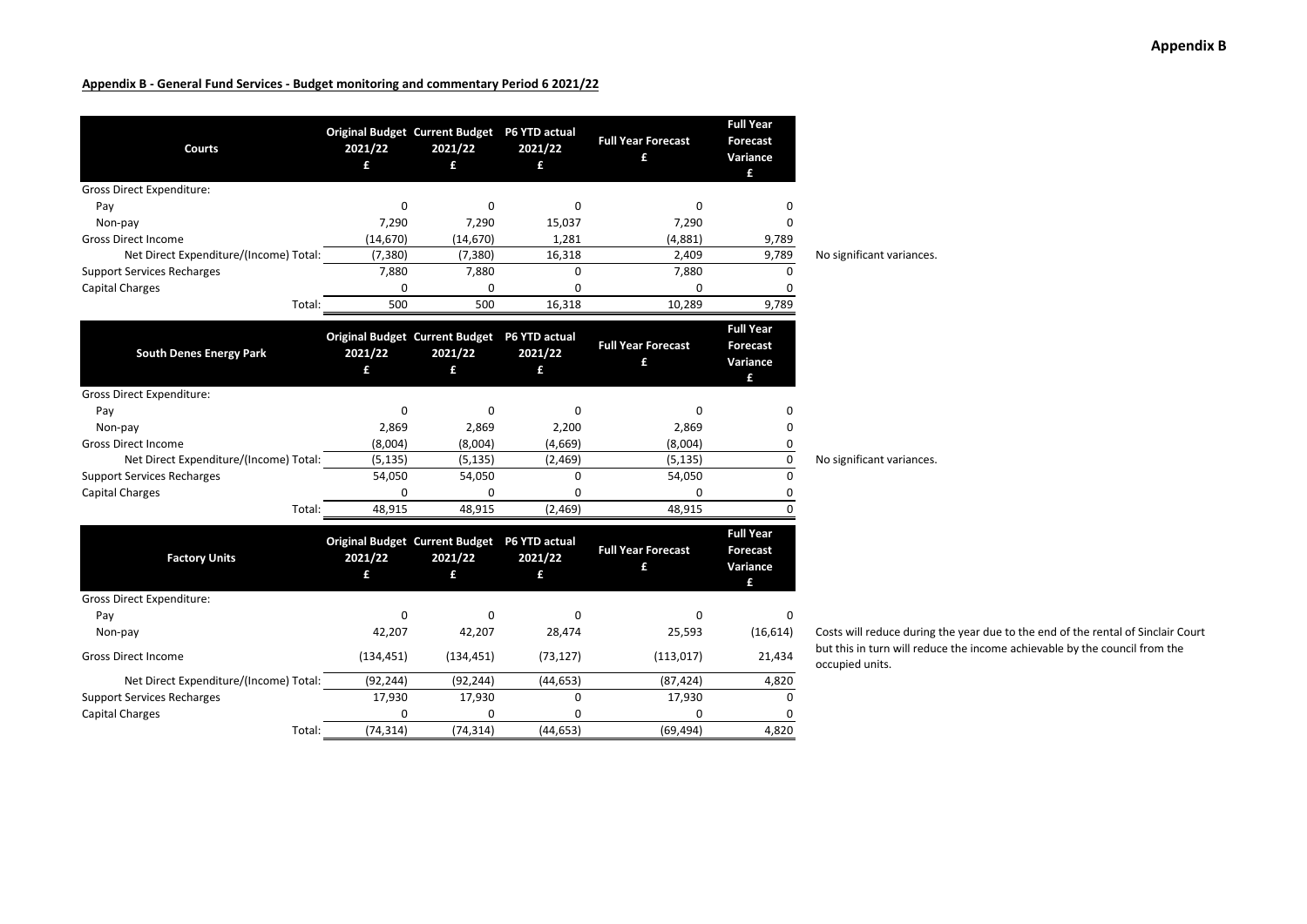**Appendix B**

**Appendix B - General Fund Services - Budget monitoring and commentary Period 6 2021/22**

| Courts | Original Budget 2021/22 £ | Current Budget 2021/22 £ | P6 YTD actual 2021/22 £ | Full Year Forecast £ | Full Year Forecast Variance £ | |
|---|---|---|---|---|---|---|
| Gross Direct Expenditure: | | | | | | |
| Pay | 0 | 0 | 0 | 0 | 0 | |
| Non-pay | 7,290 | 7,290 | 15,037 | 7,290 | 0 | |
| Gross Direct Income | (14,670) | (14,670) | 1,281 | (4,881) | 9,789 | |
| Net Direct Expenditure/(Income) Total: | (7,380) | (7,380) | 16,318 | 2,409 | 9,789 | No significant variances. |
| Support Services Recharges | 7,880 | 7,880 | 0 | 7,880 | 0 | |
| Capital Charges | 0 | 0 | 0 | 0 | 0 | |
| Total: | 500 | 500 | 16,318 | 10,289 | 9,789 | |

| South Denes Energy Park | Original Budget 2021/22 £ | Current Budget 2021/22 £ | P6 YTD actual 2021/22 £ | Full Year Forecast £ | Full Year Forecast Variance £ | |
|---|---|---|---|---|---|---|
| Gross Direct Expenditure: | | | | | | |
| Pay | 0 | 0 | 0 | 0 | 0 | |
| Non-pay | 2,869 | 2,869 | 2,200 | 2,869 | 0 | |
| Gross Direct Income | (8,004) | (8,004) | (4,669) | (8,004) | 0 | |
| Net Direct Expenditure/(Income) Total: | (5,135) | (5,135) | (2,469) | (5,135) | 0 | No significant variances. |
| Support Services Recharges | 54,050 | 54,050 | 0 | 54,050 | 0 | |
| Capital Charges | 0 | 0 | 0 | 0 | 0 | |
| Total: | 48,915 | 48,915 | (2,469) | 48,915 | 0 | |

| Factory Units | Original Budget 2021/22 £ | Current Budget 2021/22 £ | P6 YTD actual 2021/22 £ | Full Year Forecast £ | Full Year Forecast Variance £ | |
|---|---|---|---|---|---|---|
| Gross Direct Expenditure: | | | | | | |
| Pay | 0 | 0 | 0 | 0 | 0 | |
| Non-pay | 42,207 | 42,207 | 28,474 | 25,593 | (16,614) | Costs will reduce during the year due to the end of the rental of Sinclair Court but this in turn will reduce the income achievable by the council from the occupied units. |
| Gross Direct Income | (134,451) | (134,451) | (73,127) | (113,017) | 21,434 | |
| Net Direct Expenditure/(Income) Total: | (92,244) | (92,244) | (44,653) | (87,424) | 4,820 | |
| Support Services Recharges | 17,930 | 17,930 | 0 | 17,930 | 0 | |
| Capital Charges | 0 | 0 | 0 | 0 | 0 | |
| Total: | (74,314) | (74,314) | (44,653) | (69,494) | 4,820 | |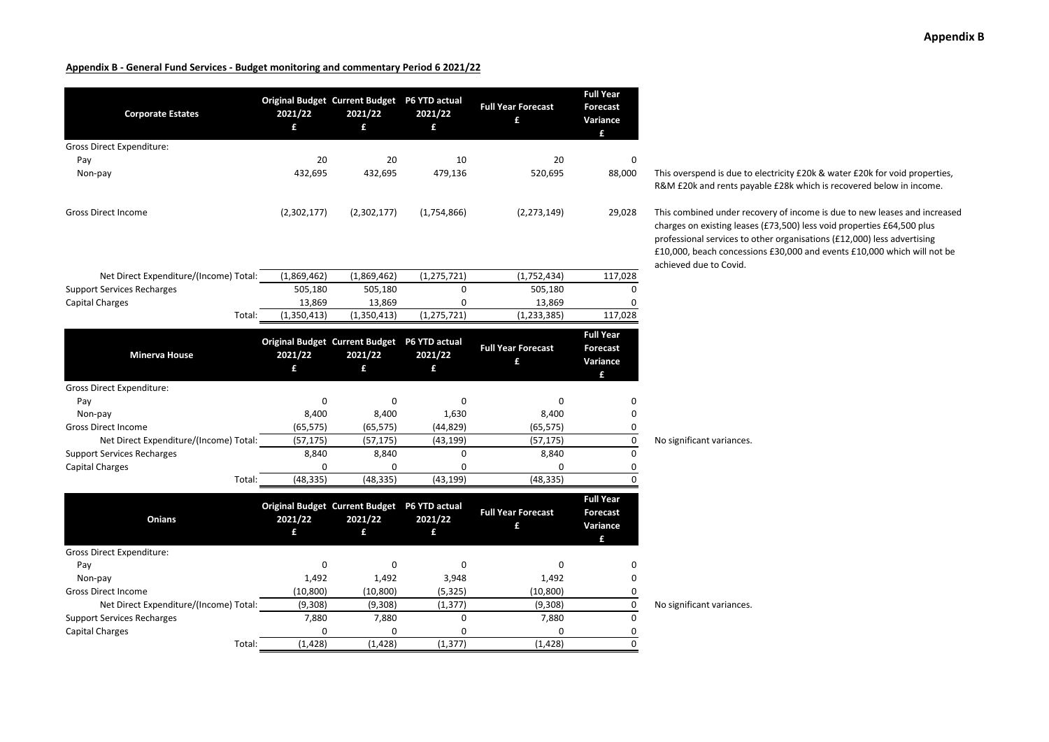# Appendix B

**Appendix B - General Fund Services - Budget monitoring and commentary Period 6 2021/22**

| Corporate Estates | Original Budget 2021/22 £ | Current Budget 2021/22 £ | P6 YTD actual 2021/22 £ | Full Year Forecast £ | Full Year Forecast Variance £ | |
|---|---|---|---|---|---|---|
| Gross Direct Expenditure: | | | | | | |
| Pay | 20 | 20 | 10 | 20 | 0 | |
| Non-pay | 432,695 | 432,695 | 479,136 | 520,695 | 88,000 | This overspend is due to electricity £20k & water £20k for void properties, R&M £20k and rents payable £28k which is recovered below in income. |
| Gross Direct Income | (2,302,177) | (2,302,177) | (1,754,866) | (2,273,149) | 29,028 | This combined under recovery of income is due to new leases and increased charges on existing leases (£73,500) less void properties £64,500 plus professional services to other organisations (£12,000) less advertising £10,000, beach concessions £30,000 and events £10,000 which will not be achieved due to Covid. |
| Net Direct Expenditure/(Income) Total: | (1,869,462) | (1,869,462) | (1,275,721) | (1,752,434) | 117,028 | |
| Support Services Recharges | 505,180 | 505,180 | 0 | 505,180 | 0 | |
| Capital Charges | 13,869 | 13,869 | 0 | 13,869 | 0 | |
| Total: | (1,350,413) | (1,350,413) | (1,275,721) | (1,233,385) | 117,028 | |

| Minerva House | Original Budget 2021/22 £ | Current Budget 2021/22 £ | P6 YTD actual 2021/22 £ | Full Year Forecast £ | Full Year Forecast Variance £ | |
|---|---|---|---|---|---|---|
| Gross Direct Expenditure: | | | | | | |
| Pay | 0 | 0 | 0 | 0 | 0 | |
| Non-pay | 8,400 | 8,400 | 1,630 | 8,400 | 0 | |
| Gross Direct Income | (65,575) | (65,575) | (44,829) | (65,575) | 0 | |
| Net Direct Expenditure/(Income) Total: | (57,175) | (57,175) | (43,199) | (57,175) | 0 | No significant variances. |
| Support Services Recharges | 8,840 | 8,840 | 0 | 8,840 | 0 | |
| Capital Charges | 0 | 0 | 0 | 0 | 0 | |
| Total: | (48,335) | (48,335) | (43,199) | (48,335) | 0 | |

| Onians | Original Budget 2021/22 £ | Current Budget 2021/22 £ | P6 YTD actual 2021/22 £ | Full Year Forecast £ | Full Year Forecast Variance £ | |
|---|---|---|---|---|---|---|
| Gross Direct Expenditure: | | | | | | |
| Pay | 0 | 0 | 0 | 0 | 0 | |
| Non-pay | 1,492 | 1,492 | 3,948 | 1,492 | 0 | |
| Gross Direct Income | (10,800) | (10,800) | (5,325) | (10,800) | 0 | |
| Net Direct Expenditure/(Income) Total: | (9,308) | (9,308) | (1,377) | (9,308) | 0 | No significant variances. |
| Support Services Recharges | 7,880 | 7,880 | 0 | 7,880 | 0 | |
| Capital Charges | 0 | 0 | 0 | 0 | 0 | |
| Total: | (1,428) | (1,428) | (1,377) | (1,428) | 0 | |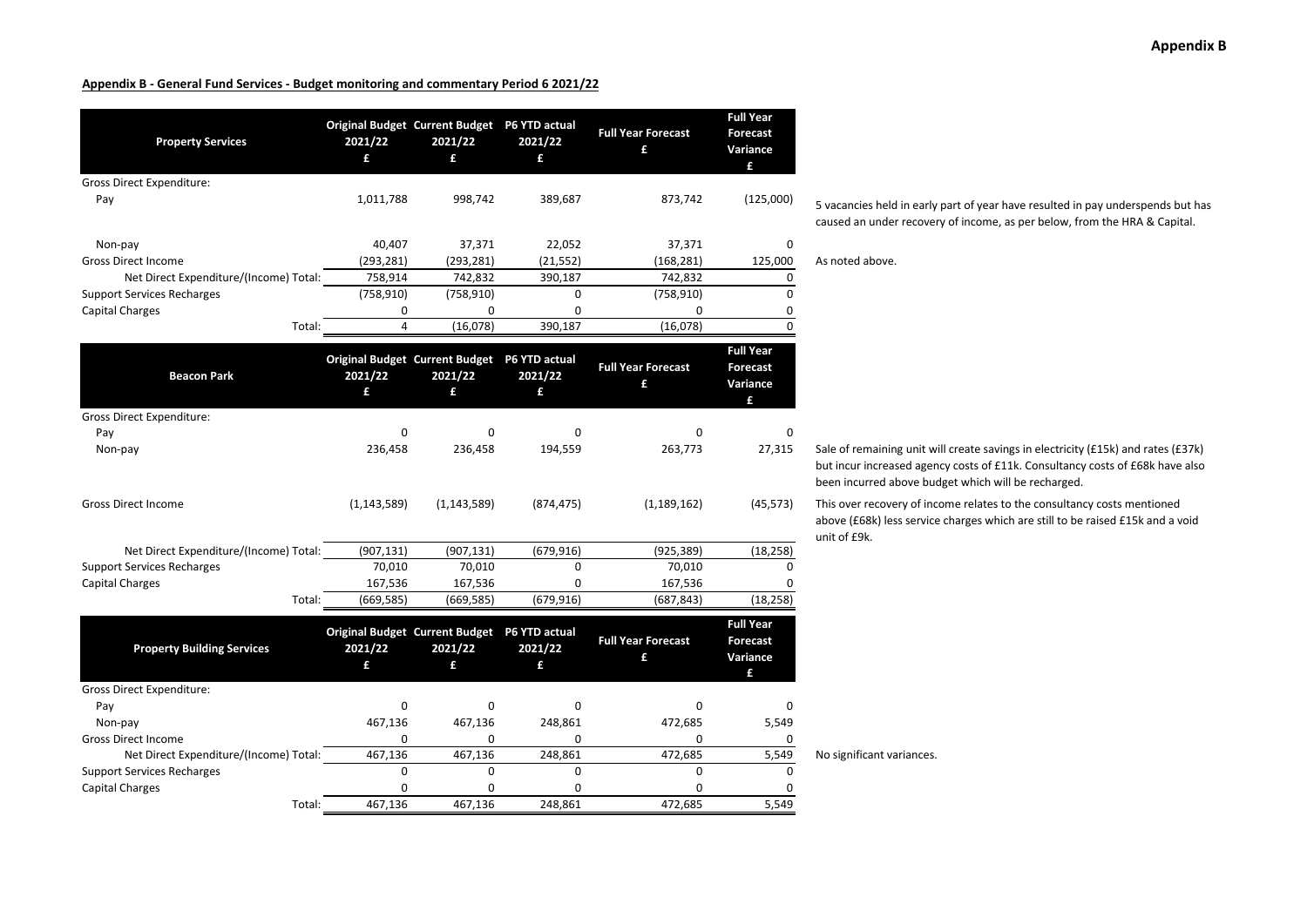**Appendix B - General Fund Services - Budget monitoring and commentary Period 6 2021/22**

| Property Services | Original Budget 2021/22 £ | Current Budget 2021/22 £ | P6 YTD actual 2021/22 £ | Full Year Forecast £ | Full Year Forecast Variance £ | |
|---|---|---|---|---|---|---|
| Gross Direct Expenditure: | | | | | | |
| Pay | 1,011,788 | 998,742 | 389,687 | 873,742 | (125,000) | 5 vacancies held in early part of year have resulted in pay underspends but has caused an under recovery of income, as per below, from the HRA & Capital. |
| Non-pay | 40,407 | 37,371 | 22,052 | 37,371 | 0 | |
| Gross Direct Income | (293,281) | (293,281) | (21,552) | (168,281) | 125,000 | As noted above. |
| Net Direct Expenditure/(Income) Total: | 758,914 | 742,832 | 390,187 | 742,832 | 0 | |
| Support Services Recharges | (758,910) | (758,910) | 0 | (758,910) | 0 | |
| Capital Charges | 0 | 0 | 0 | 0 | 0 | |
| Total: | 4 | (16,078) | 390,187 | (16,078) | 0 | |

| Beacon Park | Original Budget 2021/22 £ | Current Budget 2021/22 £ | P6 YTD actual 2021/22 £ | Full Year Forecast £ | Full Year Forecast Variance £ | |
|---|---|---|---|---|---|---|
| Gross Direct Expenditure: | | | | | | |
| Pay | 0 | 0 | 0 | 0 | 0 | |
| Non-pay | 236,458 | 236,458 | 194,559 | 263,773 | 27,315 | Sale of remaining unit will create savings in electricity (£15k) and rates (£37k) but incur increased agency costs of £11k. Consultancy costs of £68k have also been incurred above budget which will be recharged. |
| Gross Direct Income | (1,143,589) | (1,143,589) | (874,475) | (1,189,162) | (45,573) | This over recovery of income relates to the consultancy costs mentioned above (£68k) less service charges which are still to be raised £15k and a void unit of £9k. |
| Net Direct Expenditure/(Income) Total: | (907,131) | (907,131) | (679,916) | (925,389) | (18,258) | |
| Support Services Recharges | 70,010 | 70,010 | 0 | 70,010 | 0 | |
| Capital Charges | 167,536 | 167,536 | 0 | 167,536 | 0 | |
| Total: | (669,585) | (669,585) | (679,916) | (687,843) | (18,258) | |

| Property Building Services | Original Budget 2021/22 £ | Current Budget 2021/22 £ | P6 YTD actual 2021/22 £ | Full Year Forecast £ | Full Year Forecast Variance £ | |
|---|---|---|---|---|---|---|
| Gross Direct Expenditure: | | | | | | |
| Pay | 0 | 0 | 0 | 0 | 0 | |
| Non-pay | 467,136 | 467,136 | 248,861 | 472,685 | 5,549 | |
| Gross Direct Income | 0 | 0 | 0 | 0 | 0 | |
| Net Direct Expenditure/(Income) Total: | 467,136 | 467,136 | 248,861 | 472,685 | 5,549 | No significant variances. |
| Support Services Recharges | 0 | 0 | 0 | 0 | 0 | |
| Capital Charges | 0 | 0 | 0 | 0 | 0 | |
| Total: | 467,136 | 467,136 | 248,861 | 472,685 | 5,549 | |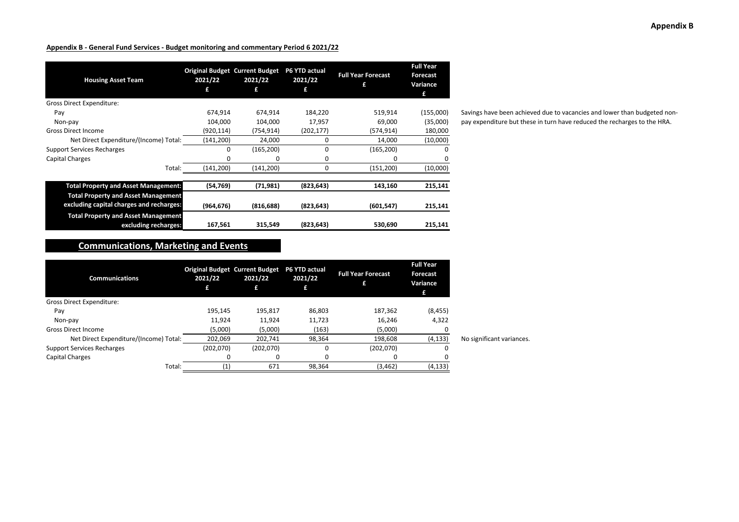# Appendix B

**Appendix B - General Fund Services - Budget monitoring and commentary Period 6 2021/22**

| Housing Asset Team | Original Budget 2021/22 £ | Current Budget 2021/22 £ | P6 YTD actual 2021/22 £ | Full Year Forecast £ | Full Year Forecast Variance £ | |
|---|---|---|---|---|---|---|
| Gross Direct Expenditure: | | | | | | |
| Pay | 674,914 | 674,914 | 184,220 | 519,914 | (155,000) | Savings have been achieved due to vacancies and lower than budgeted non-pay expenditure but these in turn have reduced the recharges to the HRA. |
| Non-pay | 104,000 | 104,000 | 17,957 | 69,000 | (35,000) | |
| Gross Direct Income | (920,114) | (754,914) | (202,177) | (574,914) | 180,000 | |
| Net Direct Expenditure/(Income) Total: | (141,200) | 24,000 | 0 | 14,000 | (10,000) | |
| Support Services Recharges | 0 | (165,200) | 0 | (165,200) | 0 | |
| Capital Charges | 0 | 0 | 0 | 0 | 0 | |
| Total: | (141,200) | (141,200) | 0 | (151,200) | (10,000) | |
| **Total Property and Asset Management:** | **(54,769)** | **(71,981)** | **(823,643)** | **143,160** | **215,141** | |
| **Total Property and Asset Management excluding capital charges and recharges:** | **(964,676)** | **(816,688)** | **(823,643)** | **(601,547)** | **215,141** | |
| **Total Property and Asset Management excluding recharges:** | **167,561** | **315,549** | **(823,643)** | **530,690** | **215,141** | |

## Communications, Marketing and Events

| Communications | Original Budget 2021/22 £ | Current Budget 2021/22 £ | P6 YTD actual 2021/22 £ | Full Year Forecast £ | Full Year Forecast Variance £ | |
|---|---|---|---|---|---|---|
| Gross Direct Expenditure: | | | | | | |
| Pay | 195,145 | 195,817 | 86,803 | 187,362 | (8,455) | |
| Non-pay | 11,924 | 11,924 | 11,723 | 16,246 | 4,322 | |
| Gross Direct Income | (5,000) | (5,000) | (163) | (5,000) | 0 | |
| Net Direct Expenditure/(Income) Total: | 202,069 | 202,741 | 98,364 | 198,608 | (4,133) | No significant variances. |
| Support Services Recharges | (202,070) | (202,070) | 0 | (202,070) | 0 | |
| Capital Charges | 0 | 0 | 0 | 0 | 0 | |
| Total: | (1) | 671 | 98,364 | (3,462) | (4,133) | |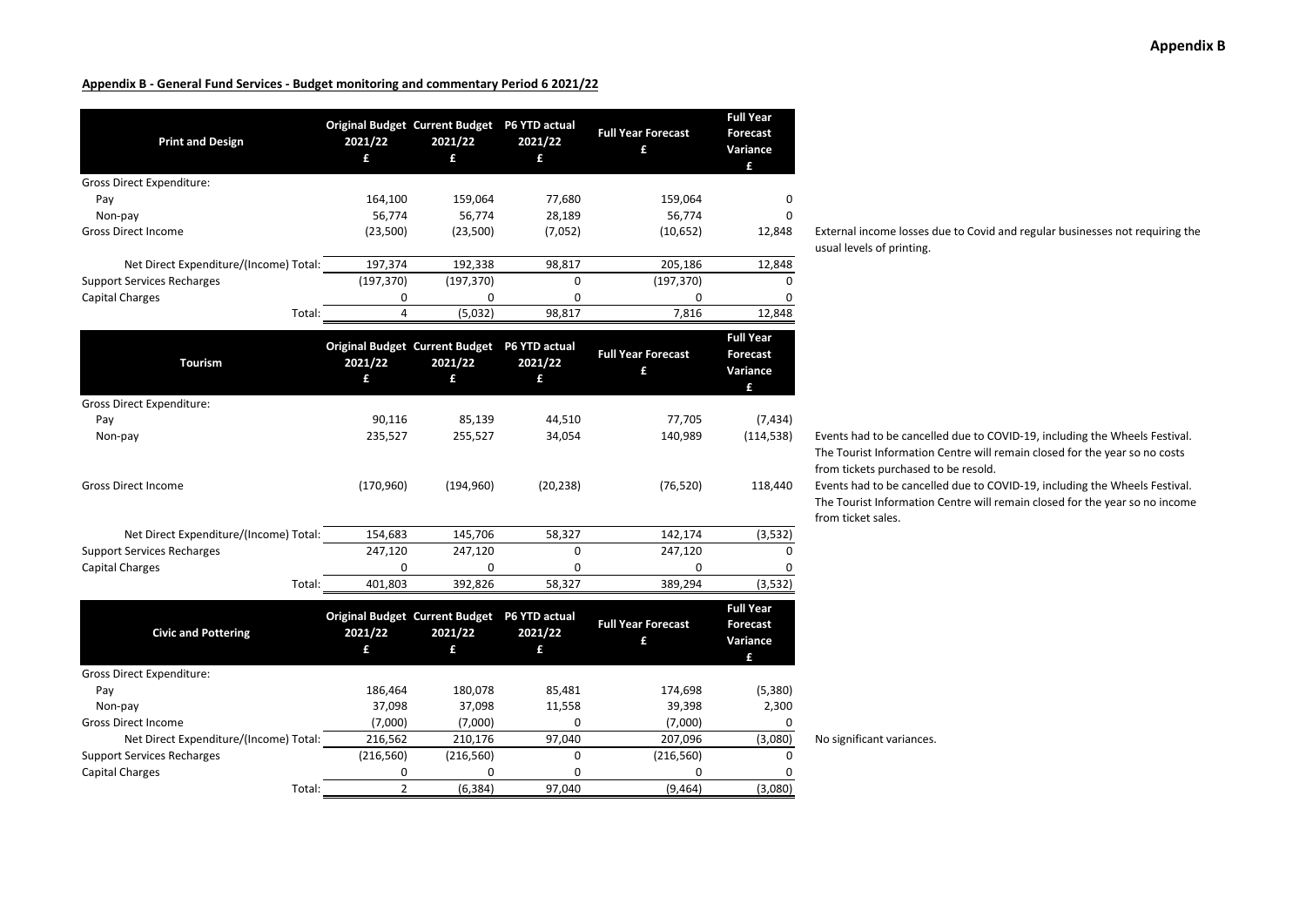**Appendix B - General Fund Services - Budget monitoring and commentary Period 6 2021/22**

| Print and Design | Original Budget 2021/22 £ | Current Budget 2021/22 £ | P6 YTD actual 2021/22 £ | Full Year Forecast £ | Full Year Forecast Variance £ | |
|---|---|---|---|---|---|---|
| Gross Direct Expenditure: | | | | | | |
| Pay | 164,100 | 159,064 | 77,680 | 159,064 | 0 | |
| Non-pay | 56,774 | 56,774 | 28,189 | 56,774 | 0 | |
| Gross Direct Income | (23,500) | (23,500) | (7,052) | (10,652) | 12,848 | External income losses due to Covid and regular businesses not requiring the usual levels of printing. |
| Net Direct Expenditure/(Income) Total: | 197,374 | 192,338 | 98,817 | 205,186 | 12,848 | |
| Support Services Recharges | (197,370) | (197,370) | 0 | (197,370) | 0 | |
| Capital Charges | 0 | 0 | 0 | 0 | 0 | |
| Total: | 4 | (5,032) | 98,817 | 7,816 | 12,848 | |

| Tourism | Original Budget 2021/22 £ | Current Budget 2021/22 £ | P6 YTD actual 2021/22 £ | Full Year Forecast £ | Full Year Forecast Variance £ | |
|---|---|---|---|---|---|---|
| Gross Direct Expenditure: | | | | | | |
| Pay | 90,116 | 85,139 | 44,510 | 77,705 | (7,434) | |
| Non-pay | 235,527 | 255,527 | 34,054 | 140,989 | (114,538) | Events had to be cancelled due to COVID-19, including the Wheels Festival. The Tourist Information Centre will remain closed for the year so no costs from tickets purchased to be resold. |
| Gross Direct Income | (170,960) | (194,960) | (20,238) | (76,520) | 118,440 | Events had to be cancelled due to COVID-19, including the Wheels Festival. The Tourist Information Centre will remain closed for the year so no income from ticket sales. |
| Net Direct Expenditure/(Income) Total: | 154,683 | 145,706 | 58,327 | 142,174 | (3,532) | |
| Support Services Recharges | 247,120 | 247,120 | 0 | 247,120 | 0 | |
| Capital Charges | 0 | 0 | 0 | 0 | 0 | |
| Total: | 401,803 | 392,826 | 58,327 | 389,294 | (3,532) | |

| Civic and Pottering | Original Budget 2021/22 £ | Current Budget 2021/22 £ | P6 YTD actual 2021/22 £ | Full Year Forecast £ | Full Year Forecast Variance £ | |
|---|---|---|---|---|---|---|
| Gross Direct Expenditure: | | | | | | |
| Pay | 186,464 | 180,078 | 85,481 | 174,698 | (5,380) | |
| Non-pay | 37,098 | 37,098 | 11,558 | 39,398 | 2,300 | |
| Gross Direct Income | (7,000) | (7,000) | 0 | (7,000) | 0 | |
| Net Direct Expenditure/(Income) Total: | 216,562 | 210,176 | 97,040 | 207,096 | (3,080) | No significant variances. |
| Support Services Recharges | (216,560) | (216,560) | 0 | (216,560) | 0 | |
| Capital Charges | 0 | 0 | 0 | 0 | 0 | |
| Total: | 2 | (6,384) | 97,040 | (9,464) | (3,080) | |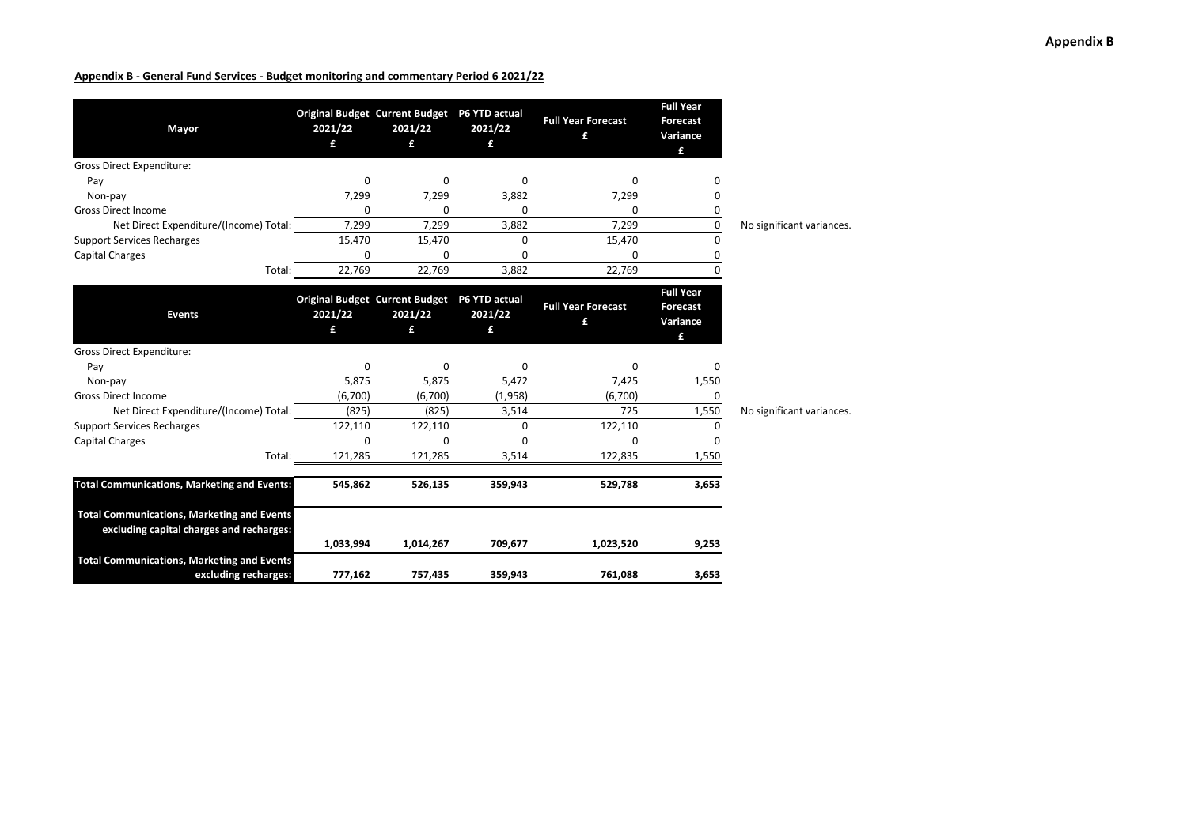**Appendix B**

**Appendix B - General Fund Services - Budget monitoring and commentary Period 6 2021/22**

| Mayor | Original Budget 2021/22 £ | Current Budget 2021/22 £ | P6 YTD actual 2021/22 £ | Full Year Forecast £ | Full Year Forecast Variance £ | |
|---|---|---|---|---|---|---|
| Gross Direct Expenditure: | | | | | | |
| Pay | 0 | 0 | 0 | 0 | 0 | |
| Non-pay | 7,299 | 7,299 | 3,882 | 7,299 | 0 | |
| Gross Direct Income | 0 | 0 | 0 | 0 | 0 | |
| Net Direct Expenditure/(Income) Total: | 7,299 | 7,299 | 3,882 | 7,299 | 0 | No significant variances. |
| Support Services Recharges | 15,470 | 15,470 | 0 | 15,470 | 0 | |
| Capital Charges | 0 | 0 | 0 | 0 | 0 | |
| Total: | 22,769 | 22,769 | 3,882 | 22,769 | 0 | |

| Events | Original Budget 2021/22 £ | Current Budget 2021/22 £ | P6 YTD actual 2021/22 £ | Full Year Forecast £ | Full Year Forecast Variance £ | |
|---|---|---|---|---|---|---|
| Gross Direct Expenditure: | | | | | | |
| Pay | 0 | 0 | 0 | 0 | 0 | |
| Non-pay | 5,875 | 5,875 | 5,472 | 7,425 | 1,550 | |
| Gross Direct Income | (6,700) | (6,700) | (1,958) | (6,700) | 0 | |
| Net Direct Expenditure/(Income) Total: | (825) | (825) | 3,514 | 725 | 1,550 | No significant variances. |
| Support Services Recharges | 122,110 | 122,110 | 0 | 122,110 | 0 | |
| Capital Charges | 0 | 0 | 0 | 0 | 0 | |
| Total: | 121,285 | 121,285 | 3,514 | 122,835 | 1,550 | |

| | Original Budget 2021/22 £ | Current Budget 2021/22 £ | P6 YTD actual 2021/22 £ | Full Year Forecast £ | Full Year Forecast Variance £ |
|---|---|---|---|---|---|
| **Total Communications, Marketing and Events:** | **545,862** | **526,135** | **359,943** | **529,788** | **3,653** |
| **Total Communications, Marketing and Events excluding capital charges and recharges:** | **1,033,994** | **1,014,267** | **709,677** | **1,023,520** | **9,253** |
| **Total Communications, Marketing and Events excluding recharges:** | **777,162** | **757,435** | **359,943** | **761,088** | **3,653** |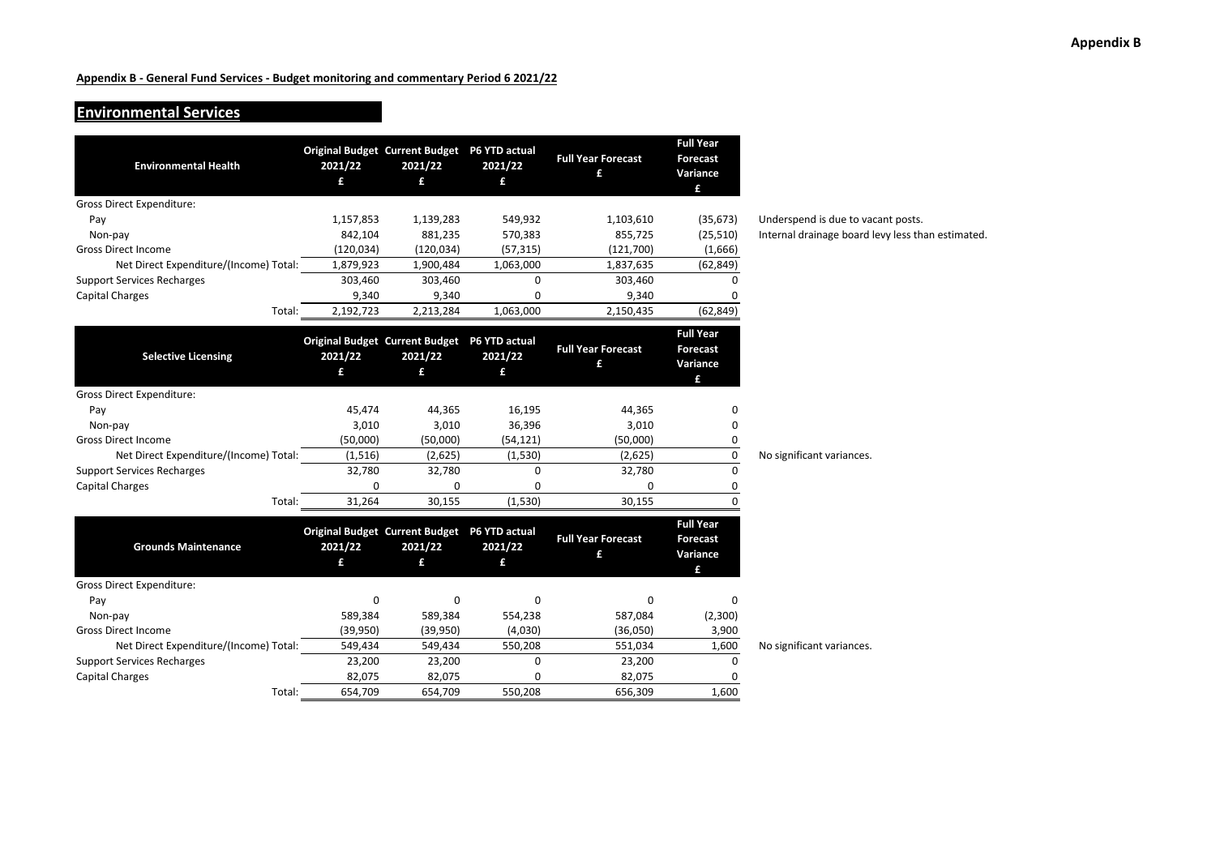Appendix B

**Appendix B - General Fund Services - Budget monitoring and commentary Period 6 2021/22**

## Environmental Services

| Environmental Health | Original Budget 2021/22 £ | Current Budget 2021/22 £ | P6 YTD actual 2021/22 £ | Full Year Forecast £ | Full Year Forecast Variance £ | |
|---|---|---|---|---|---|---|
| Gross Direct Expenditure: | | | | | | |
| Pay | 1,157,853 | 1,139,283 | 549,932 | 1,103,610 | (35,673) | Underspend is due to vacant posts. |
| Non-pay | 842,104 | 881,235 | 570,383 | 855,725 | (25,510) | Internal drainage board levy less than estimated. |
| Gross Direct Income | (120,034) | (120,034) | (57,315) | (121,700) | (1,666) | |
| Net Direct Expenditure/(Income) Total: | 1,879,923 | 1,900,484 | 1,063,000 | 1,837,635 | (62,849) | |
| Support Services Recharges | 303,460 | 303,460 | 0 | 303,460 | 0 | |
| Capital Charges | 9,340 | 9,340 | 0 | 9,340 | 0 | |
| Total: | 2,192,723 | 2,213,284 | 1,063,000 | 2,150,435 | (62,849) | |

| Selective Licensing | Original Budget 2021/22 £ | Current Budget 2021/22 £ | P6 YTD actual 2021/22 £ | Full Year Forecast £ | Full Year Forecast Variance £ | |
|---|---|---|---|---|---|---|
| Gross Direct Expenditure: | | | | | | |
| Pay | 45,474 | 44,365 | 16,195 | 44,365 | 0 | |
| Non-pay | 3,010 | 3,010 | 36,396 | 3,010 | 0 | |
| Gross Direct Income | (50,000) | (50,000) | (54,121) | (50,000) | 0 | |
| Net Direct Expenditure/(Income) Total: | (1,516) | (2,625) | (1,530) | (2,625) | 0 | No significant variances. |
| Support Services Recharges | 32,780 | 32,780 | 0 | 32,780 | 0 | |
| Capital Charges | 0 | 0 | 0 | 0 | 0 | |
| Total: | 31,264 | 30,155 | (1,530) | 30,155 | 0 | |

| Grounds Maintenance | Original Budget 2021/22 £ | Current Budget 2021/22 £ | P6 YTD actual 2021/22 £ | Full Year Forecast £ | Full Year Forecast Variance £ | |
|---|---|---|---|---|---|---|
| Gross Direct Expenditure: | | | | | | |
| Pay | 0 | 0 | 0 | 0 | 0 | |
| Non-pay | 589,384 | 589,384 | 554,238 | 587,084 | (2,300) | |
| Gross Direct Income | (39,950) | (39,950) | (4,030) | (36,050) | 3,900 | |
| Net Direct Expenditure/(Income) Total: | 549,434 | 549,434 | 550,208 | 551,034 | 1,600 | No significant variances. |
| Support Services Recharges | 23,200 | 23,200 | 0 | 23,200 | 0 | |
| Capital Charges | 82,075 | 82,075 | 0 | 82,075 | 0 | |
| Total: | 654,709 | 654,709 | 550,208 | 656,309 | 1,600 | |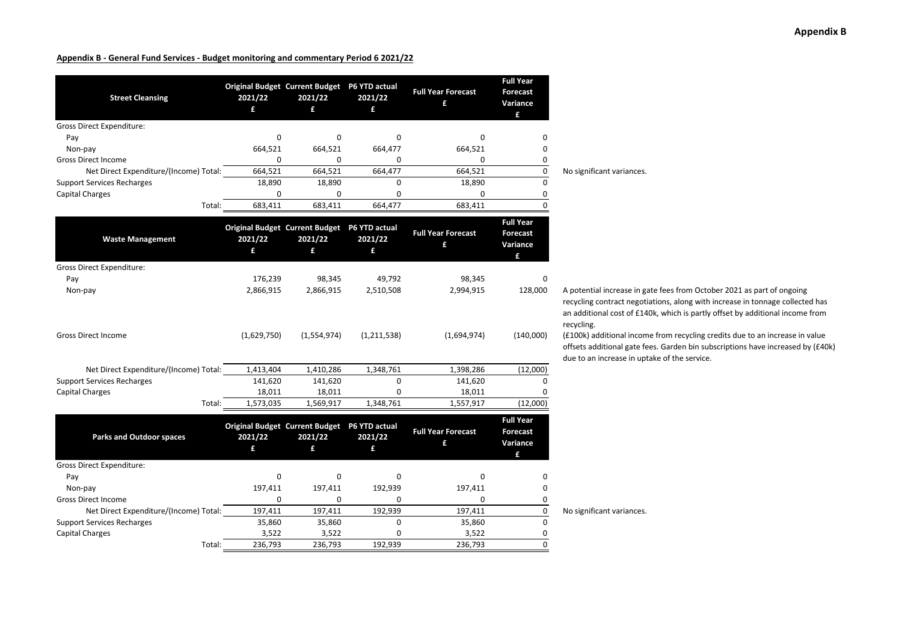**Appendix B**

**Appendix B - General Fund Services - Budget monitoring and commentary Period 6 2021/22**

| Street Cleansing | Original Budget 2021/22 £ | Current Budget 2021/22 £ | P6 YTD actual 2021/22 £ | Full Year Forecast £ | Full Year Forecast Variance £ | |
|---|---|---|---|---|---|---|
| Gross Direct Expenditure: | | | | | | |
| Pay | 0 | 0 | 0 | 0 | 0 | |
| Non-pay | 664,521 | 664,521 | 664,477 | 664,521 | 0 | |
| Gross Direct Income | 0 | 0 | 0 | 0 | 0 | |
| Net Direct Expenditure/(Income) Total: | 664,521 | 664,521 | 664,477 | 664,521 | 0 | No significant variances. |
| Support Services Recharges | 18,890 | 18,890 | 0 | 18,890 | 0 | |
| Capital Charges | 0 | 0 | 0 | 0 | 0 | |
| Total: | 683,411 | 683,411 | 664,477 | 683,411 | 0 | |

| Waste Management | Original Budget 2021/22 £ | Current Budget 2021/22 £ | P6 YTD actual 2021/22 £ | Full Year Forecast £ | Full Year Forecast Variance £ | |
|---|---|---|---|---|---|---|
| Gross Direct Expenditure: | | | | | | |
| Pay | 176,239 | 98,345 | 49,792 | 98,345 | 0 | |
| Non-pay | 2,866,915 | 2,866,915 | 2,510,508 | 2,994,915 | 128,000 | A potential increase in gate fees from October 2021 as part of ongoing recycling contract negotiations, along with increase in tonnage collected has an additional cost of £140k, which is partly offset by additional income from recycling. |
| Gross Direct Income | (1,629,750) | (1,554,974) | (1,211,538) | (1,694,974) | (140,000) | (£100k) additional income from recycling credits due to an increase in value offsets additional gate fees. Garden bin subscriptions have increased by (£40k) due to an increase in uptake of the service. |
| Net Direct Expenditure/(Income) Total: | 1,413,404 | 1,410,286 | 1,348,761 | 1,398,286 | (12,000) | |
| Support Services Recharges | 141,620 | 141,620 | 0 | 141,620 | 0 | |
| Capital Charges | 18,011 | 18,011 | 0 | 18,011 | 0 | |
| Total: | 1,573,035 | 1,569,917 | 1,348,761 | 1,557,917 | (12,000) | |

| Parks and Outdoor spaces | Original Budget 2021/22 £ | Current Budget 2021/22 £ | P6 YTD actual 2021/22 £ | Full Year Forecast £ | Full Year Forecast Variance £ | |
|---|---|---|---|---|---|---|
| Gross Direct Expenditure: | | | | | | |
| Pay | 0 | 0 | 0 | 0 | 0 | |
| Non-pay | 197,411 | 197,411 | 192,939 | 197,411 | 0 | |
| Gross Direct Income | 0 | 0 | 0 | 0 | 0 | |
| Net Direct Expenditure/(Income) Total: | 197,411 | 197,411 | 192,939 | 197,411 | 0 | No significant variances. |
| Support Services Recharges | 35,860 | 35,860 | 0 | 35,860 | 0 | |
| Capital Charges | 3,522 | 3,522 | 0 | 3,522 | 0 | |
| Total: | 236,793 | 236,793 | 192,939 | 236,793 | 0 | |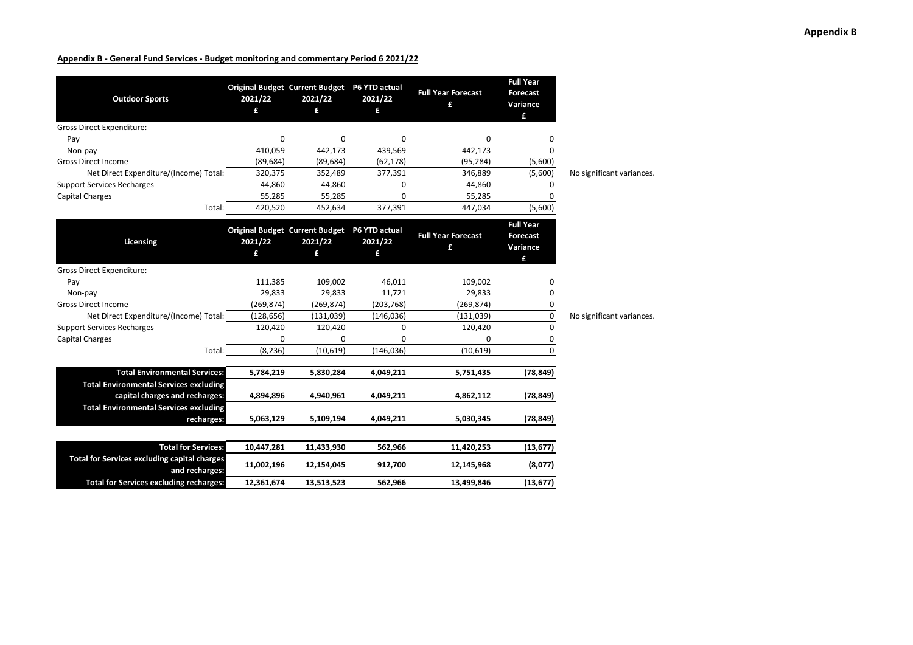**Appendix B**

**Appendix B - General Fund Services - Budget monitoring and commentary Period 6 2021/22**

| Outdoor Sports | Original Budget 2021/22 £ | Current Budget 2021/22 £ | P6 YTD actual 2021/22 £ | Full Year Forecast £ | Full Year Forecast Variance £ | |
|---|---|---|---|---|---|---|
| Gross Direct Expenditure: | | | | | | |
| Pay | 0 | 0 | 0 | 0 | 0 | |
| Non-pay | 410,059 | 442,173 | 439,569 | 442,173 | 0 | |
| Gross Direct Income | (89,684) | (89,684) | (62,178) | (95,284) | (5,600) | |
| Net Direct Expenditure/(Income) Total: | 320,375 | 352,489 | 377,391 | 346,889 | (5,600) | No significant variances. |
| Support Services Recharges | 44,860 | 44,860 | 0 | 44,860 | 0 | |
| Capital Charges | 55,285 | 55,285 | 0 | 55,285 | 0 | |
| Total: | 420,520 | 452,634 | 377,391 | 447,034 | (5,600) | |

| Licensing | Original Budget 2021/22 £ | Current Budget 2021/22 £ | P6 YTD actual 2021/22 £ | Full Year Forecast £ | Full Year Forecast Variance £ | |
|---|---|---|---|---|---|---|
| Gross Direct Expenditure: | | | | | | |
| Pay | 111,385 | 109,002 | 46,011 | 109,002 | 0 | |
| Non-pay | 29,833 | 29,833 | 11,721 | 29,833 | 0 | |
| Gross Direct Income | (269,874) | (269,874) | (203,768) | (269,874) | 0 | |
| Net Direct Expenditure/(Income) Total: | (128,656) | (131,039) | (146,036) | (131,039) | 0 | No significant variances. |
| Support Services Recharges | 120,420 | 120,420 | 0 | 120,420 | 0 | |
| Capital Charges | 0 | 0 | 0 | 0 | 0 | |
| Total: | (8,236) | (10,619) | (146,036) | (10,619) | 0 | |

| | | | | | |
|---|---|---|---|---|---|
| **Total Environmental Services:** | **5,784,219** | **5,830,284** | **4,049,211** | **5,751,435** | **(78,849)** |
| **Total Environmental Services excluding capital charges and recharges:** | **4,894,896** | **4,940,961** | **4,049,211** | **4,862,112** | **(78,849)** |
| **Total Environmental Services excluding recharges:** | **5,063,129** | **5,109,194** | **4,049,211** | **5,030,345** | **(78,849)** |

| | | | | | |
|---|---|---|---|---|---|
| **Total for Services:** | **10,447,281** | **11,433,930** | **562,966** | **11,420,253** | **(13,677)** |
| **Total for Services excluding capital charges and recharges:** | **11,002,196** | **12,154,045** | **912,700** | **12,145,968** | **(8,077)** |
| **Total for Services excluding recharges:** | **12,361,674** | **13,513,523** | **562,966** | **13,499,846** | **(13,677)** |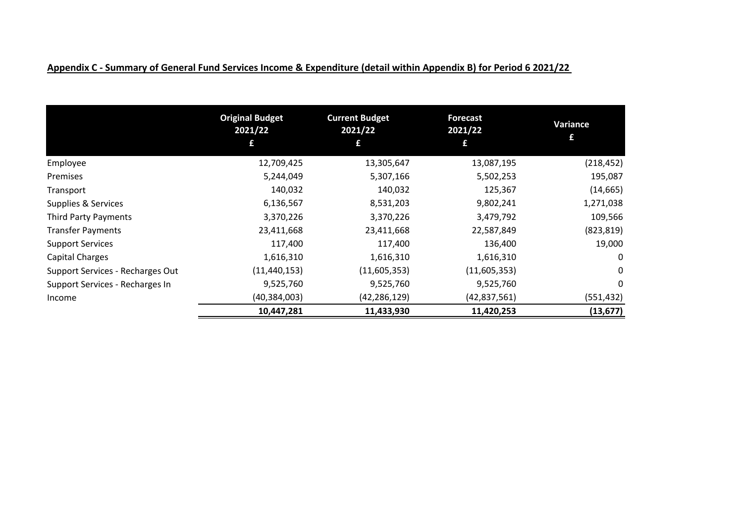**Appendix C - Summary of General Fund Services Income & Expenditure (detail within Appendix B) for Period 6 2021/22**

| | Original Budget 2021/22 £ | Current Budget 2021/22 £ | Forecast 2021/22 £ | Variance £ |
|---|---|---|---|---|
| Employee | 12,709,425 | 13,305,647 | 13,087,195 | (218,452) |
| Premises | 5,244,049 | 5,307,166 | 5,502,253 | 195,087 |
| Transport | 140,032 | 140,032 | 125,367 | (14,665) |
| Supplies & Services | 6,136,567 | 8,531,203 | 9,802,241 | 1,271,038 |
| Third Party Payments | 3,370,226 | 3,370,226 | 3,479,792 | 109,566 |
| Transfer Payments | 23,411,668 | 23,411,668 | 22,587,849 | (823,819) |
| Support Services | 117,400 | 117,400 | 136,400 | 19,000 |
| Capital Charges | 1,616,310 | 1,616,310 | 1,616,310 | 0 |
| Support Services - Recharges Out | (11,440,153) | (11,605,353) | (11,605,353) | 0 |
| Support Services - Recharges In | 9,525,760 | 9,525,760 | 9,525,760 | 0 |
| Income | (40,384,003) | (42,286,129) | (42,837,561) | (551,432) |
| | **10,447,281** | **11,433,930** | **11,420,253** | **(13,677)** |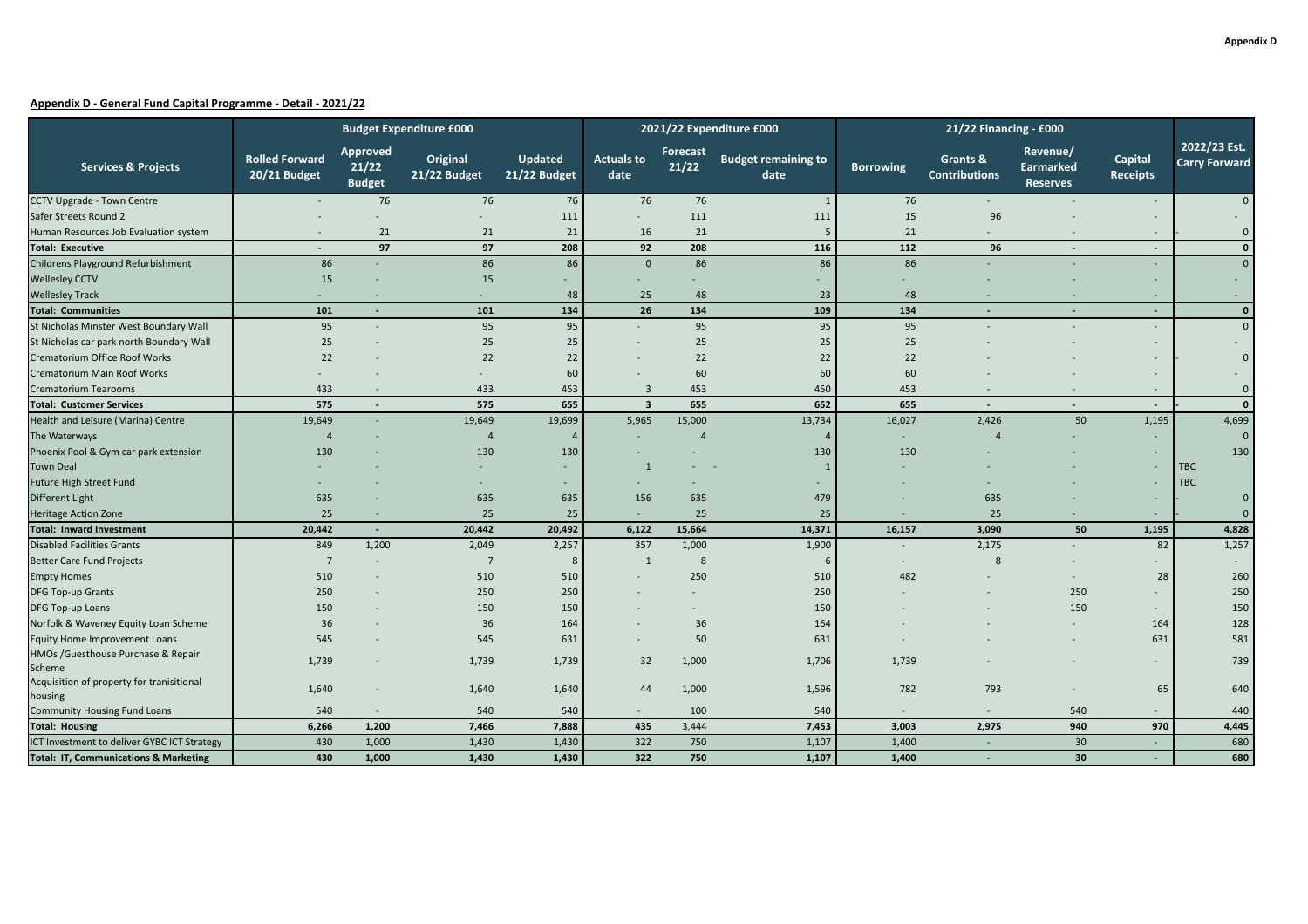**Appendix D - General Fund Capital Programme - Detail - 2021/22**

| Services & Projects | Budget Expenditure £000 | | | | 2021/22 Expenditure £000 | | | 21/22 Financing - £000 | | | | 2022/23 Est. Carry Forward |
|---|---|---|---|---|---|---|---|---|---|---|---|---|
| | Rolled Forward 20/21 Budget | Approved 21/22 Budget | Original 21/22 Budget | Updated 21/22 Budget | Actuals to date | Forecast 21/22 | Budget remaining to date | Borrowing | Grants & Contributions | Revenue/ Earmarked Reserves | Capital Receipts | |
| CCTV Upgrade - Town Centre | - | 76 | 76 | 76 | 76 | 76 | 1 | 76 | - | - | - | 0 |
| Safer Streets Round 2 | - | - | - | 111 | - | 111 | 111 | 15 | 96 | - | - | - |
| Human Resources Job Evaluation system | - | 21 | 21 | 21 | 16 | 21 | 5 | 21 | - | - | - | 0 |
| **Total: Executive** | **-** | **97** | **97** | **208** | **92** | **208** | **116** | **112** | **96** | **-** | **-** | **0** |
| Childrens Playground Refurbishment | 86 | - | 86 | 86 | 0 | 86 | 86 | 86 | - | - | - | 0 |
| Wellesley CCTV | 15 | - | 15 | - | - | - | - | - | - | - | - | - |
| Wellesley Track | - | - | - | 48 | 25 | 48 | 23 | 48 | - | - | - | - |
| **Total: Communities** | **101** | **-** | **101** | **134** | **26** | **134** | **109** | **134** | **-** | **-** | **-** | **0** |
| St Nicholas Minster West Boundary Wall | 95 | - | 95 | 95 | - | 95 | 95 | 95 | - | - | - | 0 |
| St Nicholas car park north Boundary Wall | 25 | - | 25 | 25 | - | 25 | 25 | 25 | - | - | - | - |
| Crematorium Office Roof Works | 22 | - | 22 | 22 | - | 22 | 22 | 22 | - | - | - | 0 |
| Crematorium Main Roof Works | - | - | - | 60 | - | 60 | 60 | 60 | - | - | - | - |
| Crematorium Tearooms | 433 | - | 433 | 453 | 3 | 453 | 450 | 453 | - | - | - | 0 |
| **Total: Customer Services** | **575** | **-** | **575** | **655** | **3** | **655** | **652** | **655** | **-** | **-** | **-** | **0** |
| Health and Leisure (Marina) Centre | 19,649 | - | 19,649 | 19,699 | 5,965 | 15,000 | 13,734 | 16,027 | 2,426 | 50 | 1,195 | 4,699 |
| The Waterways | 4 | - | 4 | 4 | - | 4 | 4 | - | 4 | - | - | 0 |
| Phoenix Pool & Gym car park extension | 130 | - | 130 | 130 | - | - | 130 | 130 | - | - | - | 130 |
| Town Deal | - | - | - | - | 1 | - | 1 | - | - | - | - | TBC |
| Future High Street Fund | - | - | - | - | - | - | - | - | - | - | - | TBC |
| Different Light | 635 | - | 635 | 635 | 156 | 635 | 479 | - | 635 | - | - | 0 |
| Heritage Action Zone | 25 | - | 25 | 25 | - | 25 | 25 | - | 25 | - | - | 0 |
| **Total: Inward Investment** | **20,442** | **-** | **20,442** | **20,492** | **6,122** | **15,664** | **14,371** | **16,157** | **3,090** | **50** | **1,195** | **4,828** |
| Disabled Facilities Grants | 849 | 1,200 | 2,049 | 2,257 | 357 | 1,000 | 1,900 | - | 2,175 | - | 82 | 1,257 |
| Better Care Fund Projects | 7 | - | 7 | 8 | 1 | 8 | 6 | - | 8 | - | - | - |
| Empty Homes | 510 | - | 510 | 510 | - | 250 | 510 | 482 | - | - | 28 | 260 |
| DFG Top-up Grants | 250 | - | 250 | 250 | - | - | 250 | - | - | 250 | - | 250 |
| DFG Top-up Loans | 150 | - | 150 | 150 | - | - | 150 | - | - | 150 | - | 150 |
| Norfolk & Waveney Equity Loan Scheme | 36 | - | 36 | 164 | - | 36 | 164 | - | - | - | 164 | 128 |
| Equity Home Improvement Loans | 545 | - | 545 | 631 | - | 50 | 631 | - | - | - | 631 | 581 |
| HMOs /Guesthouse Purchase & Repair Scheme | 1,739 | - | 1,739 | 1,739 | 32 | 1,000 | 1,706 | 1,739 | - | - | - | 739 |
| Acquisition of property for transitional housing | 1,640 | - | 1,640 | 1,640 | 44 | 1,000 | 1,596 | 782 | 793 | - | 65 | 640 |
| Community Housing Fund Loans | 540 | - | 540 | 540 | - | 100 | 540 | - | - | 540 | - | 440 |
| **Total: Housing** | **6,266** | **1,200** | **7,466** | **7,888** | **435** | **3,444** | **7,453** | **3,003** | **2,975** | **940** | **970** | **4,445** |
| ICT Investment to deliver GYBC ICT Strategy | 430 | 1,000 | 1,430 | 1,430 | 322 | 750 | 1,107 | 1,400 | - | 30 | - | 680 |
| **Total: IT, Communications & Marketing** | **430** | **1,000** | **1,430** | **1,430** | **322** | **750** | **1,107** | **1,400** | **-** | **30** | **-** | **680** |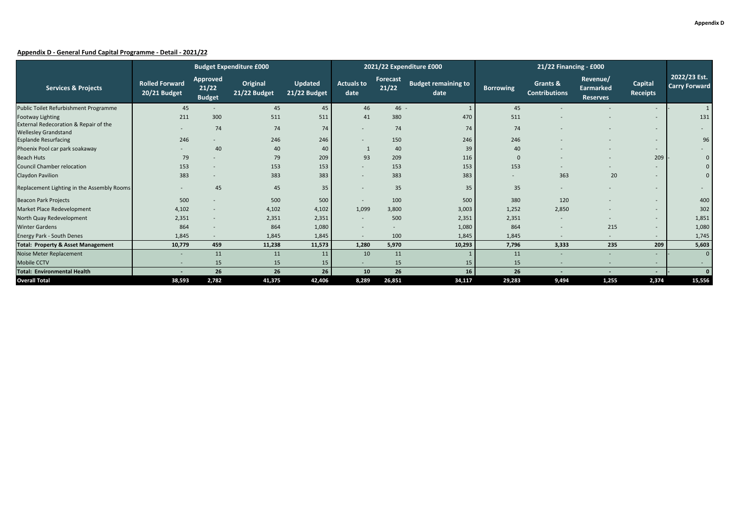## Appendix D - General Fund Capital Programme - Detail - 2021/22

| | Budget Expenditure £000 | | | | 2021/22 Expenditure £000 | | | 21/22 Financing - £000 | | | | |
|---|---|---|---|---|---|---|---|---|---|---|---|---|
| **Services & Projects** | **Rolled Forward 20/21 Budget** | **Approved 21/22 Budget** | **Original 21/22 Budget** | **Updated 21/22 Budget** | **Actuals to date** | **Forecast 21/22** | **Budget remaining to date** | **Borrowing** | **Grants & Contributions** | **Revenue/ Earmarked Reserves** | **Capital Receipts** | **2022/23 Est. Carry Forward** |
| Public Toilet Refurbishment Programme | 45 | - | 45 | 45 | 46 | 46 | -1 | 45 | - | - | - | -1 |
| Footway Lighting | 211 | 300 | 511 | 511 | 41 | 380 | 470 | 511 | - | - | - | 131 |
| External Redecoration & Repair of the Wellesley Grandstand | - | 74 | 74 | 74 | - | 74 | 74 | 74 | - | - | - | - |
| Esplande Resurfacing | 246 | - | 246 | 246 | - | 150 | 246 | 246 | - | - | - | 96 |
| Phoenix Pool car park soakaway | - | 40 | 40 | 40 | 1 | 40 | 39 | 40 | - | - | - | - |
| Beach Huts | 79 | - | 79 | 209 | 93 | 209 | 116 | 0 | - | - | 209 | -0 |
| Council Chamber relocation | 153 | - | 153 | 153 | - | 153 | 153 | 153 | - | - | - | 0 |
| Claydon Pavilion | 383 | - | 383 | 383 | - | 383 | 383 | - | 363 | 20 | - | 0 |
| Replacement Lighting in the Assembly Rooms | - | 45 | 45 | 35 | - | 35 | 35 | 35 | - | - | - | - |
| Beacon Park Projects | 500 | - | 500 | 500 | - | 100 | 500 | 380 | 120 | - | - | 400 |
| Market Place Redevelopment | 4,102 | - | 4,102 | 4,102 | 1,099 | 3,800 | 3,003 | 1,252 | 2,850 | - | - | 302 |
| North Quay Redevelopment | 2,351 | - | 2,351 | 2,351 | - | 500 | 2,351 | 2,351 | - | - | - | 1,851 |
| Winter Gardens | 864 | - | 864 | 1,080 | - | - | 1,080 | 864 | - | 215 | - | 1,080 |
| Energy Park - South Denes | 1,845 | - | 1,845 | 1,845 | - | 100 | 1,845 | 1,845 | - | - | - | 1,745 |
| **Total: Property & Asset Management** | **10,779** | **459** | **11,238** | **11,573** | **1,280** | **5,970** | **10,293** | **7,796** | **3,333** | **235** | **209** | **5,603** |
| Noise Meter Replacement | - | 11 | 11 | 11 | 10 | 11 | 1 | 11 | - | - | - | -0 |
| Mobile CCTV | - | 15 | 15 | 15 | - | 15 | 15 | 15 | - | - | - | - |
| **Total: Environmental Health** | **-** | **26** | **26** | **26** | **10** | **26** | **16** | **26** | **-** | **-** | **-** | **-0** |
| **Overall Total** | **38,593** | **2,782** | **41,375** | **42,406** | **8,289** | **26,851** | **34,117** | **29,283** | **9,494** | **1,255** | **2,374** | **15,556** |